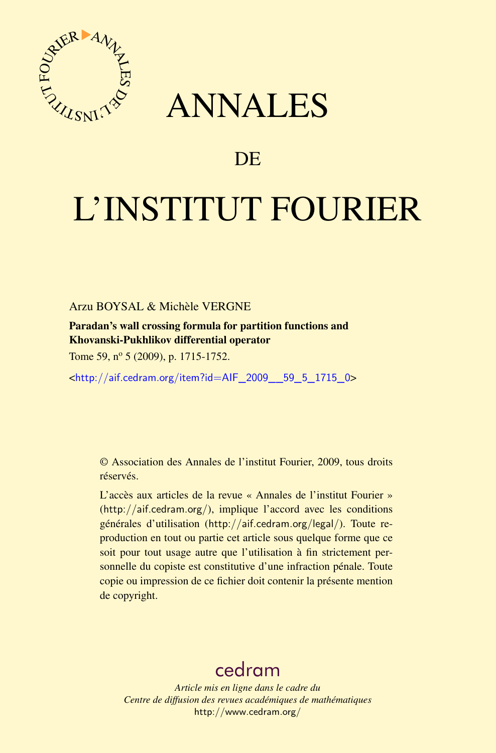# ANNALES

## DE

# L'INSTITUT FOURIER

Arzu BOYSAL & Michèle VERGNE

**Paradan's wall crossing formula for partition functions and Khovanski-Pukhlikov differential operator**

Tome 59, n$^{o}$ 5 (2009), p. 1715-1752.

<http://aif.cedram.org/item?id=AIF_2009__59_5_1715_0>

© Association des Annales de l'institut Fourier, 2009, tous droits réservés.

L'accès aux articles de la revue « Annales de l'institut Fourier » (http://aif.cedram.org/), implique l'accord avec les conditions générales d'utilisation (http://aif.cedram.org/legal/). Toute reproduction en tout ou partie cet article sous quelque forme que ce soit pour tout usage autre que l'utilisation à fin strictement personnelle du copiste est constitutive d'une infraction pénale. Toute copie ou impression de ce fichier doit contenir la présente mention de copyright.

cedram

*Article mis en ligne dans le cadre du*
*Centre de diffusion des revues académiques de mathématiques*
http://www.cedram.org/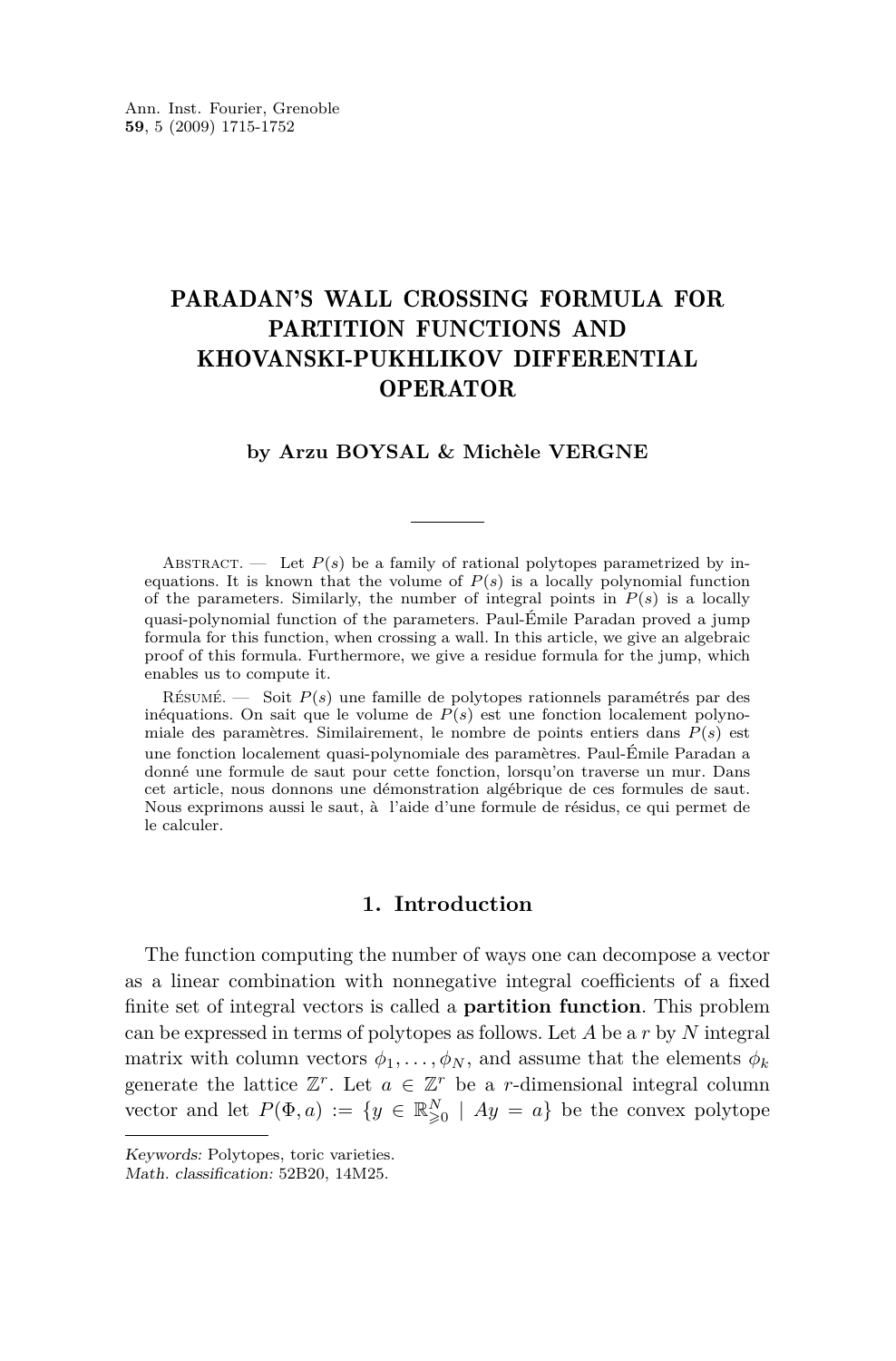# PARADAN'S WALL CROSSING FORMULA FOR PARTITION FUNCTIONS AND KHOVANSKI-PUKHLIKOV DIFFERENTIAL OPERATOR

**by Arzu BOYSAL & Michèle VERGNE**

Abstract. — Let $P(s)$ be a family of rational polytopes parametrized by inequations. It is known that the volume of $P(s)$ is a locally polynomial function of the parameters. Similarly, the number of integral points in $P(s)$ is a locally quasi-polynomial function of the parameters. Paul-Émile Paradan proved a jump formula for this function, when crossing a wall. In this article, we give an algebraic proof of this formula. Furthermore, we give a residue formula for the jump, which enables us to compute it.

Résumé. — Soit $P(s)$ une famille de polytopes rationnels paramétrés par des inéquations. On sait que le volume de $P(s)$ est une fonction localement polynomiale des paramètres. Similairement, le nombre de points entiers dans $P(s)$ est une fonction localement quasi-polynomiale des paramètres. Paul-Émile Paradan a donné une formule de saut pour cette fonction, lorsqu'on traverse un mur. Dans cet article, nous donnons une démonstration algébrique de ces formules de saut. Nous exprimons aussi le saut, à l'aide d'une formule de résidus, ce qui permet de le calculer.

## 1. Introduction

The function computing the number of ways one can decompose a vector as a linear combination with nonnegative integral coefficients of a fixed finite set of integral vectors is called a **partition function**. This problem can be expressed in terms of polytopes as follows. Let $A$ be a $r$ by $N$ integral matrix with column vectors $\phi_1, \ldots, \phi_N$, and assume that the elements $\phi_k$ generate the lattice $\mathbb{Z}^r$. Let $a \in \mathbb{Z}^r$ be a $r$-dimensional integral column vector and let $P(\Phi, a) := \{y \in \mathbb{R}^N_{\geqslant 0} \mid Ay = a\}$ be the convex polytope

*Keywords:* Polytopes, toric varieties.
*Math. classification:* 52B20, 14M25.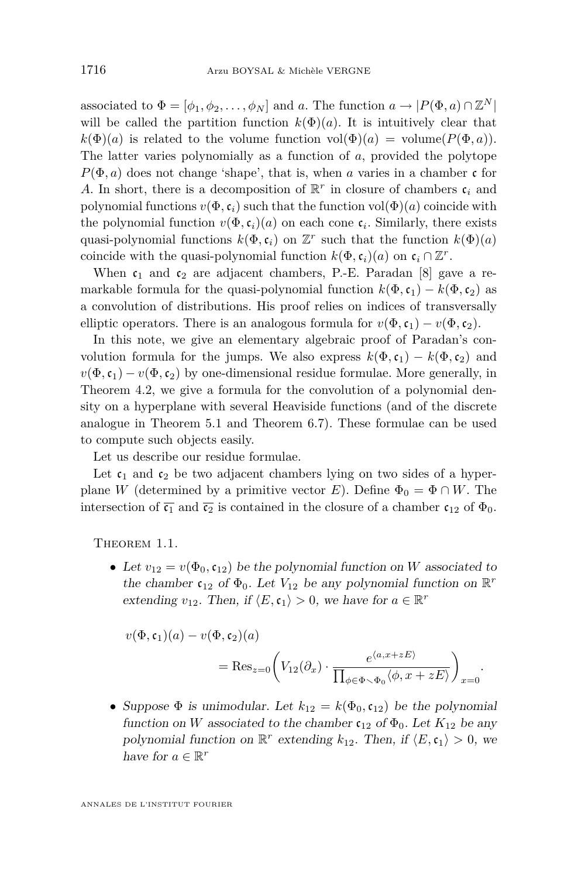associated to $\Phi = [\phi_1, \phi_2, \ldots, \phi_N]$ and $a$. The function $a \to |P(\Phi, a) \cap \mathbb{Z}^N|$ will be called the partition function $k(\Phi)(a)$. It is intuitively clear that $k(\Phi)(a)$ is related to the volume function $\mathrm{vol}(\Phi)(a) = \mathrm{volume}(P(\Phi, a))$. The latter varies polynomially as a function of $a$, provided the polytope $P(\Phi, a)$ does not change 'shape', that is, when $a$ varies in a chamber $\mathfrak{c}$ for $A$. In short, there is a decomposition of $\mathbb{R}^r$ in closure of chambers $\mathfrak{c}_i$ and polynomial functions $v(\Phi, \mathfrak{c}_i)$ such that the function $\mathrm{vol}(\Phi)(a)$ coincide with the polynomial function $v(\Phi, \mathfrak{c}_i)(a)$ on each cone $\mathfrak{c}_i$. Similarly, there exists quasi-polynomial functions $k(\Phi, \mathfrak{c}_i)$ on $\mathbb{Z}^r$ such that the function $k(\Phi)(a)$ coincide with the quasi-polynomial function $k(\Phi, \mathfrak{c}_i)(a)$ on $\mathfrak{c}_i \cap \mathbb{Z}^r$.

When $\mathfrak{c}_1$ and $\mathfrak{c}_2$ are adjacent chambers, P.-E. Paradan [8] gave a remarkable formula for the quasi-polynomial function $k(\Phi, \mathfrak{c}_1) - k(\Phi, \mathfrak{c}_2)$ as a convolution of distributions. His proof relies on indices of transversally elliptic operators. There is an analogous formula for $v(\Phi, \mathfrak{c}_1) - v(\Phi, \mathfrak{c}_2)$.

In this note, we give an elementary algebraic proof of Paradan's convolution formula for the jumps. We also express $k(\Phi, \mathfrak{c}_1) - k(\Phi, \mathfrak{c}_2)$ and $v(\Phi, \mathfrak{c}_1) - v(\Phi, \mathfrak{c}_2)$ by one-dimensional residue formulae. More generally, in Theorem 4.2, we give a formula for the convolution of a polynomial density on a hyperplane with several Heaviside functions (and of the discrete analogue in Theorem 5.1 and Theorem 6.7). These formulae can be used to compute such objects easily.

Let us describe our residue formulae.

Let $\mathfrak{c}_1$ and $\mathfrak{c}_2$ be two adjacent chambers lying on two sides of a hyperplane $W$ (determined by a primitive vector $E$). Define $\Phi_0 = \Phi \cap W$. The intersection of $\overline{\mathfrak{c}_1}$ and $\overline{\mathfrak{c}_2}$ is contained in the closure of a chamber $\mathfrak{c}_{12}$ of $\Phi_0$.

Theorem 1.1.

- *Let $v_{12} = v(\Phi_0, \mathfrak{c}_{12})$ be the polynomial function on $W$ associated to the chamber $\mathfrak{c}_{12}$ of $\Phi_0$. Let $V_{12}$ be any polynomial function on $\mathbb{R}^r$ extending $v_{12}$. Then, if $\langle E, \mathfrak{c}_1\rangle > 0$, we have for $a \in \mathbb{R}^r$*

$$v(\Phi, \mathfrak{c}_1)(a) - v(\Phi, \mathfrak{c}_2)(a) = \mathrm{Res}_{z=0}\left(V_{12}(\partial_x) \cdot \frac{e^{\langle a, x+zE\rangle}}{\prod_{\phi \in \Phi \smallsetminus \Phi_0} \langle \phi, x + zE\rangle}\right)_{x=0}.$$

- *Suppose $\Phi$ is unimodular. Let $k_{12} = k(\Phi_0, \mathfrak{c}_{12})$ be the polynomial function on $W$ associated to the chamber $\mathfrak{c}_{12}$ of $\Phi_0$. Let $K_{12}$ be any polynomial function on $\mathbb{R}^r$ extending $k_{12}$. Then, if $\langle E, \mathfrak{c}_1\rangle > 0$, we have for $a \in \mathbb{R}^r$*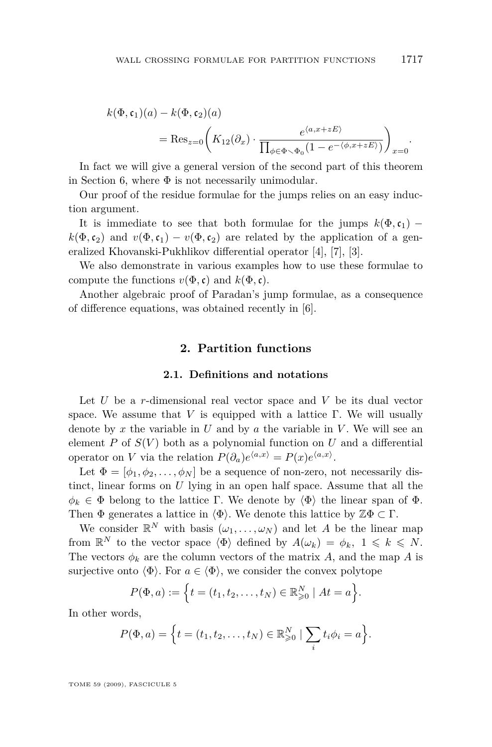$$k(\Phi, \mathfrak{c}_1)(a) - k(\Phi, \mathfrak{c}_2)(a) = \operatorname{Res}_{z=0}\left(K_{12}(\partial_x) \cdot \frac{e^{\langle a, x+zE\rangle}}{\prod_{\phi \in \Phi \setminus \Phi_0}(1 - e^{-\langle \phi, x+zE\rangle})}\right)_{x=0}.$$

In fact we will give a general version of the second part of this theorem in Section 6, where $\Phi$ is not necessarily unimodular.

Our proof of the residue formulae for the jumps relies on an easy induction argument.

It is immediate to see that both formulae for the jumps $k(\Phi, \mathfrak{c}_1) - k(\Phi, \mathfrak{c}_2)$ and $v(\Phi, \mathfrak{c}_1) - v(\Phi, \mathfrak{c}_2)$ are related by the application of a generalized Khovanski-Pukhlikov differential operator [4], [7], [3].

We also demonstrate in various examples how to use these formulae to compute the functions $v(\Phi, \mathfrak{c})$ and $k(\Phi, \mathfrak{c})$.

Another algebraic proof of Paradan's jump formulae, as a consequence of difference equations, was obtained recently in [6].

## 2. Partition functions

### 2.1. Definitions and notations

Let $U$ be a $r$-dimensional real vector space and $V$ be its dual vector space. We assume that $V$ is equipped with a lattice $\Gamma$. We will usually denote by $x$ the variable in $U$ and by $a$ the variable in $V$. We will see an element $P$ of $S(V)$ both as a polynomial function on $U$ and a differential operator on $V$ via the relation $P(\partial_a)e^{\langle a,x\rangle} = P(x)e^{\langle a,x\rangle}$.

Let $\Phi = [\phi_1, \phi_2, \ldots, \phi_N]$ be a sequence of non-zero, not necessarily distinct, linear forms on $U$ lying in an open half space. Assume that all the $\phi_k \in \Phi$ belong to the lattice $\Gamma$. We denote by $\langle\Phi\rangle$ the linear span of $\Phi$. Then $\Phi$ generates a lattice in $\langle\Phi\rangle$. We denote this lattice by $\mathbb{Z}\Phi \subset \Gamma$.

We consider $\mathbb{R}^N$ with basis $(\omega_1, \ldots, \omega_N)$ and let $A$ be the linear map from $\mathbb{R}^N$ to the vector space $\langle\Phi\rangle$ defined by $A(\omega_k) = \phi_k$, $1 \leqslant k \leqslant N$. The vectors $\phi_k$ are the column vectors of the matrix $A$, and the map $A$ is surjective onto $\langle\Phi\rangle$. For $a \in \langle\Phi\rangle$, we consider the convex polytope

$$P(\Phi, a) := \Big\{t = (t_1, t_2, \ldots, t_N) \in \mathbb{R}^N_{\geqslant 0} \mid At = a\Big\}.$$

In other words,

$$P(\Phi, a) = \Big\{t = (t_1, t_2, \ldots, t_N) \in \mathbb{R}^N_{\geqslant 0} \mid \sum_i t_i \phi_i = a\Big\}.$$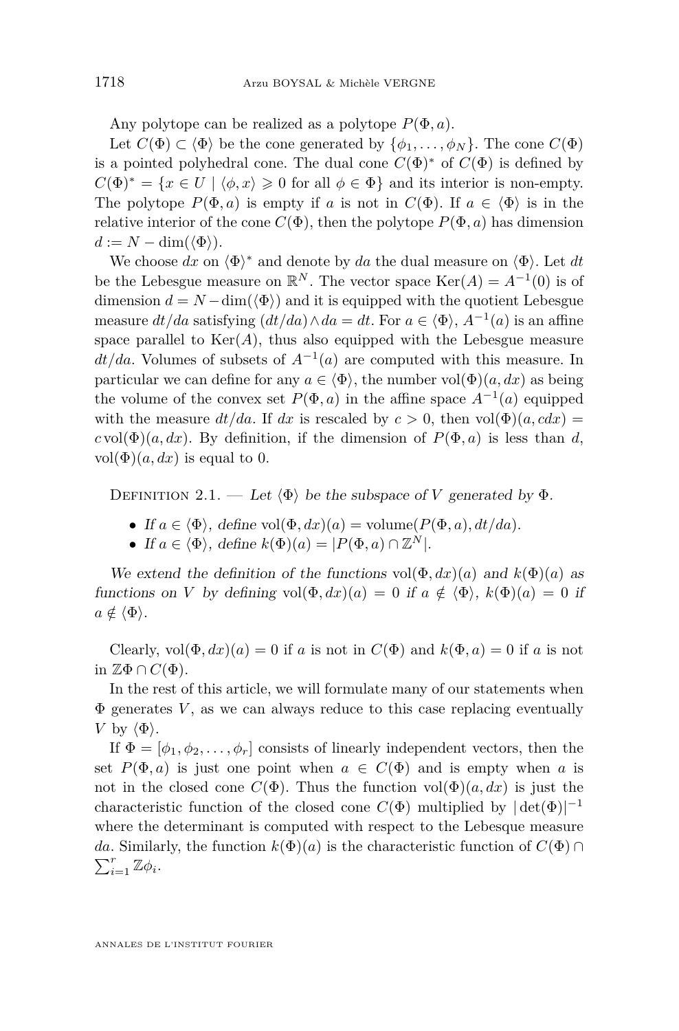Any polytope can be realized as a polytope $P(\Phi, a)$.

Let $C(\Phi) \subset \langle\Phi\rangle$ be the cone generated by $\{\phi_1, \dots, \phi_N\}$. The cone $C(\Phi)$ is a pointed polyhedral cone. The dual cone $C(\Phi)^*$ of $C(\Phi)$ is defined by $C(\Phi)^* = \{x \in U \mid \langle \phi, x\rangle \geqslant 0 \text{ for all } \phi \in \Phi\}$ and its interior is non-empty. The polytope $P(\Phi, a)$ is empty if $a$ is not in $C(\Phi)$. If $a \in \langle\Phi\rangle$ is in the relative interior of the cone $C(\Phi)$, then the polytope $P(\Phi, a)$ has dimension $d := N - \dim(\langle\Phi\rangle)$.

We choose $dx$ on $\langle\Phi\rangle^*$ and denote by $da$ the dual measure on $\langle\Phi\rangle$. Let $dt$ be the Lebesgue measure on $\mathbb{R}^N$. The vector space $\mathrm{Ker}(A) = A^{-1}(0)$ is of dimension $d = N - \dim(\langle\Phi\rangle)$ and it is equipped with the quotient Lebesgue measure $dt/da$ satisfying $(dt/da) \wedge da = dt$. For $a \in \langle\Phi\rangle$, $A^{-1}(a)$ is an affine space parallel to $\mathrm{Ker}(A)$, thus also equipped with the Lebesgue measure $dt/da$. Volumes of subsets of $A^{-1}(a)$ are computed with this measure. In particular we can define for any $a \in \langle\Phi\rangle$, the number $\mathrm{vol}(\Phi)(a, dx)$ as being the volume of the convex set $P(\Phi, a)$ in the affine space $A^{-1}(a)$ equipped with the measure $dt/da$. If $dx$ is rescaled by $c > 0$, then $\mathrm{vol}(\Phi)(a, cdx) = c\,\mathrm{vol}(\Phi)(a, dx)$. By definition, if the dimension of $P(\Phi, a)$ is less than $d$, $\mathrm{vol}(\Phi)(a, dx)$ is equal to 0.

Definition 2.1. — *Let $\langle\Phi\rangle$ be the subspace of $V$ generated by $\Phi$.*

- *If $a \in \langle\Phi\rangle$, define $\mathrm{vol}(\Phi, dx)(a) = \mathrm{volume}(P(\Phi, a), dt/da)$.*
- *If $a \in \langle\Phi\rangle$, define $k(\Phi)(a) = |P(\Phi, a) \cap \mathbb{Z}^N|$.*

*We extend the definition of the functions $\mathrm{vol}(\Phi, dx)(a)$ and $k(\Phi)(a)$ as functions on $V$ by defining $\mathrm{vol}(\Phi, dx)(a) = 0$ if $a \notin \langle\Phi\rangle$, $k(\Phi)(a) = 0$ if $a \notin \langle\Phi\rangle$.*

Clearly, $\mathrm{vol}(\Phi, dx)(a) = 0$ if $a$ is not in $C(\Phi)$ and $k(\Phi, a) = 0$ if $a$ is not in $\mathbb{Z}\Phi \cap C(\Phi)$.

In the rest of this article, we will formulate many of our statements when $\Phi$ generates $V$, as we can always reduce to this case replacing eventually $V$ by $\langle\Phi\rangle$.

If $\Phi = [\phi_1, \phi_2, \dots, \phi_r]$ consists of linearly independent vectors, then the set $P(\Phi, a)$ is just one point when $a \in C(\Phi)$ and is empty when $a$ is not in the closed cone $C(\Phi)$. Thus the function $\mathrm{vol}(\Phi)(a, dx)$ is just the characteristic function of the closed cone $C(\Phi)$ multiplied by $|\det(\Phi)|^{-1}$ where the determinant is computed with respect to the Lebesque measure $da$. Similarly, the function $k(\Phi)(a)$ is the characteristic function of $C(\Phi) \cap \sum_{i=1}^r \mathbb{Z}\phi_i$.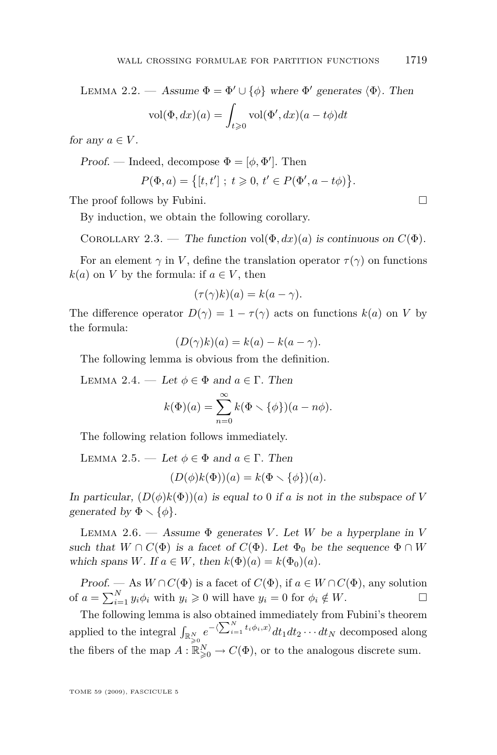Lemma 2.2. — *Assume $\Phi = \Phi' \cup \{\phi\}$ where $\Phi'$ generates $\langle \Phi \rangle$. Then*

$$\mathrm{vol}(\Phi, dx)(a) = \int_{t \geqslant 0} \mathrm{vol}(\Phi', dx)(a - t\phi) dt$$

*for any $a \in V$.*

*Proof.* — Indeed, decompose $\Phi = [\phi, \Phi']$. Then

$$P(\Phi, a) = \big\{ [t, t'] \; ; \; t \geqslant 0, \, t' \in P(\Phi', a - t\phi) \big\}.$$

The proof follows by Fubini. □

By induction, we obtain the following corollary.

Corollary 2.3. — *The function $\mathrm{vol}(\Phi, dx)(a)$ is continuous on $C(\Phi)$.*

For an element $\gamma$ in $V$, define the translation operator $\tau(\gamma)$ on functions $k(a)$ on $V$ by the formula: if $a \in V$, then

$$(\tau(\gamma)k)(a) = k(a - \gamma).$$

The difference operator $D(\gamma) = 1 - \tau(\gamma)$ acts on functions $k(a)$ on $V$ by the formula:

$$(D(\gamma)k)(a) = k(a) - k(a - \gamma).$$

The following lemma is obvious from the definition.

Lemma 2.4. — *Let $\phi \in \Phi$ and $a \in \Gamma$. Then*

$$k(\Phi)(a) = \sum_{n=0}^{\infty} k(\Phi \setminus \{\phi\})(a - n\phi).$$

The following relation follows immediately.

Lemma 2.5. — *Let $\phi \in \Phi$ and $a \in \Gamma$. Then*

$$(D(\phi)k(\Phi))(a) = k(\Phi \setminus \{\phi\})(a).$$

*In particular, $(D(\phi)k(\Phi))(a)$ is equal to $0$ if $a$ is not in the subspace of $V$ generated by $\Phi \setminus \{\phi\}$.*

Lemma 2.6. — *Assume $\Phi$ generates $V$. Let $W$ be a hyperplane in $V$ such that $W \cap C(\Phi)$ is a facet of $C(\Phi)$. Let $\Phi_0$ be the sequence $\Phi \cap W$ which spans $W$. If $a \in W$, then $k(\Phi)(a) = k(\Phi_0)(a)$.*

*Proof.* — As $W \cap C(\Phi)$ is a facet of $C(\Phi)$, if $a \in W \cap C(\Phi)$, any solution of $a = \sum_{i=1}^{N} y_i \phi_i$ with $y_i \geqslant 0$ will have $y_i = 0$ for $\phi_i \notin W$. □

The following lemma is also obtained immediately from Fubini's theorem applied to the integral $\int_{\mathbb{R}^N_{\geqslant 0}} e^{-\langle \sum_{i=1}^{N} t_i \phi_i, x \rangle} dt_1 dt_2 \cdots dt_N$ decomposed along the fibers of the map $A : \mathbb{R}^N_{\geqslant 0} \to C(\Phi)$, or to the analogous discrete sum.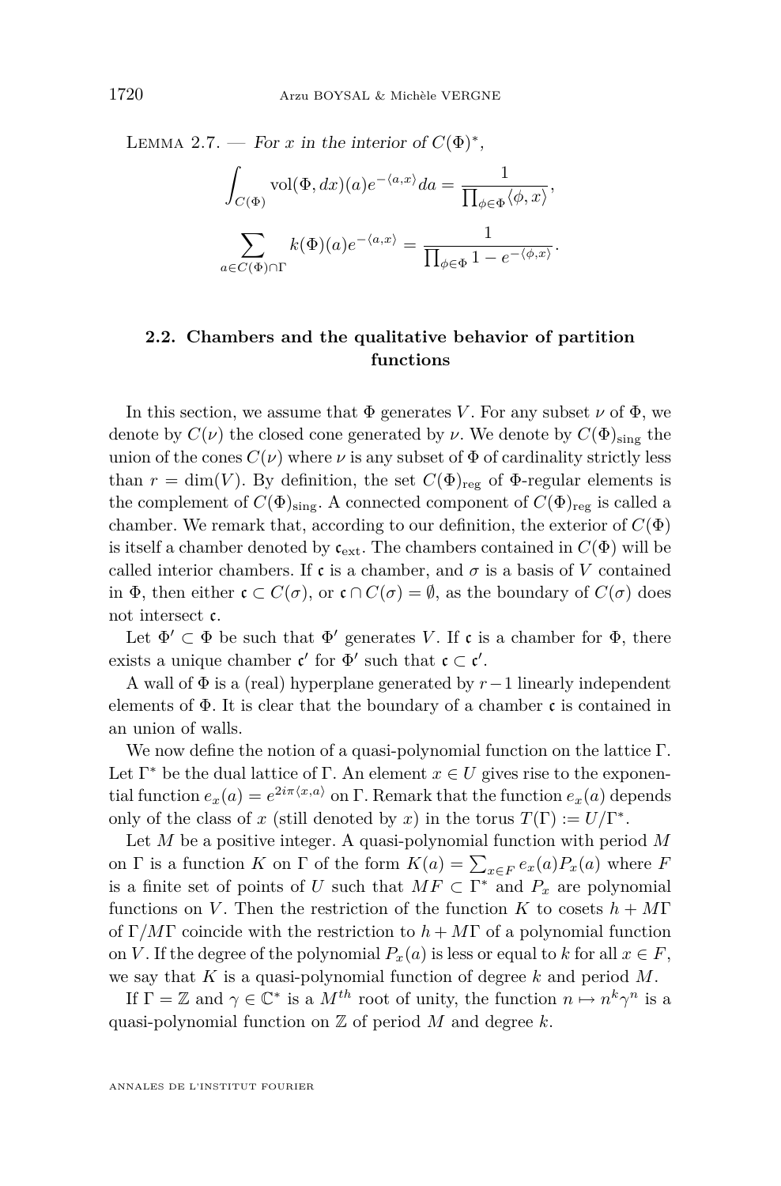Lemma 2.7. — *For $x$ in the interior of $C(\Phi)^*$,*

$$\int_{C(\Phi)} \operatorname{vol}(\Phi, dx)(a) e^{-\langle a, x\rangle} da = \frac{1}{\prod_{\phi \in \Phi} \langle \phi, x\rangle},$$

$$\sum_{a \in C(\Phi)\cap\Gamma} k(\Phi)(a) e^{-\langle a, x\rangle} = \frac{1}{\prod_{\phi\in\Phi} 1 - e^{-\langle \phi, x\rangle}}.$$

## 2.2. Chambers and the qualitative behavior of partition functions

In this section, we assume that $\Phi$ generates $V$. For any subset $\nu$ of $\Phi$, we denote by $C(\nu)$ the closed cone generated by $\nu$. We denote by $C(\Phi)_{\mathrm{sing}}$ the union of the cones $C(\nu)$ where $\nu$ is any subset of $\Phi$ of cardinality strictly less than $r = \dim(V)$. By definition, the set $C(\Phi)_{\mathrm{reg}}$ of $\Phi$-regular elements is the complement of $C(\Phi)_{\mathrm{sing}}$. A connected component of $C(\Phi)_{\mathrm{reg}}$ is called a chamber. We remark that, according to our definition, the exterior of $C(\Phi)$ is itself a chamber denoted by $\mathfrak{c}_{\mathrm{ext}}$. The chambers contained in $C(\Phi)$ will be called interior chambers. If $\mathfrak{c}$ is a chamber, and $\sigma$ is a basis of $V$ contained in $\Phi$, then either $\mathfrak{c} \subset C(\sigma)$, or $\mathfrak{c} \cap C(\sigma) = \emptyset$, as the boundary of $C(\sigma)$ does not intersect $\mathfrak{c}$.

Let $\Phi' \subset \Phi$ be such that $\Phi'$ generates $V$. If $\mathfrak{c}$ is a chamber for $\Phi$, there exists a unique chamber $\mathfrak{c}'$ for $\Phi'$ such that $\mathfrak{c} \subset \mathfrak{c}'$.

A wall of $\Phi$ is a (real) hyperplane generated by $r-1$ linearly independent elements of $\Phi$. It is clear that the boundary of a chamber $\mathfrak{c}$ is contained in an union of walls.

We now define the notion of a quasi-polynomial function on the lattice $\Gamma$. Let $\Gamma^*$ be the dual lattice of $\Gamma$. An element $x \in U$ gives rise to the exponential function $e_x(a) = e^{2i\pi\langle x, a\rangle}$ on $\Gamma$. Remark that the function $e_x(a)$ depends only of the class of $x$ (still denoted by $x$) in the torus $T(\Gamma) := U/\Gamma^*$.

Let $M$ be a positive integer. A quasi-polynomial function with period $M$ on $\Gamma$ is a function $K$ on $\Gamma$ of the form $K(a) = \sum_{x\in F} e_x(a) P_x(a)$ where $F$ is a finite set of points of $U$ such that $MF \subset \Gamma^*$ and $P_x$ are polynomial functions on $V$. Then the restriction of the function $K$ to cosets $h + M\Gamma$ of $\Gamma/M\Gamma$ coincide with the restriction to $h + M\Gamma$ of a polynomial function on $V$. If the degree of the polynomial $P_x(a)$ is less or equal to $k$ for all $x \in F$, we say that $K$ is a quasi-polynomial function of degree $k$ and period $M$.

If $\Gamma = \mathbb{Z}$ and $\gamma \in \mathbb{C}^*$ is a $M^{th}$ root of unity, the function $n \mapsto n^k \gamma^n$ is a quasi-polynomial function on $\mathbb{Z}$ of period $M$ and degree $k$.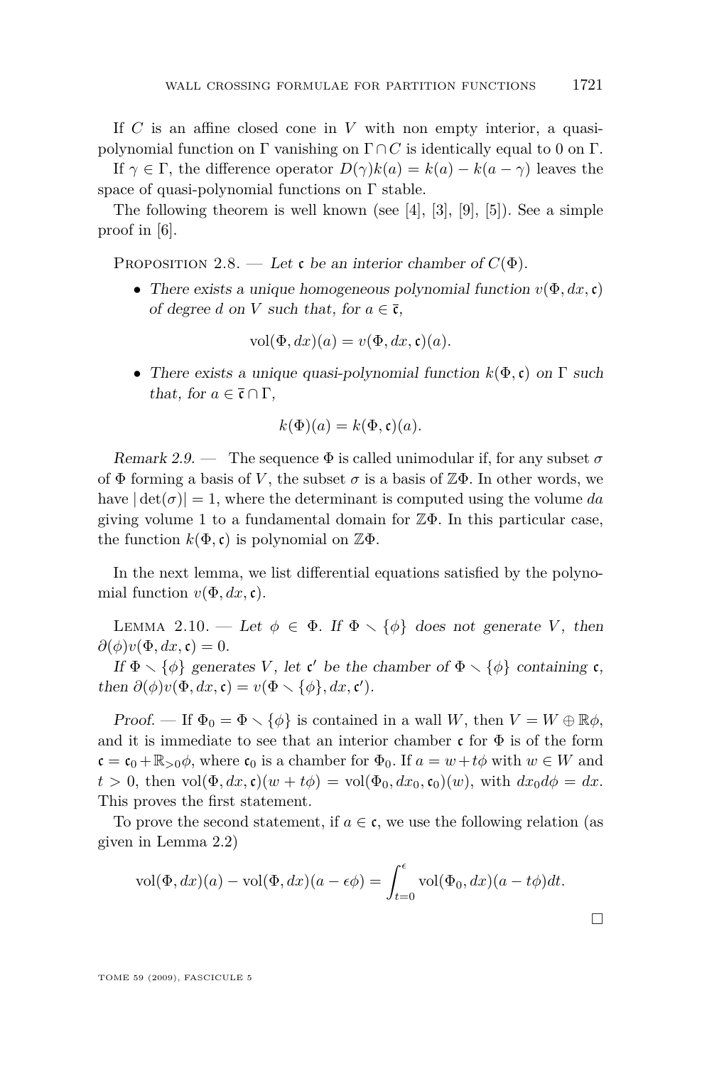If $C$ is an affine closed cone in $V$ with non empty interior, a quasi-polynomial function on $\Gamma$ vanishing on $\Gamma \cap C$ is identically equal to 0 on $\Gamma$.

If $\gamma \in \Gamma$, the difference operator $D(\gamma)k(a) = k(a) - k(a-\gamma)$ leaves the space of quasi-polynomial functions on $\Gamma$ stable.

The following theorem is well known (see [4], [3], [9], [5]). See a simple proof in [6].

Proposition 2.8. — *Let $\mathfrak{c}$ be an interior chamber of $C(\Phi)$.*

- *There exists a unique homogeneous polynomial function $v(\Phi, dx, \mathfrak{c})$ of degree $d$ on $V$ such that, for $a \in \overline{\mathfrak{c}}$,*

$$\mathrm{vol}(\Phi, dx)(a) = v(\Phi, dx, \mathfrak{c})(a).$$

- *There exists a unique quasi-polynomial function $k(\Phi, \mathfrak{c})$ on $\Gamma$ such that, for $a \in \overline{\mathfrak{c}} \cap \Gamma$,*

$$k(\Phi)(a) = k(\Phi, \mathfrak{c})(a).$$

*Remark 2.9.* — The sequence $\Phi$ is called unimodular if, for any subset $\sigma$ of $\Phi$ forming a basis of $V$, the subset $\sigma$ is a basis of $\mathbb{Z}\Phi$. In other words, we have $|\det(\sigma)| = 1$, where the determinant is computed using the volume $da$ giving volume 1 to a fundamental domain for $\mathbb{Z}\Phi$. In this particular case, the function $k(\Phi, \mathfrak{c})$ is polynomial on $\mathbb{Z}\Phi$.

In the next lemma, we list differential equations satisfied by the polynomial function $v(\Phi, dx, \mathfrak{c})$.

Lemma 2.10. — *Let $\phi \in \Phi$. If $\Phi \setminus \{\phi\}$ does not generate $V$, then $\partial(\phi)v(\Phi, dx, \mathfrak{c}) = 0$.*

*If $\Phi \setminus \{\phi\}$ generates $V$, let $\mathfrak{c}'$ be the chamber of $\Phi \setminus \{\phi\}$ containing $\mathfrak{c}$, then $\partial(\phi)v(\Phi, dx, \mathfrak{c}) = v(\Phi \setminus \{\phi\}, dx, \mathfrak{c}')$.*

*Proof.* — If $\Phi_0 = \Phi \setminus \{\phi\}$ is contained in a wall $W$, then $V = W \oplus \mathbb{R}\phi$, and it is immediate to see that an interior chamber $\mathfrak{c}$ for $\Phi$ is of the form $\mathfrak{c} = \mathfrak{c}_0 + \mathbb{R}_{>0}\phi$, where $\mathfrak{c}_0$ is a chamber for $\Phi_0$. If $a = w + t\phi$ with $w \in W$ and $t > 0$, then $\mathrm{vol}(\Phi, dx, \mathfrak{c})(w + t\phi) = \mathrm{vol}(\Phi_0, dx_0, \mathfrak{c}_0)(w)$, with $dx_0 d\phi = dx$. This proves the first statement.

To prove the second statement, if $a \in \mathfrak{c}$, we use the following relation (as given in Lemma 2.2)

$$\mathrm{vol}(\Phi, dx)(a) - \mathrm{vol}(\Phi, dx)(a - \epsilon\phi) = \int_{t=0}^{\epsilon} \mathrm{vol}(\Phi_0, dx)(a - t\phi)dt.$$

□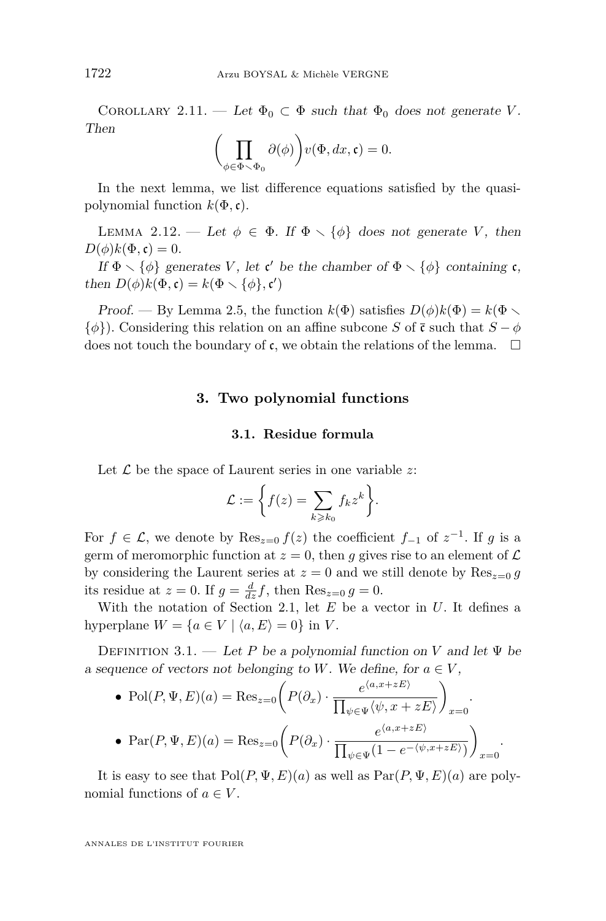Corollary 2.11. — *Let $\Phi_0 \subset \Phi$ such that $\Phi_0$ does not generate $V$. Then*

$$\left(\prod_{\phi \in \Phi \smallsetminus \Phi_0} \partial(\phi)\right) v(\Phi, dx, \mathfrak{c}) = 0.$$

In the next lemma, we list difference equations satisfied by the quasi-polynomial function $k(\Phi, \mathfrak{c})$.

Lemma 2.12. — *Let $\phi \in \Phi$. If $\Phi \smallsetminus \{\phi\}$ does not generate $V$, then $D(\phi)k(\Phi, \mathfrak{c}) = 0$.*

*If $\Phi \smallsetminus \{\phi\}$ generates $V$, let $\mathfrak{c}'$ be the chamber of $\Phi \smallsetminus \{\phi\}$ containing $\mathfrak{c}$, then $D(\phi)k(\Phi, \mathfrak{c}) = k(\Phi \smallsetminus \{\phi\}, \mathfrak{c}')$*

*Proof.* — By Lemma 2.5, the function $k(\Phi)$ satisfies $D(\phi)k(\Phi) = k(\Phi \smallsetminus \{\phi\})$. Considering this relation on an affine subcone $S$ of $\bar{\mathfrak{c}}$ such that $S - \phi$ does not touch the boundary of $\mathfrak{c}$, we obtain the relations of the lemma. □

## 3. Two polynomial functions

### 3.1. Residue formula

Let $\mathcal{L}$ be the space of Laurent series in one variable $z$:

$$\mathcal{L} := \left\{ f(z) = \sum_{k \geqslant k_0} f_k z^k \right\}.$$

For $f \in \mathcal{L}$, we denote by $\operatorname{Res}_{z=0} f(z)$ the coefficient $f_{-1}$ of $z^{-1}$. If $g$ is a germ of meromorphic function at $z = 0$, then $g$ gives rise to an element of $\mathcal{L}$ by considering the Laurent series at $z = 0$ and we still denote by $\operatorname{Res}_{z=0} g$ its residue at $z = 0$. If $g = \frac{d}{dz} f$, then $\operatorname{Res}_{z=0} g = 0$.

With the notation of Section 2.1, let $E$ be a vector in $U$. It defines a hyperplane $W = \{a \in V \mid \langle a, E \rangle = 0\}$ in $V$.

Definition 3.1. — *Let $P$ be a polynomial function on $V$ and let $\Psi$ be a sequence of vectors not belonging to $W$. We define, for $a \in V$,*

- $\operatorname{Pol}(P, \Psi, E)(a) = \operatorname{Res}_{z=0}\left( P(\partial_x) \cdot \dfrac{e^{\langle a, x+zE \rangle}}{\prod_{\psi \in \Psi} \langle \psi, x + zE \rangle} \right)_{x=0}.$
- $\operatorname{Par}(P, \Psi, E)(a) = \operatorname{Res}_{z=0}\left( P(\partial_x) \cdot \dfrac{e^{\langle a, x+zE \rangle}}{\prod_{\psi \in \Psi} (1 - e^{-\langle \psi, x+zE \rangle})} \right)_{x=0}.$

It is easy to see that $\operatorname{Pol}(P, \Psi, E)(a)$ as well as $\operatorname{Par}(P, \Psi, E)(a)$ are polynomial functions of $a \in V$.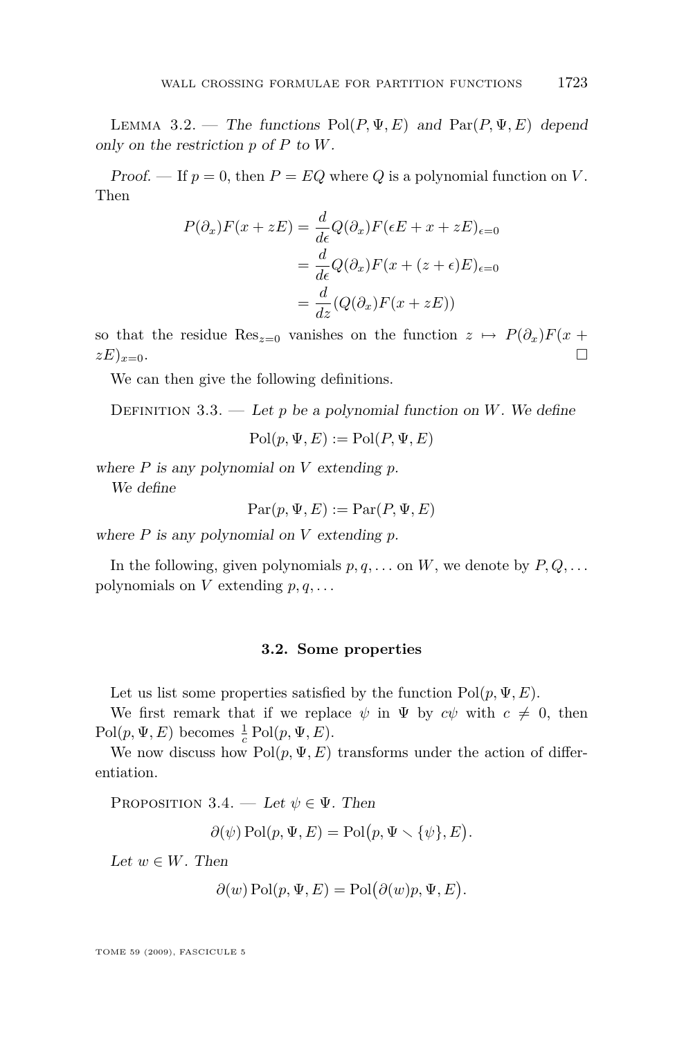Lemma 3.2. — *The functions* $\operatorname{Pol}(P,\Psi,E)$ *and* $\operatorname{Par}(P,\Psi,E)$ *depend only on the restriction* $p$ *of* $P$ *to* $W$.

*Proof.* — If $p=0$, then $P=EQ$ where $Q$ is a polynomial function on $V$. Then

$$\begin{aligned}
P(\partial_x)F(x+zE) &= \frac{d}{d\epsilon}Q(\partial_x)F(\epsilon E+x+zE)_{\epsilon=0}\\
&= \frac{d}{d\epsilon}Q(\partial_x)F(x+(z+\epsilon)E)_{\epsilon=0}\\
&= \frac{d}{dz}(Q(\partial_x)F(x+zE))
\end{aligned}$$

so that the residue $\operatorname{Res}_{z=0}$ vanishes on the function $z\mapsto P(\partial_x)F(x+zE)_{x=0}$. □

We can then give the following definitions.

Definition 3.3. — *Let* $p$ *be a polynomial function on* $W$. *We define*

$$\operatorname{Pol}(p,\Psi,E) := \operatorname{Pol}(P,\Psi,E)$$

*where* $P$ *is any polynomial on* $V$ *extending* $p$.

*We define*

$$\operatorname{Par}(p,\Psi,E) := \operatorname{Par}(P,\Psi,E)$$

*where* $P$ *is any polynomial on* $V$ *extending* $p$.

In the following, given polynomials $p,q,\dots$ on $W$, we denote by $P,Q,\dots$ polynomials on $V$ extending $p,q,\dots$

### 3.2. Some properties

Let us list some properties satisfied by the function $\operatorname{Pol}(p,\Psi,E)$.

We first remark that if we replace $\psi$ in $\Psi$ by $c\psi$ with $c\neq 0$, then $\operatorname{Pol}(p,\Psi,E)$ becomes $\frac{1}{c}\operatorname{Pol}(p,\Psi,E)$.

We now discuss how $\operatorname{Pol}(p,\Psi,E)$ transforms under the action of differentiation.

Proposition 3.4. — *Let* $\psi\in\Psi$. *Then*

$$\partial(\psi)\operatorname{Pol}(p,\Psi,E) = \operatorname{Pol}\big(p,\Psi\setminus\{\psi\},E\big).$$

*Let* $w\in W$. *Then*

$$\partial(w)\operatorname{Pol}(p,\Psi,E) = \operatorname{Pol}\big(\partial(w)p,\Psi,E\big).$$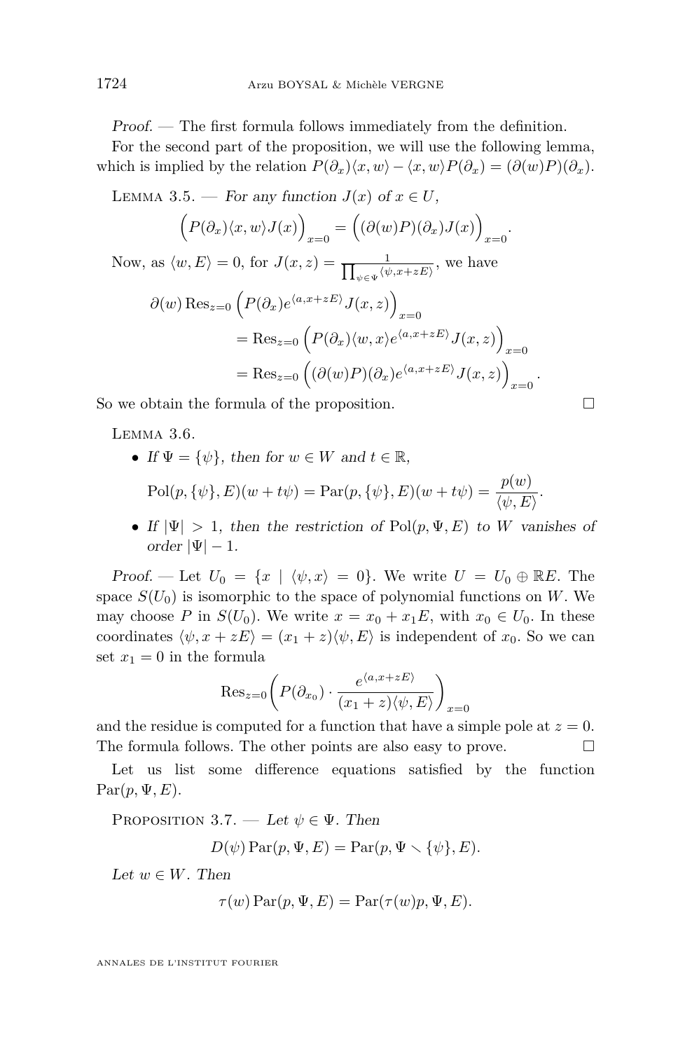*Proof.* — The first formula follows immediately from the definition.

For the second part of the proposition, we will use the following lemma, which is implied by the relation $P(\partial_x)\langle x, w\rangle - \langle x, w\rangle P(\partial_x) = (\partial(w)P)(\partial_x)$.

Lemma 3.5. — *For any function $J(x)$ of $x \in U$,*

$$\Big(P(\partial_x)\langle x, w\rangle J(x)\Big)_{x=0} = \Big((\partial(w)P)(\partial_x)J(x)\Big)_{x=0}.$$

Now, as $\langle w, E\rangle = 0$, for $J(x,z) = \frac{1}{\prod_{\psi\in\Psi}\langle\psi, x+zE\rangle}$, we have

$$\begin{aligned}
\partial(w)\operatorname{Res}_{z=0}&\Big(P(\partial_x)e^{\langle a, x+zE\rangle}J(x,z)\Big)_{x=0}\\
&= \operatorname{Res}_{z=0}\Big(P(\partial_x)\langle w, x\rangle e^{\langle a, x+zE\rangle}J(x,z)\Big)_{x=0}\\
&= \operatorname{Res}_{z=0}\Big((\partial(w)P)(\partial_x)e^{\langle a, x+zE\rangle}J(x,z)\Big)_{x=0}.
\end{aligned}$$

So we obtain the formula of the proposition. □

Lemma 3.6.

- *If $\Psi = \{\psi\}$, then for $w \in W$ and $t \in \mathbb{R}$,*

$$\operatorname{Pol}(p, \{\psi\}, E)(w + t\psi) = \operatorname{Par}(p, \{\psi\}, E)(w + t\psi) = \frac{p(w)}{\langle\psi, E\rangle}.$$

- *If $|\Psi| > 1$, then the restriction of $\operatorname{Pol}(p, \Psi, E)$ to $W$ vanishes of order $|\Psi| - 1$.*

*Proof.* — Let $U_0 = \{x \mid \langle\psi, x\rangle = 0\}$. We write $U = U_0 \oplus \mathbb{R}E$. The space $S(U_0)$ is isomorphic to the space of polynomial functions on $W$. We may choose $P$ in $S(U_0)$. We write $x = x_0 + x_1 E$, with $x_0 \in U_0$. In these coordinates $\langle\psi, x + zE\rangle = (x_1 + z)\langle\psi, E\rangle$ is independent of $x_0$. So we can set $x_1 = 0$ in the formula

$$\operatorname{Res}_{z=0}\bigg(P(\partial_{x_0}) \cdot \frac{e^{\langle a, x+zE\rangle}}{(x_1 + z)\langle\psi, E\rangle}\bigg)_{x=0}$$

and the residue is computed for a function that have a simple pole at $z = 0$. The formula follows. The other points are also easy to prove. □

Let us list some difference equations satisfied by the function $\operatorname{Par}(p, \Psi, E)$.

Proposition 3.7. — *Let $\psi \in \Psi$. Then*

$$D(\psi)\operatorname{Par}(p, \Psi, E) = \operatorname{Par}(p, \Psi \setminus \{\psi\}, E).$$

*Let $w \in W$. Then*

$$\tau(w)\operatorname{Par}(p, \Psi, E) = \operatorname{Par}(\tau(w)p, \Psi, E).$$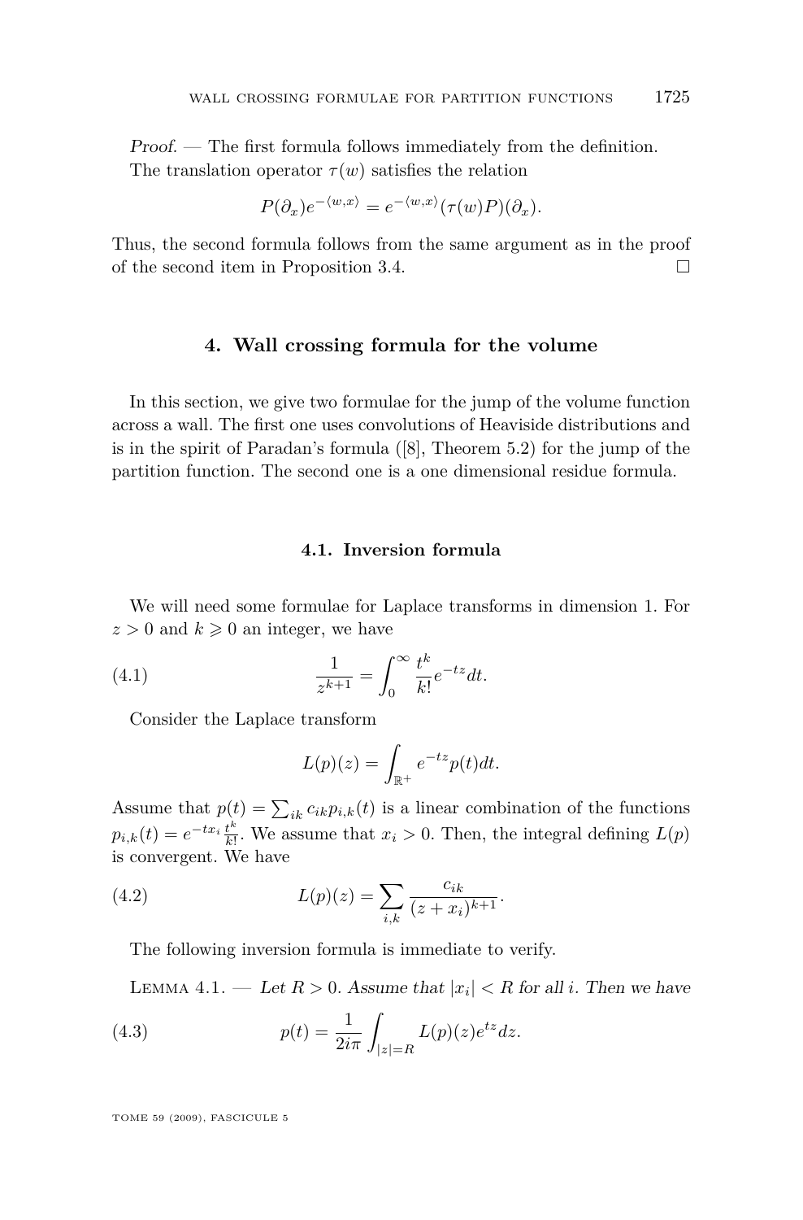*Proof.* — The first formula follows immediately from the definition.
The translation operator $\tau(w)$ satisfies the relation

$$P(\partial_x)e^{-\langle w,x\rangle} = e^{-\langle w,x\rangle}(\tau(w)P)(\partial_x).$$

Thus, the second formula follows from the same argument as in the proof of the second item in Proposition 3.4. □

## 4. Wall crossing formula for the volume

In this section, we give two formulae for the jump of the volume function across a wall. The first one uses convolutions of Heaviside distributions and is in the spirit of Paradan's formula ([8], Theorem 5.2) for the jump of the partition function. The second one is a one dimensional residue formula.

### 4.1. Inversion formula

We will need some formulae for Laplace transforms in dimension 1. For $z > 0$ and $k \geqslant 0$ an integer, we have

$$\frac{1}{z^{k+1}} = \int_0^\infty \frac{t^k}{k!} e^{-tz} dt. \tag{4.1}$$

Consider the Laplace transform

$$L(p)(z) = \int_{\mathbb{R}^+} e^{-tz} p(t) dt.$$

Assume that $p(t) = \sum_{ik} c_{ik} p_{i,k}(t)$ is a linear combination of the functions $p_{i,k}(t) = e^{-tx_i}\frac{t^k}{k!}$. We assume that $x_i > 0$. Then, the integral defining $L(p)$ is convergent. We have

$$L(p)(z) = \sum_{i,k} \frac{c_{ik}}{(z+x_i)^{k+1}}. \tag{4.2}$$

The following inversion formula is immediate to verify.

Lemma 4.1. — *Let $R > 0$. Assume that $|x_i| < R$ for all $i$. Then we have*

$$p(t) = \frac{1}{2i\pi} \int_{|z|=R} L(p)(z) e^{tz} dz. \tag{4.3}$$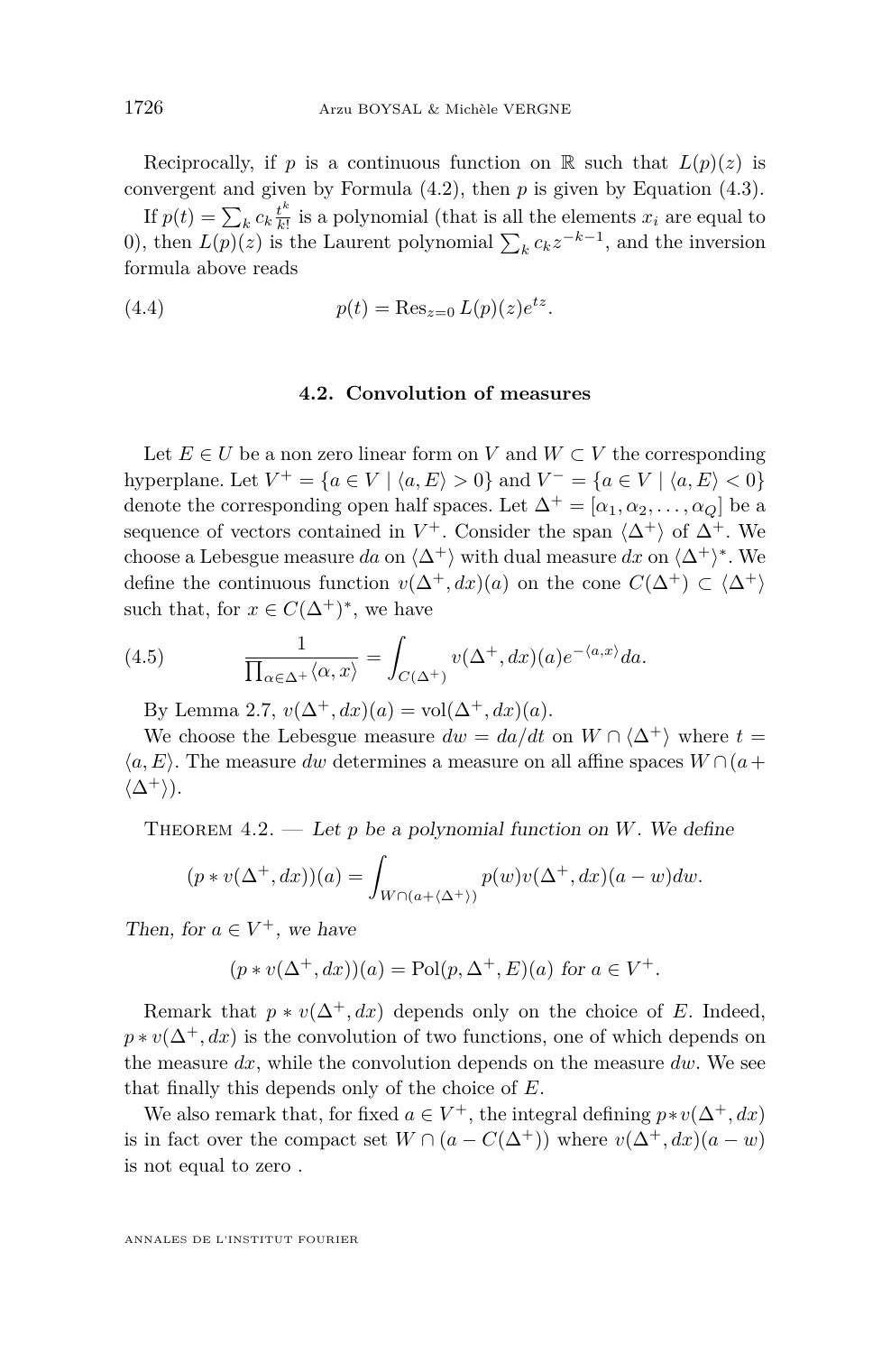Reciprocally, if $p$ is a continuous function on $\mathbb{R}$ such that $L(p)(z)$ is convergent and given by Formula (4.2), then $p$ is given by Equation (4.3).

If $p(t) = \sum_k c_k \frac{t^k}{k!}$ is a polynomial (that is all the elements $x_i$ are equal to 0), then $L(p)(z)$ is the Laurent polynomial $\sum_k c_k z^{-k-1}$, and the inversion formula above reads

$$p(t) = \mathrm{Res}_{z=0}\, L(p)(z) e^{tz}. \tag{4.4}$$

### 4.2. Convolution of measures

Let $E \in U$ be a non zero linear form on $V$ and $W \subset V$ the corresponding hyperplane. Let $V^+ = \{a \in V \mid \langle a, E\rangle > 0\}$ and $V^- = \{a \in V \mid \langle a, E\rangle < 0\}$ denote the corresponding open half spaces. Let $\Delta^+ = [\alpha_1, \alpha_2, \ldots, \alpha_Q]$ be a sequence of vectors contained in $V^+$. Consider the span $\langle \Delta^+\rangle$ of $\Delta^+$. We choose a Lebesgue measure $da$ on $\langle \Delta^+\rangle$ with dual measure $dx$ on $\langle \Delta^+\rangle^*$. We define the continuous function $v(\Delta^+, dx)(a)$ on the cone $C(\Delta^+) \subset \langle \Delta^+\rangle$ such that, for $x \in C(\Delta^+)^*$, we have

$$\frac{1}{\prod_{\alpha \in \Delta^+} \langle \alpha, x\rangle} = \int_{C(\Delta^+)} v(\Delta^+, dx)(a) e^{-\langle a, x\rangle} da. \tag{4.5}$$

By Lemma 2.7, $v(\Delta^+, dx)(a) = \mathrm{vol}(\Delta^+, dx)(a)$.

We choose the Lebesgue measure $dw = da/dt$ on $W \cap \langle \Delta^+\rangle$ where $t = \langle a, E\rangle$. The measure $dw$ determines a measure on all affine spaces $W \cap (a + \langle \Delta^+\rangle)$.

Theorem 4.2. — *Let $p$ be a polynomial function on $W$. We define*

$$(p * v(\Delta^+, dx))(a) = \int_{W \cap (a + \langle \Delta^+\rangle)} p(w) v(\Delta^+, dx)(a - w) dw.$$

*Then, for $a \in V^+$, we have*

$$(p * v(\Delta^+, dx))(a) = \mathrm{Pol}(p, \Delta^+, E)(a) \text{ for } a \in V^+.$$

Remark that $p * v(\Delta^+, dx)$ depends only on the choice of $E$. Indeed, $p * v(\Delta^+, dx)$ is the convolution of two functions, one of which depends on the measure $dx$, while the convolution depends on the measure $dw$. We see that finally this depends only of the choice of $E$.

We also remark that, for fixed $a \in V^+$, the integral defining $p * v(\Delta^+, dx)$ is in fact over the compact set $W \cap (a - C(\Delta^+))$ where $v(\Delta^+, dx)(a - w)$ is not equal to zero .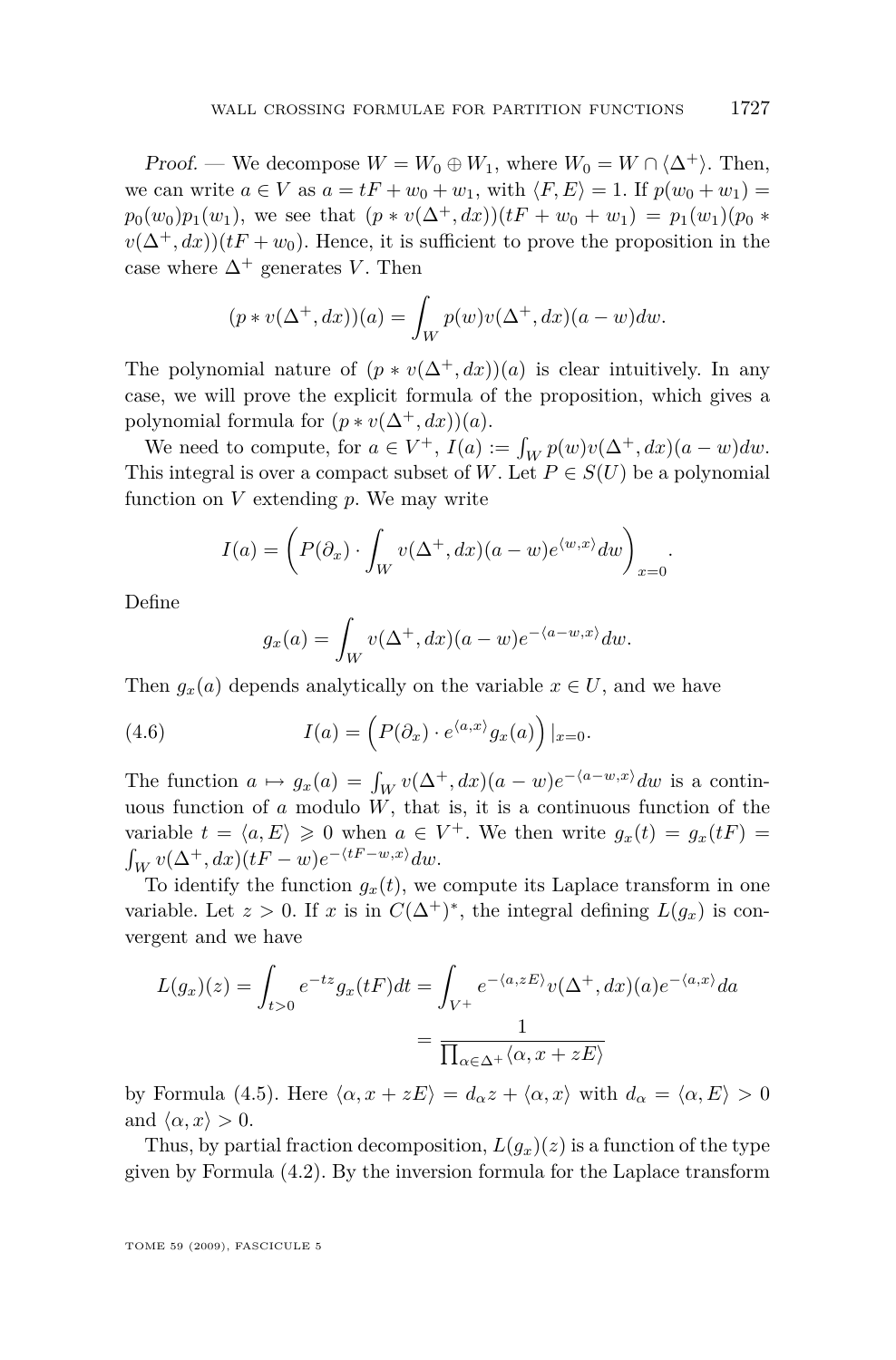*Proof.* — We decompose $W = W_0 \oplus W_1$, where $W_0 = W \cap \langle \Delta^+ \rangle$. Then, we can write $a \in V$ as $a = tF + w_0 + w_1$, with $\langle F, E \rangle = 1$. If $p(w_0 + w_1) = p_0(w_0)p_1(w_1)$, we see that $(p * v(\Delta^+, dx))(tF + w_0 + w_1) = p_1(w_1)(p_0 * v(\Delta^+, dx))(tF + w_0)$. Hence, it is sufficient to prove the proposition in the case where $\Delta^+$ generates $V$. Then

$$(p * v(\Delta^+, dx))(a) = \int_W p(w) v(\Delta^+, dx)(a - w) dw.$$

The polynomial nature of $(p * v(\Delta^+, dx))(a)$ is clear intuitively. In any case, we will prove the explicit formula of the proposition, which gives a polynomial formula for $(p * v(\Delta^+, dx))(a)$.

We need to compute, for $a \in V^+$, $I(a) := \int_W p(w) v(\Delta^+, dx)(a - w) dw$. This integral is over a compact subset of $W$. Let $P \in S(U)$ be a polynomial function on $V$ extending $p$. We may write

$$I(a) = \left( P(\partial_x) \cdot \int_W v(\Delta^+, dx)(a - w) e^{\langle w, x \rangle} dw \right)_{x=0}.$$

Define

$$g_x(a) = \int_W v(\Delta^+, dx)(a - w) e^{-\langle a - w, x \rangle} dw.$$

Then $g_x(a)$ depends analytically on the variable $x \in U$, and we have

$$I(a) = \left( P(\partial_x) \cdot e^{\langle a, x \rangle} g_x(a) \right)|_{x=0}. \tag{4.6}$$

The function $a \mapsto g_x(a) = \int_W v(\Delta^+, dx)(a - w) e^{-\langle a - w, x \rangle} dw$ is a continuous function of $a$ modulo $W$, that is, it is a continuous function of the variable $t = \langle a, E \rangle \geqslant 0$ when $a \in V^+$. We then write $g_x(t) = g_x(tF) = \int_W v(\Delta^+, dx)(tF - w) e^{-\langle tF - w, x \rangle} dw$.

To identify the function $g_x(t)$, we compute its Laplace transform in one variable. Let $z > 0$. If $x$ is in $C(\Delta^+)^*$, the integral defining $L(g_x)$ is convergent and we have

$$L(g_x)(z) = \int_{t>0} e^{-tz} g_x(tF) dt = \int_{V^+} e^{-\langle a, zE \rangle} v(\Delta^+, dx)(a) e^{-\langle a, x \rangle} da$$
$$= \frac{1}{\prod_{\alpha \in \Delta^+} \langle \alpha, x + zE \rangle}$$

by Formula (4.5). Here $\langle \alpha, x + zE \rangle = d_\alpha z + \langle \alpha, x \rangle$ with $d_\alpha = \langle \alpha, E \rangle > 0$ and $\langle \alpha, x \rangle > 0$.

Thus, by partial fraction decomposition, $L(g_x)(z)$ is a function of the type given by Formula (4.2). By the inversion formula for the Laplace transform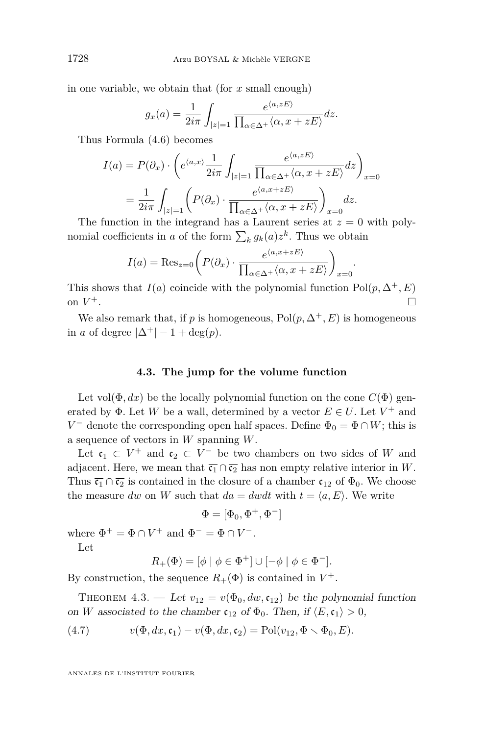in one variable, we obtain that (for $x$ small enough)

$$g_x(a) = \frac{1}{2i\pi}\int_{|z|=1} \frac{e^{\langle a, zE\rangle}}{\prod_{\alpha\in\Delta^+}\langle \alpha, x+zE\rangle}dz.$$

Thus Formula (4.6) becomes

$$\begin{aligned} I(a) &= P(\partial_x)\cdot\left(e^{\langle a,x\rangle}\frac{1}{2i\pi}\int_{|z|=1}\frac{e^{\langle a,zE\rangle}}{\prod_{\alpha\in\Delta^+}\langle\alpha, x+zE\rangle}dz\right)_{x=0} \\ &= \frac{1}{2i\pi}\int_{|z|=1}\left(P(\partial_x)\cdot\frac{e^{\langle a, x+zE\rangle}}{\prod_{\alpha\in\Delta^+}\langle\alpha, x+zE\rangle}\right)_{x=0}dz. \end{aligned}$$

The function in the integrand has a Laurent series at $z=0$ with polynomial coefficients in $a$ of the form $\sum_k g_k(a)z^k$. Thus we obtain

$$I(a) = \mathrm{Res}_{z=0}\left(P(\partial_x)\cdot\frac{e^{\langle a,x+zE\rangle}}{\prod_{\alpha\in\Delta^+}\langle\alpha,x+zE\rangle}\right)_{x=0}.$$

This shows that $I(a)$ coincide with the polynomial function $\mathrm{Pol}(p,\Delta^+,E)$ on $V^+$. □

We also remark that, if $p$ is homogeneous, $\mathrm{Pol}(p,\Delta^+,E)$ is homogeneous in $a$ of degree $|\Delta^+|-1+\deg(p)$.

### 4.3. The jump for the volume function

Let $\mathrm{vol}(\Phi, dx)$ be the locally polynomial function on the cone $C(\Phi)$ generated by $\Phi$. Let $W$ be a wall, determined by a vector $E\in U$. Let $V^+$ and $V^-$ denote the corresponding open half spaces. Define $\Phi_0 = \Phi\cap W$; this is a sequence of vectors in $W$ spanning $W$.

Let $\mathfrak{c}_1\subset V^+$ and $\mathfrak{c}_2\subset V^-$ be two chambers on two sides of $W$ and adjacent. Here, we mean that $\overline{\mathfrak{c}_1}\cap\overline{\mathfrak{c}_2}$ has non empty relative interior in $W$. Thus $\overline{\mathfrak{c}_1}\cap\overline{\mathfrak{c}_2}$ is contained in the closure of a chamber $\mathfrak{c}_{12}$ of $\Phi_0$. We choose the measure $dw$ on $W$ such that $da = dwdt$ with $t=\langle a,E\rangle$. We write

$$\Phi = [\Phi_0, \Phi^+, \Phi^-]$$

where $\Phi^+ = \Phi\cap V^+$ and $\Phi^- = \Phi\cap V^-$.

Let

$$R_+(\Phi) = [\phi \mid \phi\in\Phi^+]\cup[-\phi\mid\phi\in\Phi^-].$$

By construction, the sequence $R_+(\Phi)$ is contained in $V^+$.

Theorem 4.3. — *Let $v_{12} = v(\Phi_0, dw, \mathfrak{c}_{12})$ be the polynomial function on $W$ associated to the chamber $\mathfrak{c}_{12}$ of $\Phi_0$. Then, if $\langle E,\mathfrak{c}_1\rangle > 0$,*

$$v(\Phi, dx, \mathfrak{c}_1) - v(\Phi, dx, \mathfrak{c}_2) = \mathrm{Pol}(v_{12}, \Phi\setminus\Phi_0, E). \tag{4.7}$$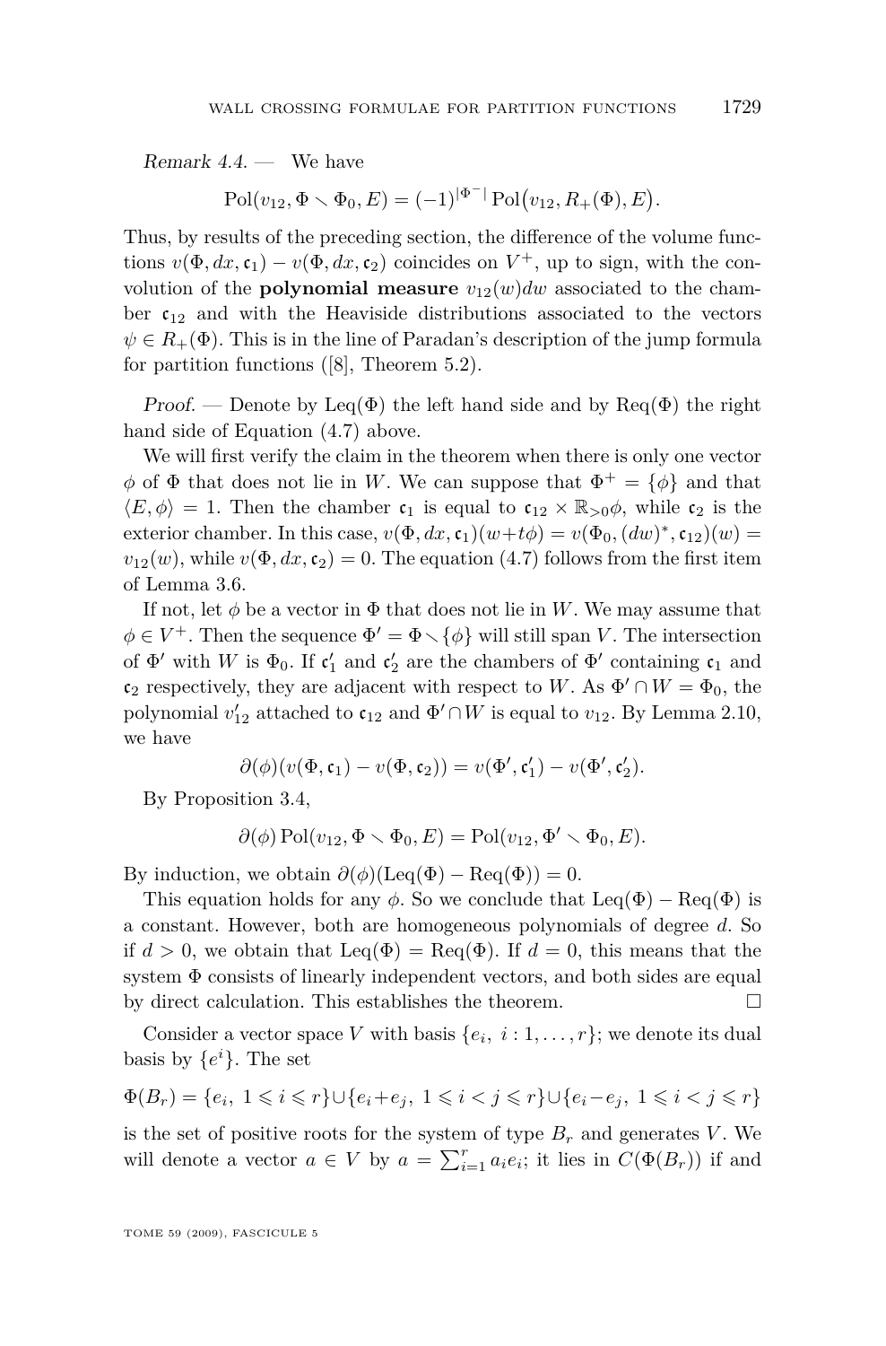*Remark 4.4.* — We have

$$\operatorname{Pol}(v_{12}, \Phi \setminus \Phi_0, E) = (-1)^{|\Phi^-|} \operatorname{Pol}\big(v_{12}, R_+(\Phi), E\big).$$

Thus, by results of the preceding section, the difference of the volume functions $v(\Phi, dx, \mathfrak{c}_1) - v(\Phi, dx, \mathfrak{c}_2)$ coincides on $V^+$, up to sign, with the convolution of the **polynomial measure** $v_{12}(w)dw$ associated to the chamber $\mathfrak{c}_{12}$ and with the Heaviside distributions associated to the vectors $\psi \in R_+(\Phi)$. This is in the line of Paradan's description of the jump formula for partition functions ([8], Theorem 5.2).

*Proof.* — Denote by $\operatorname{Leq}(\Phi)$ the left hand side and by $\operatorname{Req}(\Phi)$ the right hand side of Equation (4.7) above.

We will first verify the claim in the theorem when there is only one vector $\phi$ of $\Phi$ that does not lie in $W$. We can suppose that $\Phi^+ = \{\phi\}$ and that $\langle E, \phi\rangle = 1$. Then the chamber $\mathfrak{c}_1$ is equal to $\mathfrak{c}_{12} \times \mathbb{R}_{>0}\phi$, while $\mathfrak{c}_2$ is the exterior chamber. In this case, $v(\Phi, dx, \mathfrak{c}_1)(w+t\phi) = v(\Phi_0, (dw)^*, \mathfrak{c}_{12})(w) = v_{12}(w)$, while $v(\Phi, dx, \mathfrak{c}_2) = 0$. The equation (4.7) follows from the first item of Lemma 3.6.

If not, let $\phi$ be a vector in $\Phi$ that does not lie in $W$. We may assume that $\phi \in V^+$. Then the sequence $\Phi' = \Phi \setminus \{\phi\}$ will still span $V$. The intersection of $\Phi'$ with $W$ is $\Phi_0$. If $\mathfrak{c}_1'$ and $\mathfrak{c}_2'$ are the chambers of $\Phi'$ containing $\mathfrak{c}_1$ and $\mathfrak{c}_2$ respectively, they are adjacent with respect to $W$. As $\Phi' \cap W = \Phi_0$, the polynomial $v_{12}'$ attached to $\mathfrak{c}_{12}$ and $\Phi' \cap W$ is equal to $v_{12}$. By Lemma 2.10, we have

$$\partial(\phi)(v(\Phi, \mathfrak{c}_1) - v(\Phi, \mathfrak{c}_2)) = v(\Phi', \mathfrak{c}_1') - v(\Phi', \mathfrak{c}_2').$$

By Proposition 3.4,

$$\partial(\phi) \operatorname{Pol}(v_{12}, \Phi \setminus \Phi_0, E) = \operatorname{Pol}(v_{12}, \Phi' \setminus \Phi_0, E).$$

By induction, we obtain $\partial(\phi)(\operatorname{Leq}(\Phi) - \operatorname{Req}(\Phi)) = 0$.

This equation holds for any $\phi$. So we conclude that $\operatorname{Leq}(\Phi) - \operatorname{Req}(\Phi)$ is a constant. However, both are homogeneous polynomials of degree $d$. So if $d > 0$, we obtain that $\operatorname{Leq}(\Phi) = \operatorname{Req}(\Phi)$. If $d = 0$, this means that the system $\Phi$ consists of linearly independent vectors, and both sides are equal by direct calculation. This establishes the theorem. □

Consider a vector space $V$ with basis $\{e_i,\ i : 1, \ldots, r\}$; we denote its dual basis by $\{e^i\}$. The set

$$\Phi(B_r) = \{e_i,\ 1 \leqslant i \leqslant r\} \cup \{e_i + e_j,\ 1 \leqslant i < j \leqslant r\} \cup \{e_i - e_j,\ 1 \leqslant i < j \leqslant r\}$$

is the set of positive roots for the system of type $B_r$ and generates $V$. We will denote a vector $a \in V$ by $a = \sum_{i=1}^r a_i e_i$; it lies in $C(\Phi(B_r))$ if and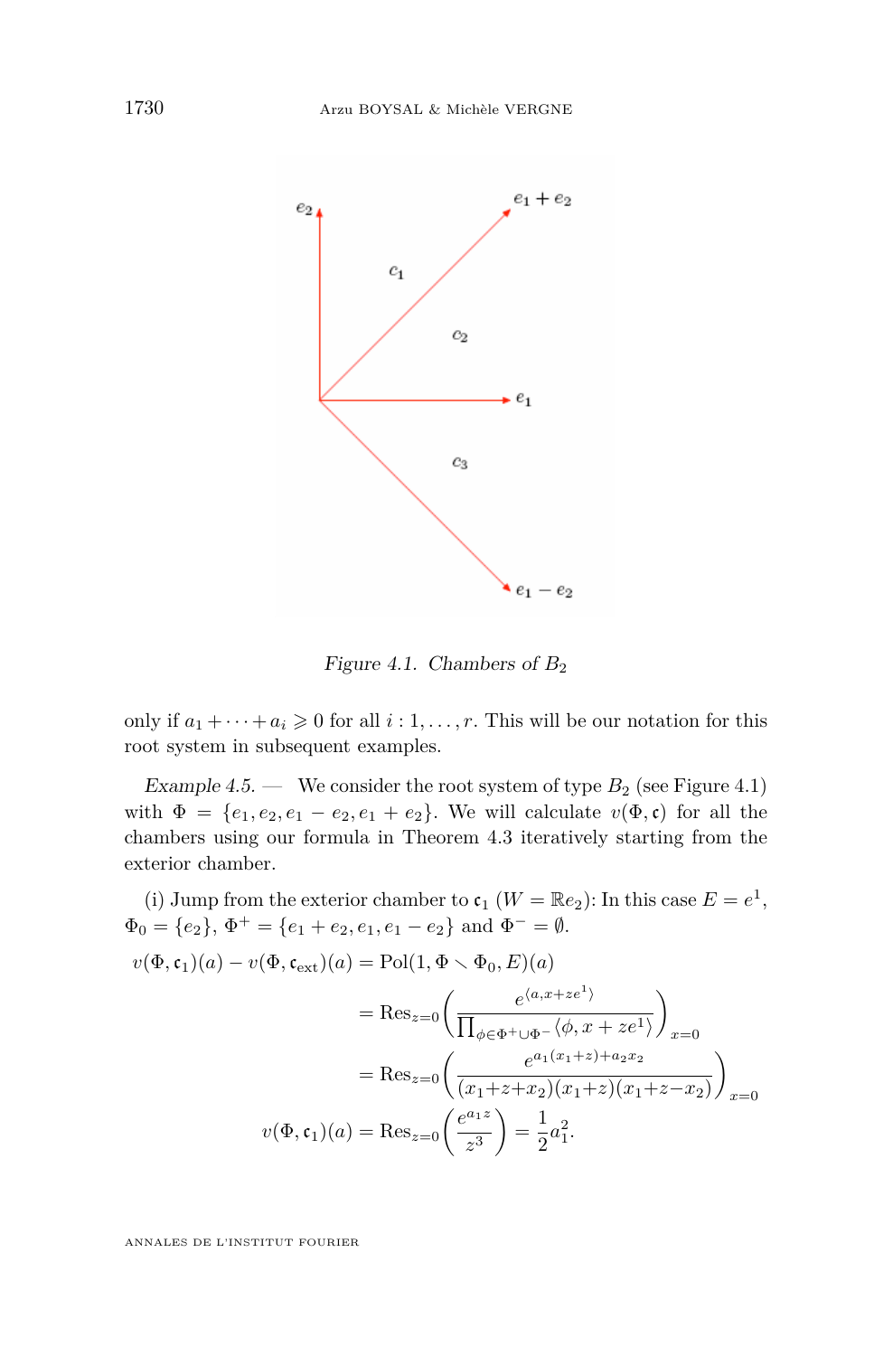Figure 4.1. Chambers of $B_2$

only if $a_1 + \cdots + a_i \geqslant 0$ for all $i : 1, \ldots, r$. This will be our notation for this root system in subsequent examples.

*Example 4.5.* — We consider the root system of type $B_2$ (see Figure 4.1) with $\Phi = \{e_1, e_2, e_1 - e_2, e_1 + e_2\}$. We will calculate $v(\Phi, \mathfrak{c})$ for all the chambers using our formula in Theorem 4.3 iteratively starting from the exterior chamber.

(i) Jump from the exterior chamber to $\mathfrak{c}_1$ ($W = \mathbb{R}e_2$): In this case $E = e^1$, $\Phi_0 = \{e_2\}$, $\Phi^+ = \{e_1 + e_2, e_1, e_1 - e_2\}$ and $\Phi^- = \emptyset$.

$$
\begin{aligned}
v(\Phi, \mathfrak{c}_1)(a) - v(\Phi, \mathfrak{c}_{\text{ext}})(a) &= \operatorname{Pol}(1, \Phi \smallsetminus \Phi_0, E)(a) \\
&= \operatorname{Res}_{z=0}\left(\frac{e^{\langle a, x + ze^1\rangle}}{\prod_{\phi \in \Phi^+ \cup \Phi^-}\langle \phi, x + ze^1\rangle}\right)_{x=0} \\
&= \operatorname{Res}_{z=0}\left(\frac{e^{a_1(x_1+z)+a_2x_2}}{(x_1+z+x_2)(x_1+z)(x_1+z-x_2)}\right)_{x=0} \\
v(\Phi, \mathfrak{c}_1)(a) &= \operatorname{Res}_{z=0}\left(\frac{e^{a_1 z}}{z^3}\right) = \frac{1}{2}a_1^2.
\end{aligned}
$$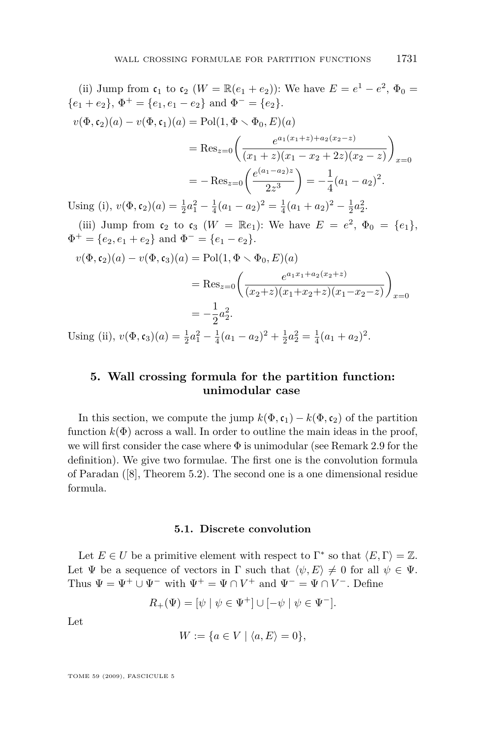(ii) Jump from $\mathfrak{c}_1$ to $\mathfrak{c}_2$ ($W = \mathbb{R}(e_1 + e_2)$): We have $E = e^1 - e^2$, $\Phi_0 = \{e_1 + e_2\}$, $\Phi^+ = \{e_1, e_1 - e_2\}$ and $\Phi^- = \{e_2\}$.

$$\begin{aligned} v(\Phi, \mathfrak{c}_2)(a) - v(\Phi, \mathfrak{c}_1)(a) &= \mathrm{Pol}(1, \Phi \smallsetminus \Phi_0, E)(a) \\ &= \mathrm{Res}_{z=0}\left(\frac{e^{a_1(x_1+z)+a_2(x_2-z)}}{(x_1+z)(x_1-x_2+2z)(x_2-z)}\right)_{x=0} \\ &= -\mathrm{Res}_{z=0}\left(\frac{e^{(a_1-a_2)z}}{2z^3}\right) = -\frac{1}{4}(a_1-a_2)^2. \end{aligned}$$

Using (i), $v(\Phi, \mathfrak{c}_2)(a) = \frac{1}{2}a_1^2 - \frac{1}{4}(a_1 - a_2)^2 = \frac{1}{4}(a_1 + a_2)^2 - \frac{1}{2}a_2^2$.

(iii) Jump from $\mathfrak{c}_2$ to $\mathfrak{c}_3$ ($W = \mathbb{R}e_1$): We have $E = e^2$, $\Phi_0 = \{e_1\}$, $\Phi^+ = \{e_2, e_1 + e_2\}$ and $\Phi^- = \{e_1 - e_2\}$.

$$\begin{aligned} v(\Phi, \mathfrak{c}_2)(a) - v(\Phi, \mathfrak{c}_3)(a) &= \mathrm{Pol}(1, \Phi \smallsetminus \Phi_0, E)(a) \\ &= \mathrm{Res}_{z=0}\left(\frac{e^{a_1x_1+a_2(x_2+z)}}{(x_2+z)(x_1+x_2+z)(x_1-x_2-z)}\right)_{x=0} \\ &= -\frac{1}{2}a_2^2. \end{aligned}$$

Using (ii), $v(\Phi, \mathfrak{c}_3)(a) = \frac{1}{2}a_1^2 - \frac{1}{4}(a_1 - a_2)^2 + \frac{1}{2}a_2^2 = \frac{1}{4}(a_1 + a_2)^2$.

## 5. Wall crossing formula for the partition function: unimodular case

In this section, we compute the jump $k(\Phi, \mathfrak{c}_1) - k(\Phi, \mathfrak{c}_2)$ of the partition function $k(\Phi)$ across a wall. In order to outline the main ideas in the proof, we will first consider the case where $\Phi$ is unimodular (see Remark 2.9 for the definition). We give two formulae. The first one is the convolution formula of Paradan ([8], Theorem 5.2). The second one is a one dimensional residue formula.

### 5.1. Discrete convolution

Let $E \in U$ be a primitive element with respect to $\Gamma^*$ so that $\langle E, \Gamma\rangle = \mathbb{Z}$. Let $\Psi$ be a sequence of vectors in $\Gamma$ such that $\langle \psi, E\rangle \neq 0$ for all $\psi \in \Psi$. Thus $\Psi = \Psi^+ \cup \Psi^-$ with $\Psi^+ = \Psi \cap V^+$ and $\Psi^- = \Psi \cap V^-$. Define

$$R_+(\Psi) = [\psi \mid \psi \in \Psi^+] \cup [-\psi \mid \psi \in \Psi^-].$$

Let

$$W := \{a \in V \mid \langle a, E\rangle = 0\},$$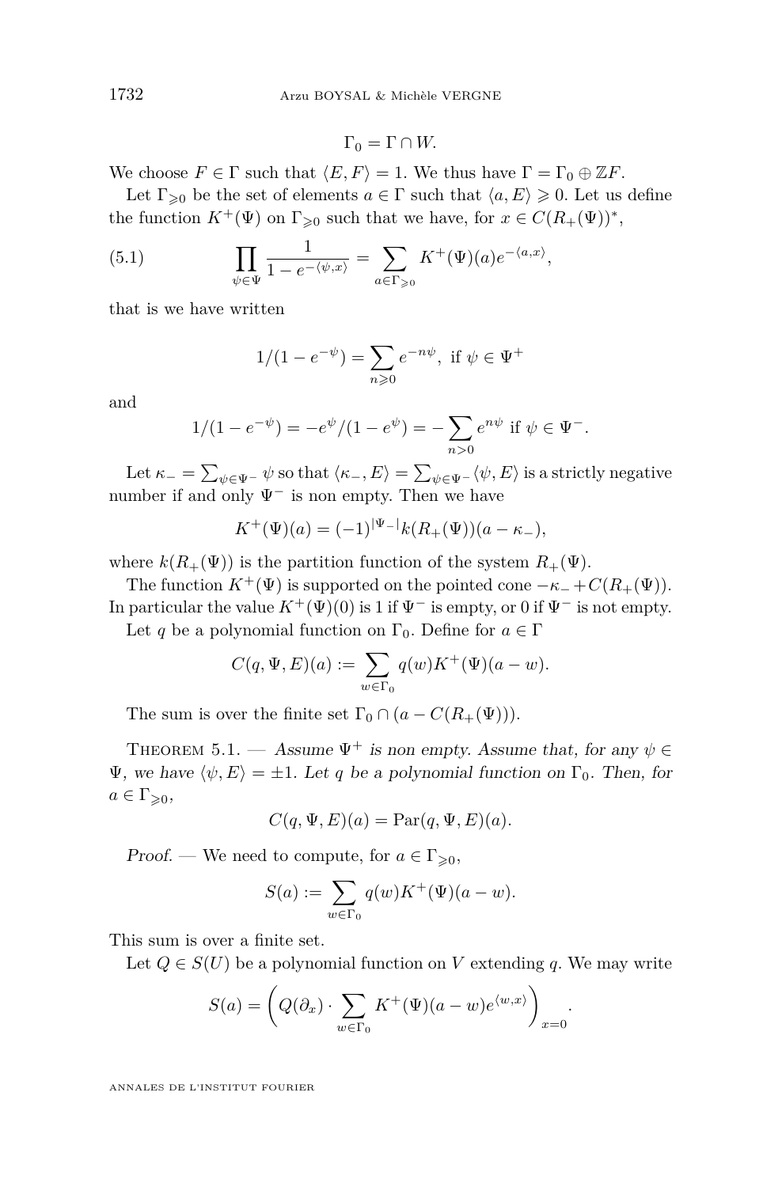$$\Gamma_0 = \Gamma \cap W.$$

We choose $F \in \Gamma$ such that $\langle E, F\rangle = 1$. We thus have $\Gamma = \Gamma_0 \oplus \mathbb{Z}F$.

Let $\Gamma_{\geqslant 0}$ be the set of elements $a \in \Gamma$ such that $\langle a, E\rangle \geqslant 0$. Let us define the function $K^+(\Psi)$ on $\Gamma_{\geqslant 0}$ such that we have, for $x \in C(R_+(\Psi))^*$,

$$\prod_{\psi\in\Psi} \frac{1}{1-e^{-\langle \psi, x\rangle}} = \sum_{a\in\Gamma_{\geqslant 0}} K^+(\Psi)(a) e^{-\langle a, x\rangle}, \tag{5.1}$$

that is we have written

$$1/(1-e^{-\psi}) = \sum_{n\geqslant 0} e^{-n\psi}, \text{ if } \psi \in \Psi^+$$

and

$$1/(1-e^{-\psi}) = -e^{\psi}/(1-e^{\psi}) = -\sum_{n>0} e^{n\psi} \text{ if } \psi \in \Psi^-.$$

Let $\kappa_- = \sum_{\psi\in\Psi^-}\psi$ so that $\langle \kappa_-, E\rangle = \sum_{\psi\in\Psi^-}\langle\psi, E\rangle$ is a strictly negative number if and only $\Psi^-$ is non empty. Then we have

$$K^+(\Psi)(a) = (-1)^{|\Psi_-|} k(R_+(\Psi))(a-\kappa_-),$$

where $k(R_+(\Psi))$ is the partition function of the system $R_+(\Psi)$.

The function $K^+(\Psi)$ is supported on the pointed cone $-\kappa_- + C(R_+(\Psi))$. In particular the value $K^+(\Psi)(0)$ is 1 if $\Psi^-$ is empty, or 0 if $\Psi^-$ is not empty.

Let $q$ be a polynomial function on $\Gamma_0$. Define for $a \in \Gamma$

$$C(q, \Psi, E)(a) := \sum_{w\in\Gamma_0} q(w) K^+(\Psi)(a-w).$$

The sum is over the finite set $\Gamma_0 \cap (a - C(R_+(\Psi)))$.

Theorem 5.1. — *Assume $\Psi^+$ is non empty. Assume that, for any $\psi \in \Psi$, we have $\langle\psi, E\rangle = \pm 1$. Let $q$ be a polynomial function on $\Gamma_0$. Then, for $a \in \Gamma_{\geqslant 0}$,*

$$C(q, \Psi, E)(a) = \mathrm{Par}(q, \Psi, E)(a).$$

*Proof.* — We need to compute, for $a \in \Gamma_{\geqslant 0}$,

$$S(a) := \sum_{w\in\Gamma_0} q(w) K^+(\Psi)(a-w).$$

This sum is over a finite set.

Let $Q \in S(U)$ be a polynomial function on $V$ extending $q$. We may write

$$S(a) = \left(Q(\partial_x)\cdot \sum_{w\in\Gamma_0} K^+(\Psi)(a-w)e^{\langle w, x\rangle}\right)_{x=0}.$$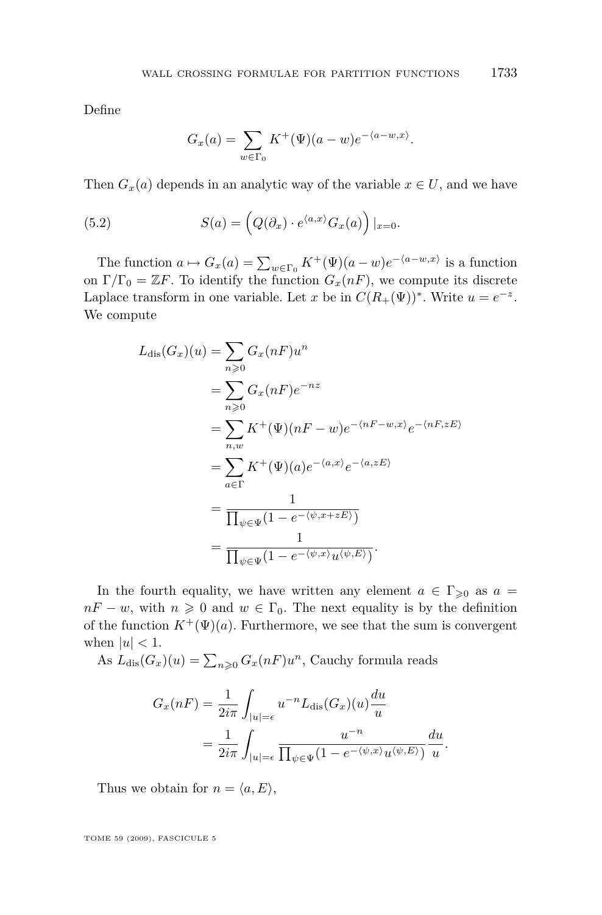Define

$$G_x(a) = \sum_{w\in\Gamma_0} K^+(\Psi)(a-w)e^{-\langle a-w,x\rangle}.$$

Then $G_x(a)$ depends in an analytic way of the variable $x \in U$, and we have

$$S(a) = \Big(Q(\partial_x)\cdot e^{\langle a,x\rangle}G_x(a)\Big)\,|_{x=0}. \tag{5.2}$$

The function $a \mapsto G_x(a) = \sum_{w\in\Gamma_0} K^+(\Psi)(a-w)e^{-\langle a-w,x\rangle}$ is a function on $\Gamma/\Gamma_0 = \mathbb{Z}F$. To identify the function $G_x(nF)$, we compute its discrete Laplace transform in one variable. Let $x$ be in $C(R_+(\Psi))^*$. Write $u = e^{-z}$. We compute

$$\begin{aligned}
L_{\mathrm{dis}}(G_x)(u) &= \sum_{n\geqslant 0} G_x(nF)u^n \\
&= \sum_{n\geqslant 0} G_x(nF)e^{-nz} \\
&= \sum_{n,w} K^+(\Psi)(nF-w)e^{-\langle nF-w,x\rangle}e^{-\langle nF,zE\rangle} \\
&= \sum_{a\in\Gamma} K^+(\Psi)(a)e^{-\langle a,x\rangle}e^{-\langle a,zE\rangle} \\
&= \frac{1}{\prod_{\psi\in\Psi}(1-e^{-\langle\psi,x+zE\rangle})} \\
&= \frac{1}{\prod_{\psi\in\Psi}(1-e^{-\langle\psi,x\rangle}u^{\langle\psi,E\rangle})}.
\end{aligned}$$

In the fourth equality, we have written any element $a \in \Gamma_{\geqslant 0}$ as $a = nF - w$, with $n \geqslant 0$ and $w \in \Gamma_0$. The next equality is by the definition of the function $K^+(\Psi)(a)$. Furthermore, we see that the sum is convergent when $|u| < 1$.

As $L_{\mathrm{dis}}(G_x)(u) = \sum_{n\geqslant 0} G_x(nF)u^n$, Cauchy formula reads

$$\begin{aligned}
G_x(nF) &= \frac{1}{2i\pi}\int_{|u|=\epsilon} u^{-n}L_{\mathrm{dis}}(G_x)(u)\frac{du}{u} \\
&= \frac{1}{2i\pi}\int_{|u|=\epsilon} \frac{u^{-n}}{\prod_{\psi\in\Psi}(1-e^{-\langle\psi,x\rangle}u^{\langle\psi,E\rangle})}\frac{du}{u}.
\end{aligned}$$

Thus we obtain for $n = \langle a, E\rangle$,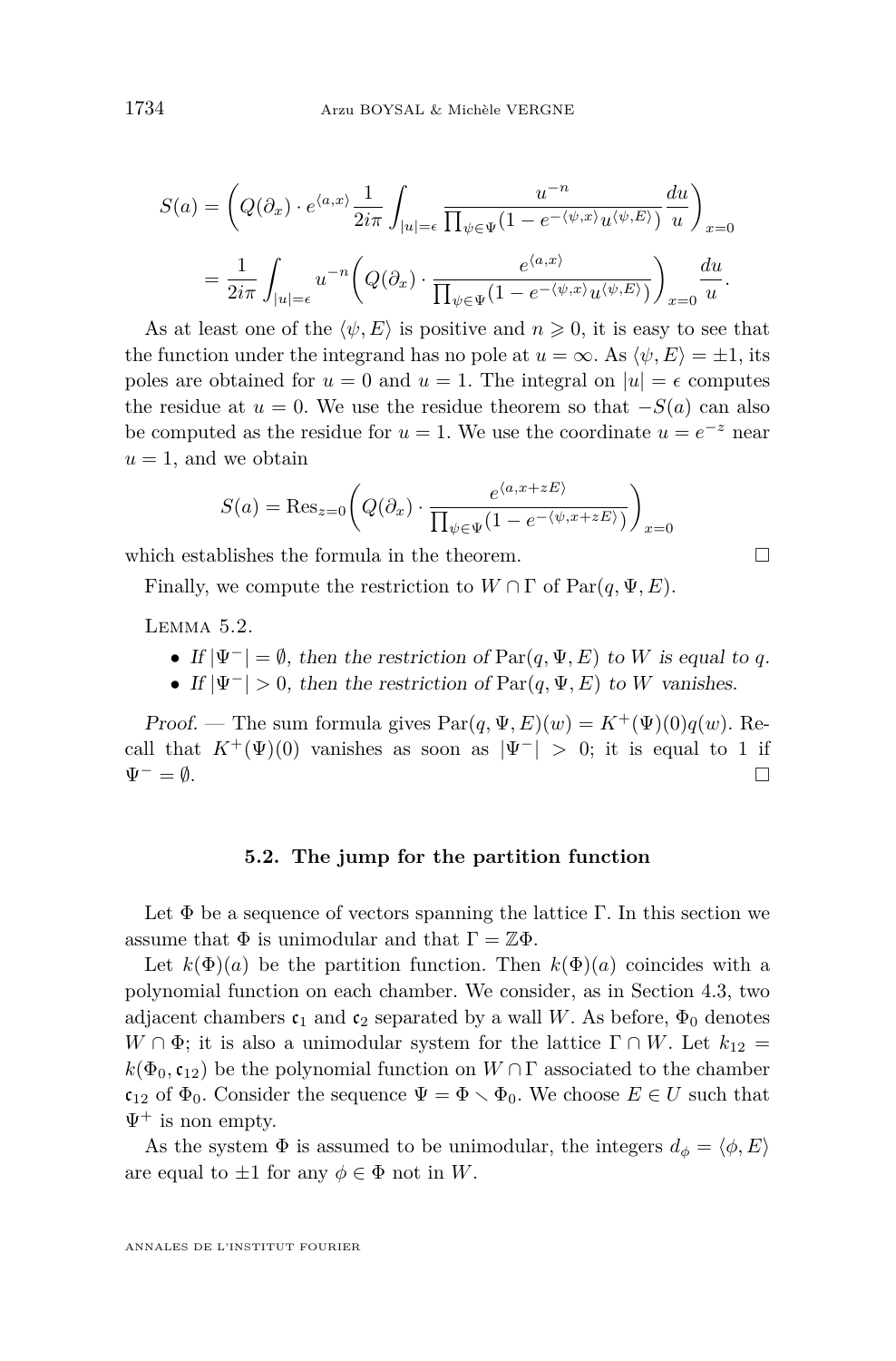$$
\begin{aligned}
S(a) &= \left( Q(\partial_x) \cdot e^{\langle a,x\rangle} \frac{1}{2i\pi} \int_{|u|=\epsilon} \frac{u^{-n}}{\prod_{\psi\in\Psi}(1-e^{-\langle\psi,x\rangle}u^{\langle\psi,E\rangle})} \frac{du}{u} \right)_{x=0} \\
&= \frac{1}{2i\pi} \int_{|u|=\epsilon} u^{-n} \left( Q(\partial_x) \cdot \frac{e^{\langle a,x\rangle}}{\prod_{\psi\in\Psi}(1-e^{-\langle\psi,x\rangle}u^{\langle\psi,E\rangle})} \right)_{x=0} \frac{du}{u}.
\end{aligned}
$$

As at least one of the $\langle\psi, E\rangle$ is positive and $n \geqslant 0$, it is easy to see that the function under the integrand has no pole at $u = \infty$. As $\langle\psi, E\rangle = \pm 1$, its poles are obtained for $u = 0$ and $u = 1$. The integral on $|u| = \epsilon$ computes the residue at $u = 0$. We use the residue theorem so that $-S(a)$ can also be computed as the residue for $u = 1$. We use the coordinate $u = e^{-z}$ near $u = 1$, and we obtain

$$
S(a) = \mathrm{Res}_{z=0} \left( Q(\partial_x) \cdot \frac{e^{\langle a,x+zE\rangle}}{\prod_{\psi\in\Psi}(1-e^{-\langle\psi,x+zE\rangle})} \right)_{x=0}
$$

which establishes the formula in the theorem. □

Finally, we compute the restriction to $W \cap \Gamma$ of $\mathrm{Par}(q, \Psi, E)$.

Lemma 5.2.

- *If $|\Psi^-| = \emptyset$, then the restriction of $\mathrm{Par}(q, \Psi, E)$ to $W$ is equal to $q$.*
- *If $|\Psi^-| > 0$, then the restriction of $\mathrm{Par}(q, \Psi, E)$ to $W$ vanishes.*

*Proof.* — The sum formula gives $\mathrm{Par}(q, \Psi, E)(w) = K^+(\Psi)(0)q(w)$. Recall that $K^+(\Psi)(0)$ vanishes as soon as $|\Psi^-| > 0$; it is equal to 1 if $\Psi^- = \emptyset$. □

### 5.2. The jump for the partition function

Let $\Phi$ be a sequence of vectors spanning the lattice $\Gamma$. In this section we assume that $\Phi$ is unimodular and that $\Gamma = \mathbb{Z}\Phi$.

Let $k(\Phi)(a)$ be the partition function. Then $k(\Phi)(a)$ coincides with a polynomial function on each chamber. We consider, as in Section 4.3, two adjacent chambers $\mathfrak{c}_1$ and $\mathfrak{c}_2$ separated by a wall $W$. As before, $\Phi_0$ denotes $W \cap \Phi$; it is also a unimodular system for the lattice $\Gamma \cap W$. Let $k_{12} = k(\Phi_0, \mathfrak{c}_{12})$ be the polynomial function on $W \cap \Gamma$ associated to the chamber $\mathfrak{c}_{12}$ of $\Phi_0$. Consider the sequence $\Psi = \Phi \setminus \Phi_0$. We choose $E \in U$ such that $\Psi^+$ is non empty.

As the system $\Phi$ is assumed to be unimodular, the integers $d_\phi = \langle\phi, E\rangle$ are equal to $\pm 1$ for any $\phi \in \Phi$ not in $W$.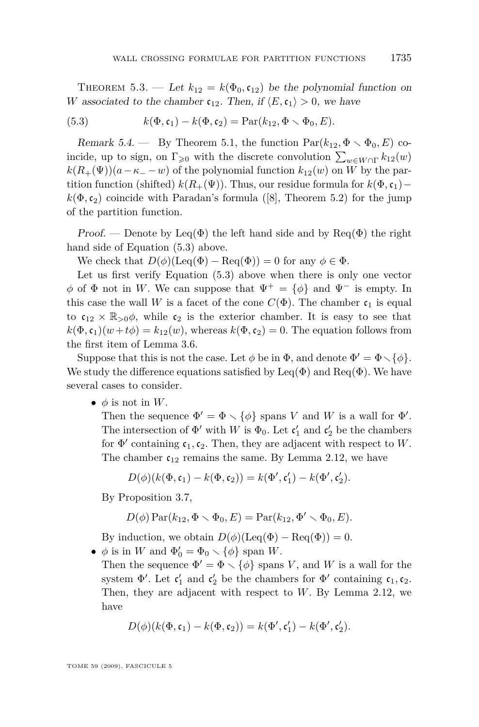Theorem 5.3. — *Let $k_{12} = k(\Phi_0, \mathfrak{c}_{12})$ be the polynomial function on $W$ associated to the chamber $\mathfrak{c}_{12}$. Then, if $\langle E, \mathfrak{c}_1\rangle > 0$, we have*

$$k(\Phi, \mathfrak{c}_1) - k(\Phi, \mathfrak{c}_2) = \mathrm{Par}(k_{12}, \Phi \setminus \Phi_0, E). \tag{5.3}$$

*Remark 5.4.* — By Theorem 5.1, the function $\mathrm{Par}(k_{12}, \Phi \setminus \Phi_0, E)$ coincide, up to sign, on $\Gamma_{\geqslant 0}$ with the discrete convolution $\sum_{w\in W\cap\Gamma} k_{12}(w)$ $k(R_+(\Psi))(a-\kappa_- - w)$ of the polynomial function $k_{12}(w)$ on $W$ by the partition function (shifted) $k(R_+(\Psi))$. Thus, our residue formula for $k(\Phi, \mathfrak{c}_1) - k(\Phi, \mathfrak{c}_2)$ coincide with Paradan's formula ([8], Theorem 5.2) for the jump of the partition function.

*Proof.* — Denote by $\mathrm{Leq}(\Phi)$ the left hand side and by $\mathrm{Req}(\Phi)$ the right hand side of Equation (5.3) above.

We check that $D(\phi)(\mathrm{Leq}(\Phi) - \mathrm{Req}(\Phi)) = 0$ for any $\phi \in \Phi$.

Let us first verify Equation (5.3) above when there is only one vector $\phi$ of $\Phi$ not in $W$. We can suppose that $\Psi^+ = \{\phi\}$ and $\Psi^-$ is empty. In this case the wall $W$ is a facet of the cone $C(\Phi)$. The chamber $\mathfrak{c}_1$ is equal to $\mathfrak{c}_{12} \times \mathbb{R}_{>0}\phi$, while $\mathfrak{c}_2$ is the exterior chamber. It is easy to see that $k(\Phi, \mathfrak{c}_1)(w+t\phi) = k_{12}(w)$, whereas $k(\Phi, \mathfrak{c}_2) = 0$. The equation follows from the first item of Lemma 3.6.

Suppose that this is not the case. Let $\phi$ be in $\Phi$, and denote $\Phi' = \Phi \setminus \{\phi\}$. We study the difference equations satisfied by $\mathrm{Leq}(\Phi)$ and $\mathrm{Req}(\Phi)$. We have several cases to consider.

- $\phi$ is not in $W$.
  Then the sequence $\Phi' = \Phi \setminus \{\phi\}$ spans $V$ and $W$ is a wall for $\Phi'$. The intersection of $\Phi'$ with $W$ is $\Phi_0$. Let $\mathfrak{c}'_1$ and $\mathfrak{c}'_2$ be the chambers for $\Phi'$ containing $\mathfrak{c}_1, \mathfrak{c}_2$. Then, they are adjacent with respect to $W$. The chamber $\mathfrak{c}_{12}$ remains the same. By Lemma 2.12, we have

  $$D(\phi)(k(\Phi, \mathfrak{c}_1) - k(\Phi, \mathfrak{c}_2)) = k(\Phi', \mathfrak{c}'_1) - k(\Phi', \mathfrak{c}'_2).$$

  By Proposition 3.7,

  $$D(\phi)\,\mathrm{Par}(k_{12}, \Phi \setminus \Phi_0, E) = \mathrm{Par}(k_{12}, \Phi' \setminus \Phi_0, E).$$

  By induction, we obtain $D(\phi)(\mathrm{Leq}(\Phi) - \mathrm{Req}(\Phi)) = 0$.
- $\phi$ is in $W$ and $\Phi'_0 = \Phi_0 \setminus \{\phi\}$ span $W$.
  Then the sequence $\Phi' = \Phi \setminus \{\phi\}$ spans $V$, and $W$ is a wall for the system $\Phi'$. Let $\mathfrak{c}'_1$ and $\mathfrak{c}'_2$ be the chambers for $\Phi'$ containing $\mathfrak{c}_1, \mathfrak{c}_2$. Then, they are adjacent with respect to $W$. By Lemma 2.12, we have

  $$D(\phi)(k(\Phi, \mathfrak{c}_1) - k(\Phi, \mathfrak{c}_2)) = k(\Phi', \mathfrak{c}'_1) - k(\Phi', \mathfrak{c}'_2).$$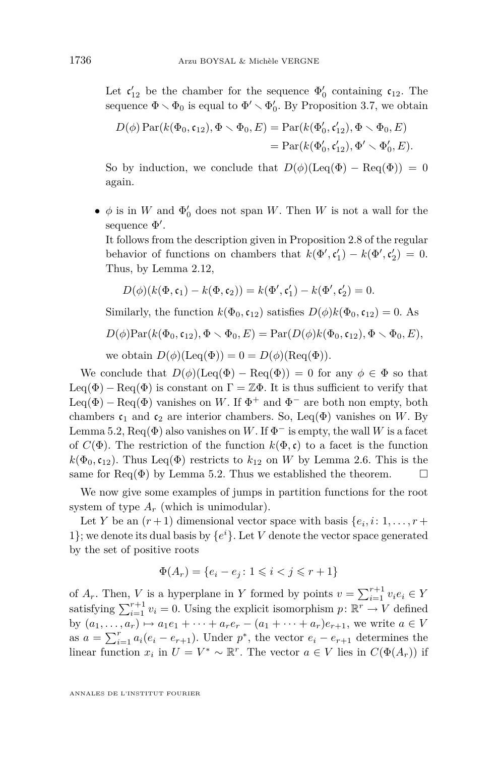Let $\mathfrak{c}'_{12}$ be the chamber for the sequence $\Phi'_0$ containing $\mathfrak{c}_{12}$. The sequence $\Phi \smallsetminus \Phi_0$ is equal to $\Phi' \smallsetminus \Phi'_0$. By Proposition 3.7, we obtain

$$\begin{aligned} D(\phi)\operatorname{Par}(k(\Phi_0, \mathfrak{c}_{12}), \Phi \smallsetminus \Phi_0, E) &= \operatorname{Par}(k(\Phi'_0, \mathfrak{c}'_{12}), \Phi \smallsetminus \Phi_0, E) \\ &= \operatorname{Par}(k(\Phi'_0, \mathfrak{c}'_{12}), \Phi' \smallsetminus \Phi'_0, E). \end{aligned}$$

So by induction, we conclude that $D(\phi)(\operatorname{Leq}(\Phi) - \operatorname{Req}(\Phi)) = 0$ again.

- $\phi$ is in $W$ and $\Phi'_0$ does not span $W$. Then $W$ is not a wall for the sequence $\Phi'$.

  It follows from the description given in Proposition 2.8 of the regular behavior of functions on chambers that $k(\Phi', \mathfrak{c}'_1) - k(\Phi', \mathfrak{c}'_2) = 0$. Thus, by Lemma 2.12,

  $$D(\phi)(k(\Phi, \mathfrak{c}_1) - k(\Phi, \mathfrak{c}_2)) = k(\Phi', \mathfrak{c}'_1) - k(\Phi', \mathfrak{c}'_2) = 0.$$

  Similarly, the function $k(\Phi_0, \mathfrak{c}_{12})$ satisfies $D(\phi)k(\Phi_0, \mathfrak{c}_{12}) = 0$. As

  $$D(\phi)\operatorname{Par}(k(\Phi_0, \mathfrak{c}_{12}), \Phi \smallsetminus \Phi_0, E) = \operatorname{Par}(D(\phi)k(\Phi_0, \mathfrak{c}_{12}), \Phi \smallsetminus \Phi_0, E),$$

  we obtain $D(\phi)(\operatorname{Leq}(\Phi)) = 0 = D(\phi)(\operatorname{Req}(\Phi))$.

We conclude that $D(\phi)(\operatorname{Leq}(\Phi) - \operatorname{Req}(\Phi)) = 0$ for any $\phi \in \Phi$ so that $\operatorname{Leq}(\Phi) - \operatorname{Req}(\Phi)$ is constant on $\Gamma = \mathbb{Z}\Phi$. It is thus sufficient to verify that $\operatorname{Leq}(\Phi) - \operatorname{Req}(\Phi)$ vanishes on $W$. If $\Phi^+$ and $\Phi^-$ are both non empty, both chambers $\mathfrak{c}_1$ and $\mathfrak{c}_2$ are interior chambers. So, $\operatorname{Leq}(\Phi)$ vanishes on $W$. By Lemma 5.2, $\operatorname{Req}(\Phi)$ also vanishes on $W$. If $\Phi^-$ is empty, the wall $W$ is a facet of $C(\Phi)$. The restriction of the function $k(\Phi, \mathfrak{c})$ to a facet is the function $k(\Phi_0, \mathfrak{c}_{12})$. Thus $\operatorname{Leq}(\Phi)$ restricts to $k_{12}$ on $W$ by Lemma 2.6. This is the same for $\operatorname{Req}(\Phi)$ by Lemma 5.2. Thus we established the theorem. $\square$

We now give some examples of jumps in partition functions for the root system of type $A_r$ (which is unimodular).

Let $Y$ be an $(r+1)$ dimensional vector space with basis $\{e_i, i\colon 1, \ldots, r+1\}$; we denote its dual basis by $\{e^i\}$. Let $V$ denote the vector space generated by the set of positive roots

$$\Phi(A_r) = \{e_i - e_j\colon 1 \leqslant i < j \leqslant r+1\}$$

of $A_r$. Then, $V$ is a hyperplane in $Y$ formed by points $v = \sum_{i=1}^{r+1} v_i e_i \in Y$ satisfying $\sum_{i=1}^{r+1} v_i = 0$. Using the explicit isomorphism $p\colon \mathbb{R}^r \to V$ defined by $(a_1, \ldots, a_r) \mapsto a_1 e_1 + \cdots + a_r e_r - (a_1 + \cdots + a_r)e_{r+1}$, we write $a \in V$ as $a = \sum_{i=1}^{r} a_i(e_i - e_{r+1})$. Under $p^*$, the vector $e_i - e_{r+1}$ determines the linear function $x_i$ in $U = V^* \sim \mathbb{R}^r$. The vector $a \in V$ lies in $C(\Phi(A_r))$ if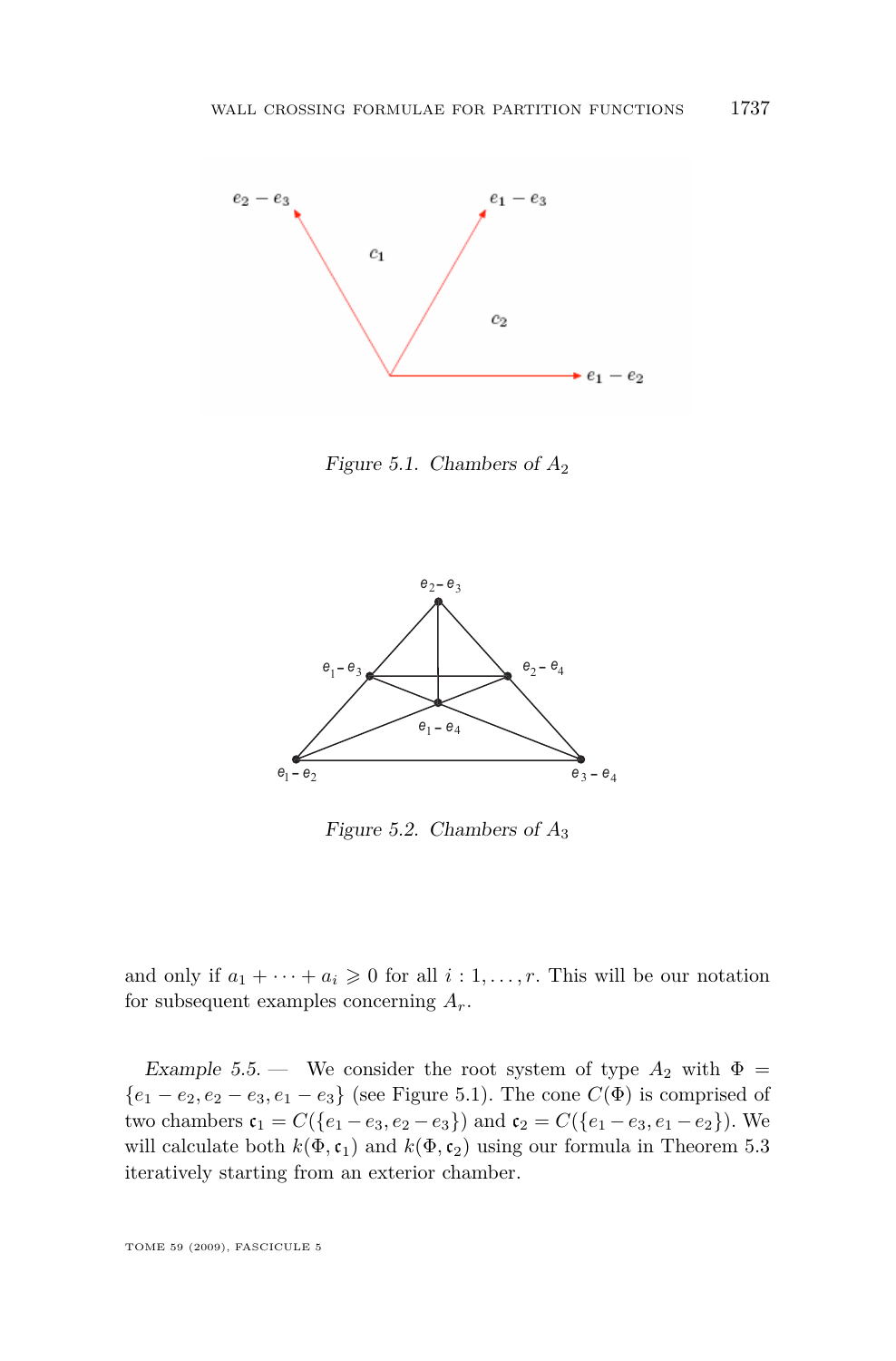Figure 5.1. Chambers of $A_2$

Figure 5.2. Chambers of $A_3$

and only if $a_1 + \cdots + a_i \geqslant 0$ for all $i : 1, \ldots, r$. This will be our notation for subsequent examples concerning $A_r$.

*Example 5.5.* — We consider the root system of type $A_2$ with $\Phi = \{e_1 - e_2, e_2 - e_3, e_1 - e_3\}$ (see Figure 5.1). The cone $C(\Phi)$ is comprised of two chambers $\mathfrak{c}_1 = C(\{e_1 - e_3, e_2 - e_3\})$ and $\mathfrak{c}_2 = C(\{e_1 - e_3, e_1 - e_2\})$. We will calculate both $k(\Phi, \mathfrak{c}_1)$ and $k(\Phi, \mathfrak{c}_2)$ using our formula in Theorem 5.3 iteratively starting from an exterior chamber.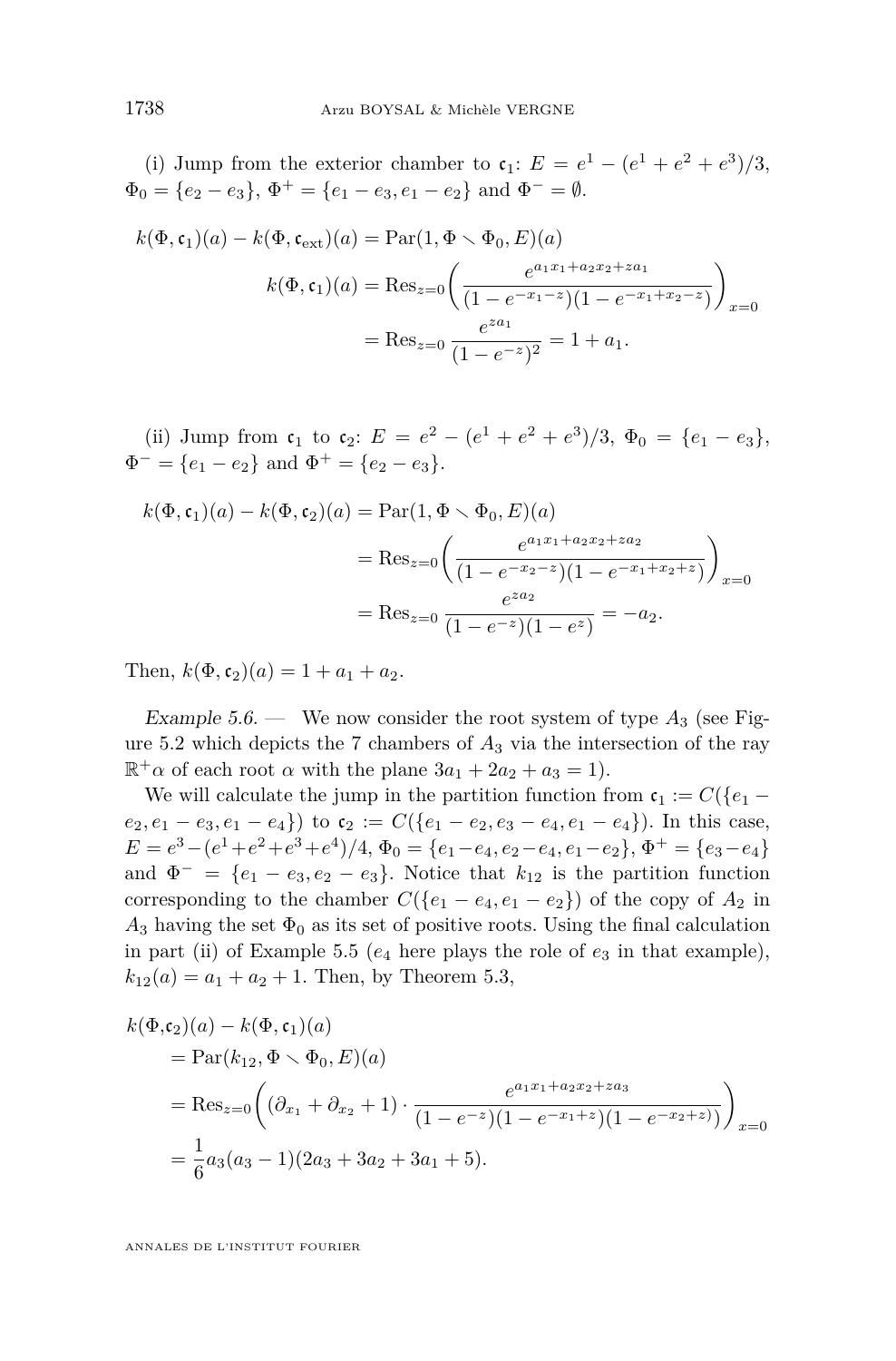(i) Jump from the exterior chamber to $\mathfrak{c}_1$: $E = e^1 - (e^1 + e^2 + e^3)/3$, $\Phi_0 = \{e_2 - e_3\}$, $\Phi^+ = \{e_1 - e_3, e_1 - e_2\}$ and $\Phi^- = \emptyset$.

$$
\begin{aligned}
k(\Phi, \mathfrak{c}_1)(a) - k(\Phi, \mathfrak{c}_{\text{ext}})(a) &= \operatorname{Par}(1, \Phi \smallsetminus \Phi_0, E)(a) \\
k(\Phi, \mathfrak{c}_1)(a) &= \operatorname{Res}_{z=0}\left( \frac{e^{a_1 x_1 + a_2 x_2 + z a_1}}{(1 - e^{-x_1 - z})(1 - e^{-x_1 + x_2 - z})} \right)_{x=0} \\
&= \operatorname{Res}_{z=0} \frac{e^{z a_1}}{(1 - e^{-z})^2} = 1 + a_1.
\end{aligned}
$$

(ii) Jump from $\mathfrak{c}_1$ to $\mathfrak{c}_2$: $E = e^2 - (e^1 + e^2 + e^3)/3$, $\Phi_0 = \{e_1 - e_3\}$, $\Phi^- = \{e_1 - e_2\}$ and $\Phi^+ = \{e_2 - e_3\}$.

$$
\begin{aligned}
k(\Phi, \mathfrak{c}_1)(a) - k(\Phi, \mathfrak{c}_2)(a) &= \operatorname{Par}(1, \Phi \smallsetminus \Phi_0, E)(a) \\
&= \operatorname{Res}_{z=0}\left( \frac{e^{a_1 x_1 + a_2 x_2 + z a_2}}{(1 - e^{-x_2 - z})(1 - e^{-x_1 + x_2 + z})} \right)_{x=0} \\
&= \operatorname{Res}_{z=0} \frac{e^{z a_2}}{(1 - e^{-z})(1 - e^{z})} = -a_2.
\end{aligned}
$$

Then, $k(\Phi, \mathfrak{c}_2)(a) = 1 + a_1 + a_2$.

*Example 5.6.* — We now consider the root system of type $A_3$ (see Figure 5.2 which depicts the 7 chambers of $A_3$ via the intersection of the ray $\mathbb{R}^+\alpha$ of each root $\alpha$ with the plane $3a_1 + 2a_2 + a_3 = 1$).

We will calculate the jump in the partition function from $\mathfrak{c}_1 := C(\{e_1 - e_2, e_1 - e_3, e_1 - e_4\})$ to $\mathfrak{c}_2 := C(\{e_1 - e_2, e_3 - e_4, e_1 - e_4\})$. In this case, $E = e^3 - (e^1 + e^2 + e^3 + e^4)/4$, $\Phi_0 = \{e_1 - e_4, e_2 - e_4, e_1 - e_2\}$, $\Phi^+ = \{e_3 - e_4\}$ and $\Phi^- = \{e_1 - e_3, e_2 - e_3\}$. Notice that $k_{12}$ is the partition function corresponding to the chamber $C(\{e_1 - e_4, e_1 - e_2\})$ of the copy of $A_2$ in $A_3$ having the set $\Phi_0$ as its set of positive roots. Using the final calculation in part (ii) of Example 5.5 ($e_4$ here plays the role of $e_3$ in that example), $k_{12}(a) = a_1 + a_2 + 1$. Then, by Theorem 5.3,

$$
\begin{aligned}
&k(\Phi, \mathfrak{c}_2)(a) - k(\Phi, \mathfrak{c}_1)(a) \\
&\quad = \operatorname{Par}(k_{12}, \Phi \smallsetminus \Phi_0, E)(a) \\
&\quad = \operatorname{Res}_{z=0}\left( (\partial_{x_1} + \partial_{x_2} + 1) \cdot \frac{e^{a_1 x_1 + a_2 x_2 + z a_3}}{(1 - e^{-z})(1 - e^{-x_1 + z})(1 - e^{-x_2 + z})} \right)_{x=0} \\
&\quad = \frac{1}{6} a_3 (a_3 - 1)(2a_3 + 3a_2 + 3a_1 + 5).
\end{aligned}
$$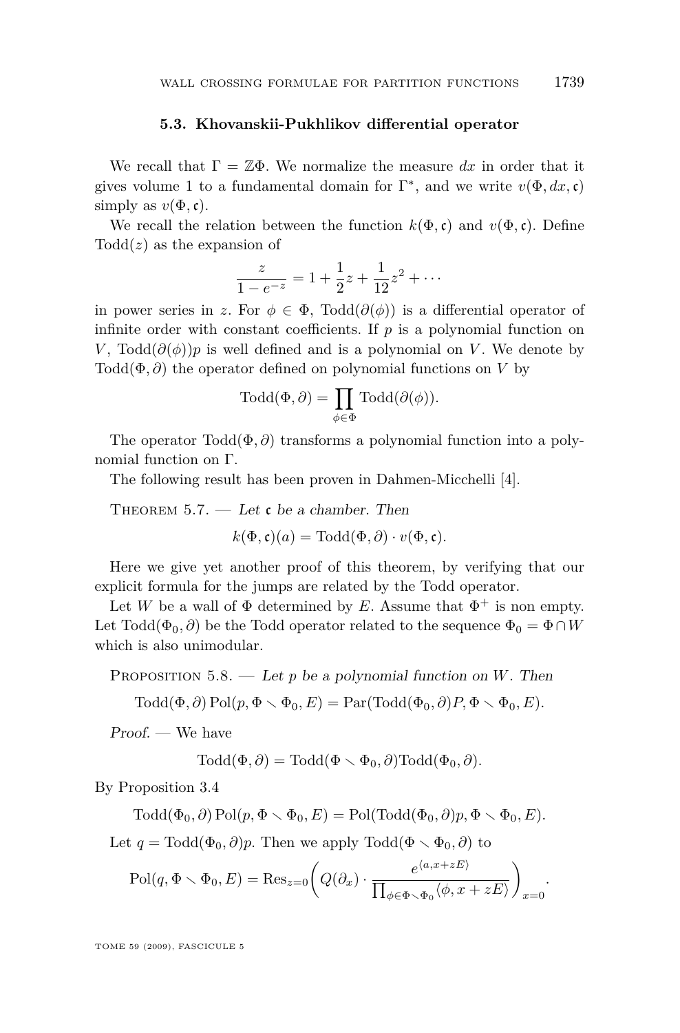### 5.3. Khovanskii-Pukhlikov differential operator

We recall that $\Gamma = \mathbb{Z}\Phi$. We normalize the measure $dx$ in order that it gives volume 1 to a fundamental domain for $\Gamma^*$, and we write $v(\Phi, dx, \mathfrak{c})$ simply as $v(\Phi, \mathfrak{c})$.

We recall the relation between the function $k(\Phi, \mathfrak{c})$ and $v(\Phi, \mathfrak{c})$. Define $\mathrm{Todd}(z)$ as the expansion of

$$\frac{z}{1 - e^{-z}} = 1 + \frac{1}{2}z + \frac{1}{12}z^2 + \cdots$$

in power series in $z$. For $\phi \in \Phi$, $\mathrm{Todd}(\partial(\phi))$ is a differential operator of infinite order with constant coefficients. If $p$ is a polynomial function on $V$, $\mathrm{Todd}(\partial(\phi))p$ is well defined and is a polynomial on $V$. We denote by $\mathrm{Todd}(\Phi, \partial)$ the operator defined on polynomial functions on $V$ by

$$\mathrm{Todd}(\Phi, \partial) = \prod_{\phi \in \Phi} \mathrm{Todd}(\partial(\phi)).$$

The operator $\mathrm{Todd}(\Phi, \partial)$ transforms a polynomial function into a polynomial function on $\Gamma$.

The following result has been proven in Dahmen-Micchelli [4].

Theorem 5.7. — *Let $\mathfrak{c}$ be a chamber. Then*

$$k(\Phi, \mathfrak{c})(a) = \mathrm{Todd}(\Phi, \partial) \cdot v(\Phi, \mathfrak{c}).$$

Here we give yet another proof of this theorem, by verifying that our explicit formula for the jumps are related by the Todd operator.

Let $W$ be a wall of $\Phi$ determined by $E$. Assume that $\Phi^+$ is non empty. Let $\mathrm{Todd}(\Phi_0, \partial)$ be the Todd operator related to the sequence $\Phi_0 = \Phi \cap W$ which is also unimodular.

Proposition 5.8. — *Let $p$ be a polynomial function on $W$. Then*

$$\mathrm{Todd}(\Phi, \partial)\,\mathrm{Pol}(p, \Phi \setminus \Phi_0, E) = \mathrm{Par}(\mathrm{Todd}(\Phi_0, \partial)P, \Phi \setminus \Phi_0, E).$$

*Proof.* — We have

$$\mathrm{Todd}(\Phi, \partial) = \mathrm{Todd}(\Phi \setminus \Phi_0, \partial)\mathrm{Todd}(\Phi_0, \partial).$$

By Proposition 3.4

$$\mathrm{Todd}(\Phi_0, \partial)\,\mathrm{Pol}(p, \Phi \setminus \Phi_0, E) = \mathrm{Pol}(\mathrm{Todd}(\Phi_0, \partial)p, \Phi \setminus \Phi_0, E).$$

Let $q = \mathrm{Todd}(\Phi_0, \partial)p$. Then we apply $\mathrm{Todd}(\Phi \setminus \Phi_0, \partial)$ to

$$\mathrm{Pol}(q, \Phi \setminus \Phi_0, E) = \mathrm{Res}_{z=0}\left( Q(\partial_x) \cdot \frac{e^{\langle a, x+zE \rangle}}{\prod_{\phi \in \Phi \setminus \Phi_0} \langle \phi, x + zE \rangle} \right)_{x=0}.$$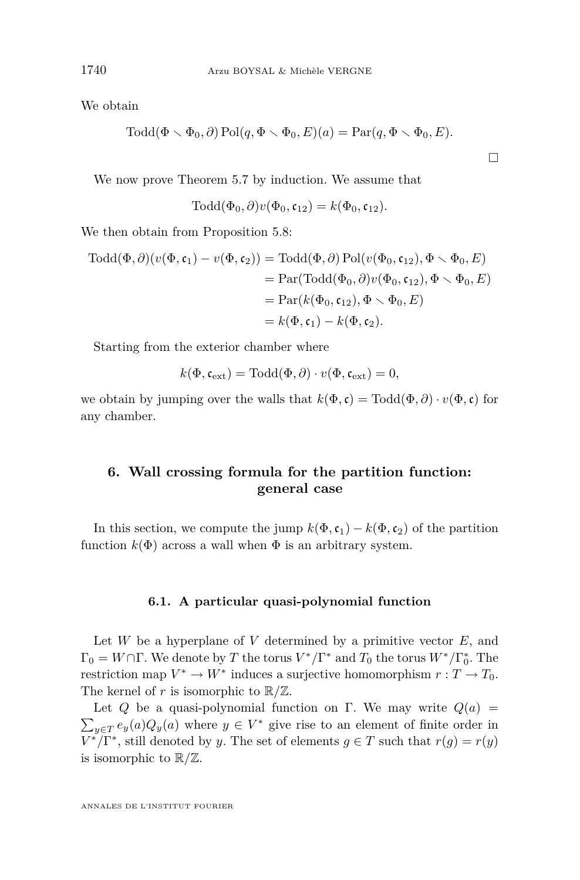We obtain

$$\mathrm{Todd}(\Phi \setminus \Phi_0, \partial)\,\mathrm{Pol}(q, \Phi \setminus \Phi_0, E)(a) = \mathrm{Par}(q, \Phi \setminus \Phi_0, E).$$

□

We now prove Theorem 5.7 by induction. We assume that

$$\mathrm{Todd}(\Phi_0, \partial) v(\Phi_0, \mathfrak{c}_{12}) = k(\Phi_0, \mathfrak{c}_{12}).$$

We then obtain from Proposition 5.8:

$$\begin{aligned}
\mathrm{Todd}(\Phi, \partial)(v(\Phi, \mathfrak{c}_1) - v(\Phi, \mathfrak{c}_2)) &= \mathrm{Todd}(\Phi, \partial)\,\mathrm{Pol}(v(\Phi_0, \mathfrak{c}_{12}), \Phi \setminus \Phi_0, E) \\
&= \mathrm{Par}(\mathrm{Todd}(\Phi_0, \partial) v(\Phi_0, \mathfrak{c}_{12}), \Phi \setminus \Phi_0, E) \\
&= \mathrm{Par}(k(\Phi_0, \mathfrak{c}_{12}), \Phi \setminus \Phi_0, E) \\
&= k(\Phi, \mathfrak{c}_1) - k(\Phi, \mathfrak{c}_2).
\end{aligned}$$

Starting from the exterior chamber where

$$k(\Phi, \mathfrak{c}_{\mathrm{ext}}) = \mathrm{Todd}(\Phi, \partial) \cdot v(\Phi, \mathfrak{c}_{\mathrm{ext}}) = 0,$$

we obtain by jumping over the walls that $k(\Phi, \mathfrak{c}) = \mathrm{Todd}(\Phi, \partial) \cdot v(\Phi, \mathfrak{c})$ for any chamber.

## 6. Wall crossing formula for the partition function: general case

In this section, we compute the jump $k(\Phi, \mathfrak{c}_1) - k(\Phi, \mathfrak{c}_2)$ of the partition function $k(\Phi)$ across a wall when $\Phi$ is an arbitrary system.

### 6.1. A particular quasi-polynomial function

Let $W$ be a hyperplane of $V$ determined by a primitive vector $E$, and $\Gamma_0 = W \cap \Gamma$. We denote by $T$ the torus $V^*/\Gamma^*$ and $T_0$ the torus $W^*/\Gamma_0^*$. The restriction map $V^* \to W^*$ induces a surjective homomorphism $r : T \to T_0$. The kernel of $r$ is isomorphic to $\mathbb{R}/\mathbb{Z}$.

Let $Q$ be a quasi-polynomial function on $\Gamma$. We may write $Q(a) = \sum_{y \in T} e_y(a) Q_y(a)$ where $y \in V^*$ give rise to an element of finite order in $V^*/\Gamma^*$, still denoted by $y$. The set of elements $g \in T$ such that $r(g) = r(y)$ is isomorphic to $\mathbb{R}/\mathbb{Z}$.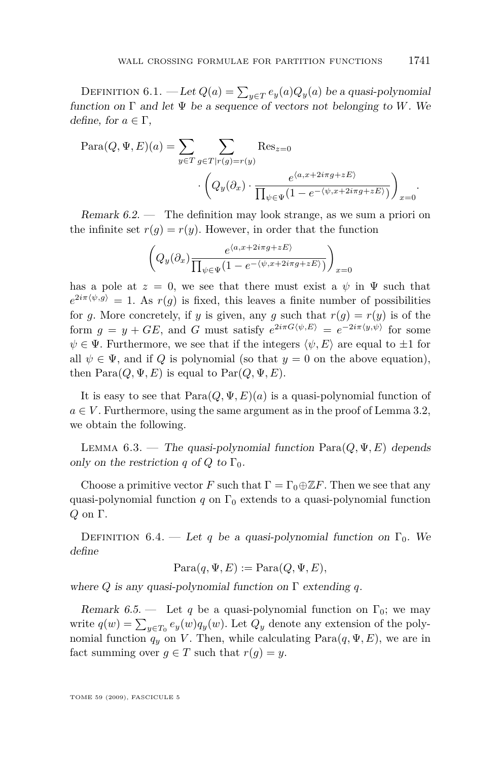Definition 6.1. — *Let $Q(a) = \sum_{y\in T} e_y(a) Q_y(a)$ be a quasi-polynomial function on $\Gamma$ and let $\Psi$ be a sequence of vectors not belonging to $W$. We define, for $a \in \Gamma$,*

$$\mathrm{Para}(Q,\Psi,E)(a) = \sum_{y\in T}\sum_{g\in T | r(g)=r(y)} \mathrm{Res}_{z=0} \cdot \left( Q_y(\partial_x) \cdot \frac{e^{\langle a, x+2i\pi g + zE\rangle}}{\prod_{\psi\in\Psi}(1-e^{-\langle \psi, x+2i\pi g+zE\rangle})}\right)_{x=0}.$$

*Remark 6.2.* — The definition may look strange, as we sum a priori on the infinite set $r(g) = r(y)$. However, in order that the function

$$\left( Q_y(\partial_x) \frac{e^{\langle a, x+2i\pi g + zE\rangle}}{\prod_{\psi\in\Psi}(1-e^{-\langle \psi, x+2i\pi g+zE\rangle})}\right)_{x=0}$$

has a pole at $z = 0$, we see that there must exist a $\psi$ in $\Psi$ such that $e^{2i\pi\langle\psi,g\rangle} = 1$. As $r(g)$ is fixed, this leaves a finite number of possibilities for $g$. More concretely, if $y$ is given, any $g$ such that $r(g) = r(y)$ is of the form $g = y + GE$, and $G$ must satisfy $e^{2i\pi G\langle\psi,E\rangle} = e^{-2i\pi\langle y,\psi\rangle}$ for some $\psi \in \Psi$. Furthermore, we see that if the integers $\langle\psi, E\rangle$ are equal to $\pm 1$ for all $\psi \in \Psi$, and if $Q$ is polynomial (so that $y = 0$ on the above equation), then $\mathrm{Para}(Q,\Psi,E)$ is equal to $\mathrm{Par}(Q,\Psi,E)$.

It is easy to see that $\mathrm{Para}(Q,\Psi,E)(a)$ is a quasi-polynomial function of $a \in V$. Furthermore, using the same argument as in the proof of Lemma 3.2, we obtain the following.

Lemma 6.3. — *The quasi-polynomial function $\mathrm{Para}(Q,\Psi,E)$ depends only on the restriction $q$ of $Q$ to $\Gamma_0$.*

Choose a primitive vector $F$ such that $\Gamma = \Gamma_0 \oplus \mathbb{Z}F$. Then we see that any quasi-polynomial function $q$ on $\Gamma_0$ extends to a quasi-polynomial function $Q$ on $\Gamma$.

Definition 6.4. — *Let $q$ be a quasi-polynomial function on $\Gamma_0$. We define*

$$\mathrm{Para}(q,\Psi,E) := \mathrm{Para}(Q,\Psi,E),$$

*where $Q$ is any quasi-polynomial function on $\Gamma$ extending $q$.*

*Remark 6.5.* — Let $q$ be a quasi-polynomial function on $\Gamma_0$; we may write $q(w) = \sum_{y\in T_0} e_y(w) q_y(w)$. Let $Q_y$ denote any extension of the polynomial function $q_y$ on $V$. Then, while calculating $\mathrm{Para}(q,\Psi,E)$, we are in fact summing over $g \in T$ such that $r(g) = y$.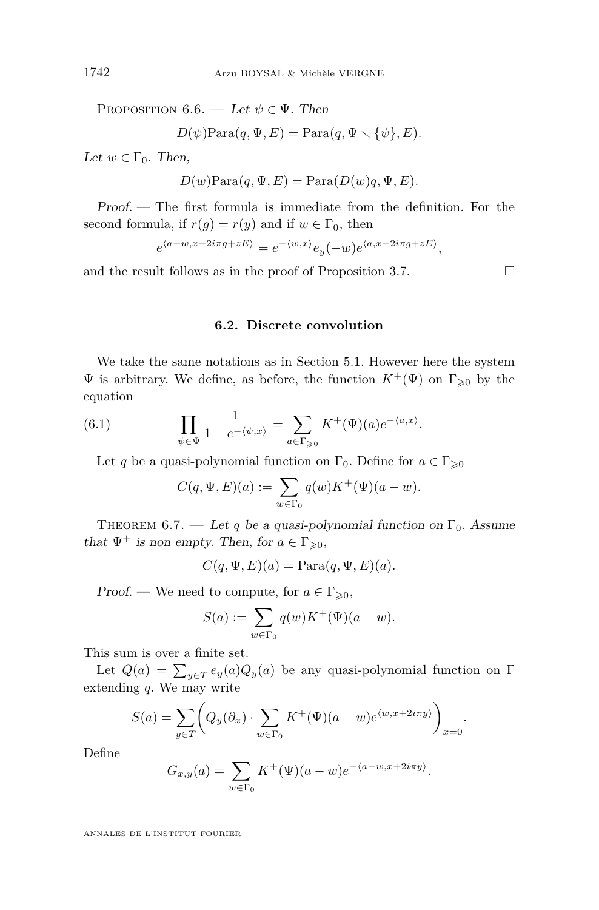Proposition 6.6. — *Let $\psi \in \Psi$. Then*

$$D(\psi)\mathrm{Para}(q, \Psi, E) = \mathrm{Para}(q, \Psi \setminus \{\psi\}, E).$$

*Let $w \in \Gamma_0$. Then,*

$$D(w)\mathrm{Para}(q, \Psi, E) = \mathrm{Para}(D(w)q, \Psi, E).$$

*Proof.* — The first formula is immediate from the definition. For the second formula, if $r(g) = r(y)$ and if $w \in \Gamma_0$, then

$$e^{\langle a-w, x+2i\pi g+zE\rangle} = e^{-\langle w,x\rangle} e_y(-w) e^{\langle a, x+2i\pi g+zE\rangle},$$

and the result follows as in the proof of Proposition 3.7. □

### 6.2. Discrete convolution

We take the same notations as in Section 5.1. However here the system $\Psi$ is arbitrary. We define, as before, the function $K^+(\Psi)$ on $\Gamma_{\geqslant 0}$ by the equation

$$\prod_{\psi\in\Psi} \frac{1}{1-e^{-\langle \psi,x\rangle}} = \sum_{a\in\Gamma_{\geqslant 0}} K^+(\Psi)(a) e^{-\langle a,x\rangle}. \tag{6.1}$$

Let $q$ be a quasi-polynomial function on $\Gamma_0$. Define for $a \in \Gamma_{\geqslant 0}$

$$C(q, \Psi, E)(a) := \sum_{w\in\Gamma_0} q(w) K^+(\Psi)(a-w).$$

Theorem 6.7. — *Let $q$ be a quasi-polynomial function on $\Gamma_0$. Assume that $\Psi^+$ is non empty. Then, for $a \in \Gamma_{\geqslant 0}$,*

$$C(q, \Psi, E)(a) = \mathrm{Para}(q, \Psi, E)(a).$$

*Proof.* — We need to compute, for $a \in \Gamma_{\geqslant 0}$,

$$S(a) := \sum_{w\in\Gamma_0} q(w) K^+(\Psi)(a-w).$$

This sum is over a finite set.

Let $Q(a) = \sum_{y\in T} e_y(a) Q_y(a)$ be any quasi-polynomial function on $\Gamma$ extending $q$. We may write

$$S(a) = \sum_{y\in T}\left( Q_y(\partial_x) \cdot \sum_{w\in\Gamma_0} K^+(\Psi)(a-w) e^{\langle w, x+2i\pi y\rangle}\right)_{x=0}.$$

Define

$$G_{x,y}(a) = \sum_{w\in\Gamma_0} K^+(\Psi)(a-w) e^{-\langle a-w, x+2i\pi y\rangle}.$$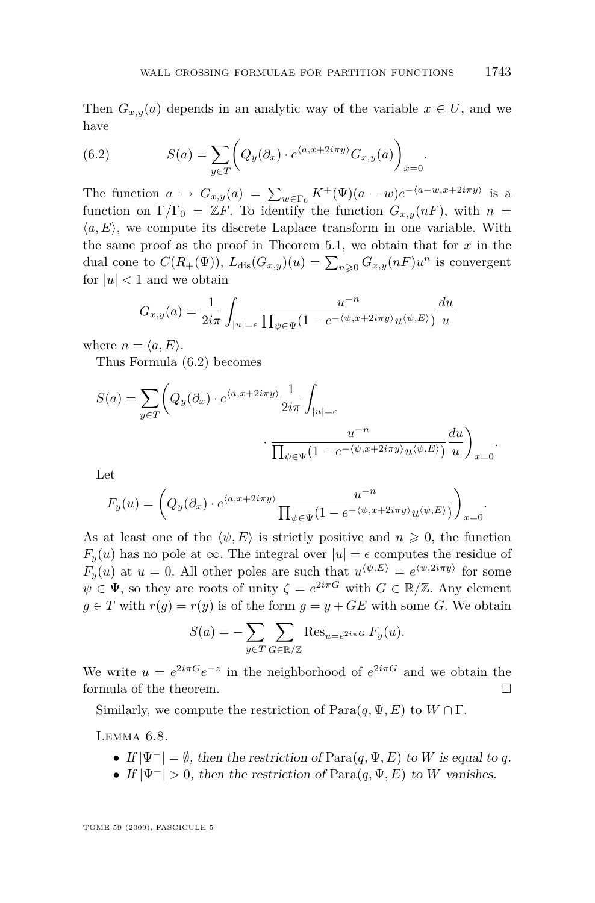Then $G_{x,y}(a)$ depends in an analytic way of the variable $x \in U$, and we have

$$S(a) = \sum_{y\in T} \left( Q_y(\partial_x) \cdot e^{\langle a, x+2i\pi y\rangle} G_{x,y}(a) \right)_{x=0}. \tag{6.2}$$

The function $a \mapsto G_{x,y}(a) = \sum_{w\in\Gamma_0} K^+(\Psi)(a-w) e^{-\langle a-w, x+2i\pi y\rangle}$ is a function on $\Gamma/\Gamma_0 = \mathbb{Z}F$. To identify the function $G_{x,y}(nF)$, with $n = \langle a, E\rangle$, we compute its discrete Laplace transform in one variable. With the same proof as the proof in Theorem 5.1, we obtain that for $x$ in the dual cone to $C(R_+(\Psi))$, $L_{\mathrm{dis}}(G_{x,y})(u) = \sum_{n\geqslant 0} G_{x,y}(nF)u^n$ is convergent for $|u| < 1$ and we obtain

$$G_{x,y}(a) = \frac{1}{2i\pi} \int_{|u|=\epsilon} \frac{u^{-n}}{\prod_{\psi\in\Psi}(1 - e^{-\langle \psi, x+2i\pi y\rangle} u^{\langle \psi, E\rangle})} \frac{du}{u}$$

where $n = \langle a, E\rangle$.

Thus Formula (6.2) becomes

$$S(a) = \sum_{y\in T} \left( Q_y(\partial_x) \cdot e^{\langle a, x+2i\pi y\rangle} \frac{1}{2i\pi} \int_{|u|=\epsilon} \cdot \frac{u^{-n}}{\prod_{\psi\in\Psi}(1 - e^{-\langle \psi, x+2i\pi y\rangle} u^{\langle \psi, E\rangle})} \frac{du}{u} \right)_{x=0}.$$

Let

$$F_y(u) = \left( Q_y(\partial_x) \cdot e^{\langle a, x+2i\pi y\rangle} \frac{u^{-n}}{\prod_{\psi\in\Psi}(1 - e^{-\langle \psi, x+2i\pi y\rangle} u^{\langle \psi, E\rangle})} \right)_{x=0}.$$

As at least one of the $\langle \psi, E\rangle$ is strictly positive and $n \geqslant 0$, the function $F_y(u)$ has no pole at $\infty$. The integral over $|u| = \epsilon$ computes the residue of $F_y(u)$ at $u = 0$. All other poles are such that $u^{\langle \psi, E\rangle} = e^{\langle \psi, 2i\pi y\rangle}$ for some $\psi \in \Psi$, so they are roots of unity $\zeta = e^{2i\pi G}$ with $G \in \mathbb{R}/\mathbb{Z}$. Any element $g \in T$ with $r(g) = r(y)$ is of the form $g = y + GE$ with some $G$. We obtain

$$S(a) = -\sum_{y\in T} \sum_{G\in\mathbb{R}/\mathbb{Z}} \mathrm{Res}_{u=e^{2i\pi G}} F_y(u).$$

We write $u = e^{2i\pi G} e^{-z}$ in the neighborhood of $e^{2i\pi G}$ and we obtain the formula of the theorem. □

Similarly, we compute the restriction of $\mathrm{Para}(q, \Psi, E)$ to $W \cap \Gamma$.

Lemma 6.8.

- *If $|\Psi^-| = \emptyset$, then the restriction of $\mathrm{Para}(q, \Psi, E)$ to $W$ is equal to $q$.*
- *If $|\Psi^-| > 0$, then the restriction of $\mathrm{Para}(q, \Psi, E)$ to $W$ vanishes.*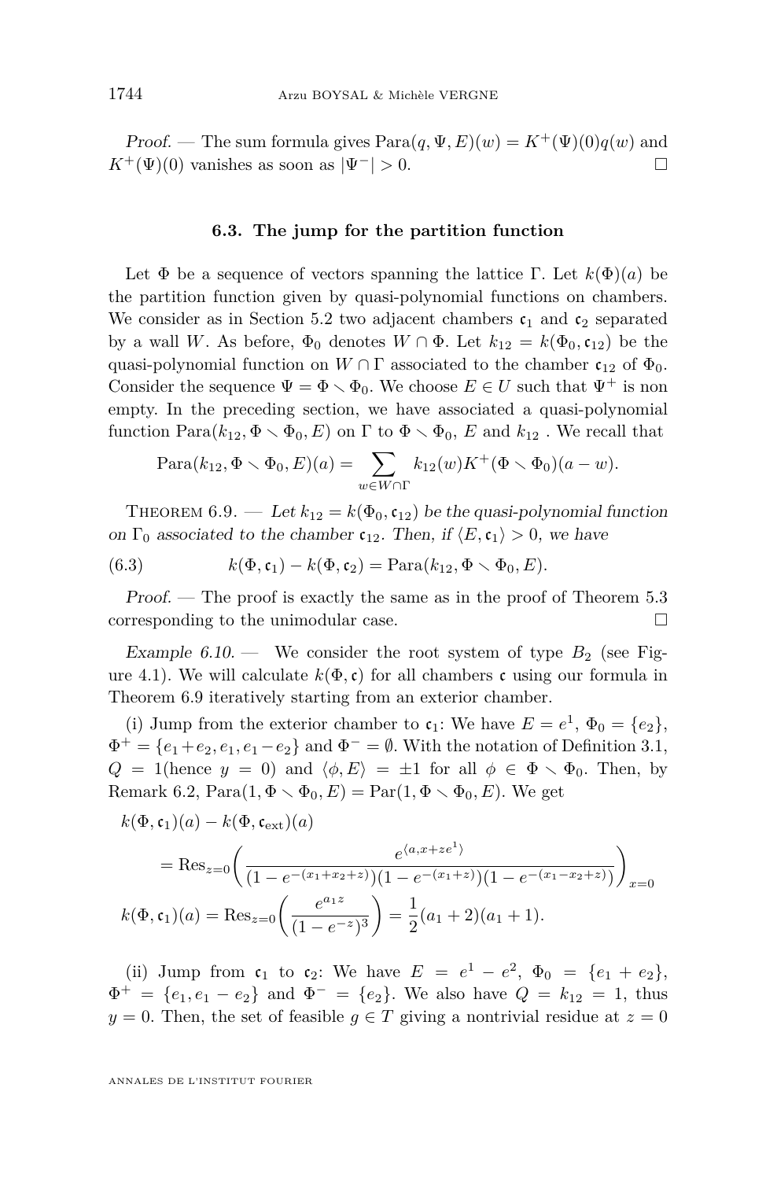*Proof.* — The sum formula gives $\mathrm{Para}(q, \Psi, E)(w) = K^+(\Psi)(0)q(w)$ and $K^+(\Psi)(0)$ vanishes as soon as $|\Psi^-| > 0$. □

### 6.3. The jump for the partition function

Let $\Phi$ be a sequence of vectors spanning the lattice $\Gamma$. Let $k(\Phi)(a)$ be the partition function given by quasi-polynomial functions on chambers. We consider as in Section 5.2 two adjacent chambers $\mathfrak{c}_1$ and $\mathfrak{c}_2$ separated by a wall $W$. As before, $\Phi_0$ denotes $W \cap \Phi$. Let $k_{12} = k(\Phi_0, \mathfrak{c}_{12})$ be the quasi-polynomial function on $W \cap \Gamma$ associated to the chamber $\mathfrak{c}_{12}$ of $\Phi_0$. Consider the sequence $\Psi = \Phi \setminus \Phi_0$. We choose $E \in U$ such that $\Psi^+$ is non empty. In the preceding section, we have associated a quasi-polynomial function $\mathrm{Para}(k_{12}, \Phi \setminus \Phi_0, E)$ on $\Gamma$ to $\Phi \setminus \Phi_0$, $E$ and $k_{12}$ . We recall that

$$\mathrm{Para}(k_{12}, \Phi \setminus \Phi_0, E)(a) = \sum_{w \in W \cap \Gamma} k_{12}(w) K^+(\Phi \setminus \Phi_0)(a - w).$$

THEOREM 6.9. — *Let $k_{12} = k(\Phi_0, \mathfrak{c}_{12})$ be the quasi-polynomial function on $\Gamma_0$ associated to the chamber $\mathfrak{c}_{12}$. Then, if $\langle E, \mathfrak{c}_1 \rangle > 0$, we have*

$$k(\Phi, \mathfrak{c}_1) - k(\Phi, \mathfrak{c}_2) = \mathrm{Para}(k_{12}, \Phi \setminus \Phi_0, E). \tag{6.3}$$

*Proof.* — The proof is exactly the same as in the proof of Theorem 5.3 corresponding to the unimodular case. □

*Example 6.10.* — We consider the root system of type $B_2$ (see Figure 4.1). We will calculate $k(\Phi, \mathfrak{c})$ for all chambers $\mathfrak{c}$ using our formula in Theorem 6.9 iteratively starting from an exterior chamber.

(i) Jump from the exterior chamber to $\mathfrak{c}_1$: We have $E = e^1$, $\Phi_0 = \{e_2\}$, $\Phi^+ = \{e_1 + e_2, e_1, e_1 - e_2\}$ and $\Phi^- = \emptyset$. With the notation of Definition 3.1, $Q = 1$(hence $y = 0$) and $\langle \phi, E \rangle = \pm 1$ for all $\phi \in \Phi \setminus \Phi_0$. Then, by Remark 6.2, $\mathrm{Para}(1, \Phi \setminus \Phi_0, E) = \mathrm{Par}(1, \Phi \setminus \Phi_0, E)$. We get

$$\begin{aligned}
&k(\Phi, \mathfrak{c}_1)(a) - k(\Phi, \mathfrak{c}_{\mathrm{ext}})(a) \\
&\qquad = \mathrm{Res}_{z=0}\left( \frac{e^{\langle a, x + z e^1 \rangle}}{(1 - e^{-(x_1 + x_2 + z)})(1 - e^{-(x_1 + z)})(1 - e^{-(x_1 - x_2 + z)})} \right)_{x=0} \\
&k(\Phi, \mathfrak{c}_1)(a) = \mathrm{Res}_{z=0}\left( \frac{e^{a_1 z}}{(1 - e^{-z})^3} \right) = \frac{1}{2}(a_1 + 2)(a_1 + 1).
\end{aligned}$$

(ii) Jump from $\mathfrak{c}_1$ to $\mathfrak{c}_2$: We have $E = e^1 - e^2$, $\Phi_0 = \{e_1 + e_2\}$, $\Phi^+ = \{e_1, e_1 - e_2\}$ and $\Phi^- = \{e_2\}$. We also have $Q = k_{12} = 1$, thus $y = 0$. Then, the set of feasible $g \in T$ giving a nontrivial residue at $z = 0$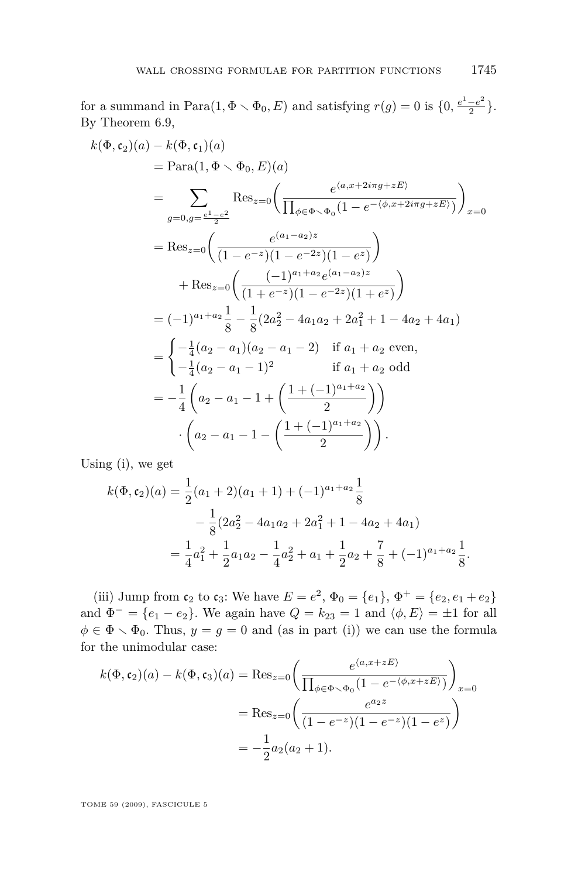for a summand in $\mathrm{Para}(1, \Phi \smallsetminus \Phi_0, E)$ and satisfying $r(g) = 0$ is $\{0, \frac{e^1 - e^2}{2}\}$. By Theorem 6.9,

$$
\begin{aligned}
k(\Phi, \mathfrak{c}_2)(a) &- k(\Phi, \mathfrak{c}_1)(a) \\
&= \mathrm{Para}(1, \Phi \smallsetminus \Phi_0, E)(a) \\
&= \sum_{g=0, g=\frac{e^1-e^2}{2}} \mathrm{Res}_{z=0}\left( \frac{e^{\langle a, x+2i\pi g + zE\rangle}}{\prod_{\phi \in \Phi \smallsetminus \Phi_0}(1 - e^{-\langle \phi, x+2i\pi g+zE\rangle})} \right)_{x=0} \\
&= \mathrm{Res}_{z=0}\left( \frac{e^{(a_1-a_2)z}}{(1-e^{-z})(1-e^{-2z})(1-e^{z})} \right) \\
&\qquad + \mathrm{Res}_{z=0}\left( \frac{(-1)^{a_1+a_2} e^{(a_1-a_2)z}}{(1+e^{-z})(1-e^{-2z})(1+e^{z})} \right) \\
&= (-1)^{a_1+a_2}\frac{1}{8} - \frac{1}{8}(2a_2^2 - 4a_1a_2 + 2a_1^2 + 1 - 4a_2 + 4a_1) \\
&= \begin{cases} -\frac{1}{4}(a_2-a_1)(a_2-a_1-2) & \text{if } a_1 + a_2 \text{ even,} \\ -\frac{1}{4}(a_2 - a_1 - 1)^2 & \text{if } a_1+a_2 \text{ odd} \end{cases} \\
&= -\frac{1}{4}\left( a_2 - a_1 - 1 + \left( \frac{1 + (-1)^{a_1+a_2}}{2} \right) \right) \\
&\qquad \cdot \left( a_2 - a_1 - 1 - \left( \frac{1 + (-1)^{a_1+a_2}}{2} \right) \right).
\end{aligned}
$$

Using (i), we get

$$
\begin{aligned}
k(\Phi, \mathfrak{c}_2)(a) &= \frac{1}{2}(a_1+2)(a_1+1) + (-1)^{a_1+a_2}\frac{1}{8} \\
&\qquad - \frac{1}{8}(2a_2^2 - 4a_1a_2 + 2a_1^2 + 1 - 4a_2 + 4a_1) \\
&= \frac{1}{4}a_1^2 + \frac{1}{2}a_1a_2 - \frac{1}{4}a_2^2 + a_1 + \frac{1}{2}a_2 + \frac{7}{8} + (-1)^{a_1+a_2}\frac{1}{8}.
\end{aligned}
$$

(iii) Jump from $\mathfrak{c}_2$ to $\mathfrak{c}_3$: We have $E = e^2$, $\Phi_0 = \{e_1\}$, $\Phi^+ = \{e_2, e_1+e_2\}$ and $\Phi^- = \{e_1 - e_2\}$. We again have $Q = k_{23} = 1$ and $\langle \phi, E\rangle = \pm 1$ for all $\phi \in \Phi \smallsetminus \Phi_0$. Thus, $y = g = 0$ and (as in part (i)) we can use the formula for the unimodular case:

$$
\begin{aligned}
k(\Phi, \mathfrak{c}_2)(a) - k(\Phi, \mathfrak{c}_3)(a) &= \mathrm{Res}_{z=0}\left( \frac{e^{\langle a, x+zE\rangle}}{\prod_{\phi\in\Phi\smallsetminus\Phi_0}(1-e^{-\langle \phi, x+zE\rangle})} \right)_{x=0} \\
&= \mathrm{Res}_{z=0}\left( \frac{e^{a_2 z}}{(1-e^{-z})(1-e^{-z})(1-e^{z})} \right) \\
&= -\frac{1}{2}a_2(a_2+1).
\end{aligned}
$$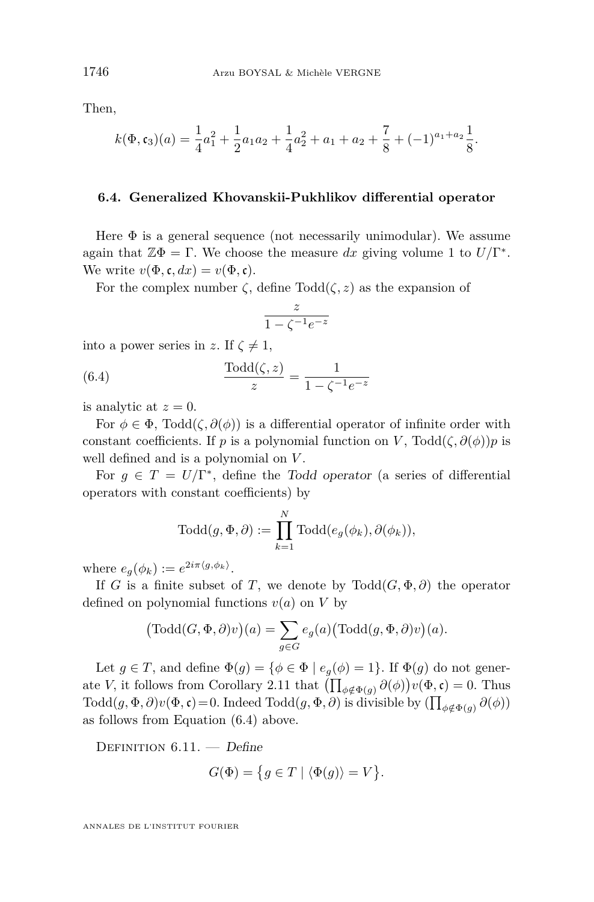Then,

$$k(\Phi, \mathfrak{c}_3)(a) = \frac{1}{4}a_1^2 + \frac{1}{2}a_1 a_2 + \frac{1}{4}a_2^2 + a_1 + a_2 + \frac{7}{8} + (-1)^{a_1+a_2}\frac{1}{8}.$$

### 6.4. Generalized Khovanskii-Pukhlikov differential operator

Here $\Phi$ is a general sequence (not necessarily unimodular). We assume again that $\mathbb{Z}\Phi = \Gamma$. We choose the measure $dx$ giving volume 1 to $U/\Gamma^*$. We write $v(\Phi, \mathfrak{c}, dx) = v(\Phi, \mathfrak{c})$.

For the complex number $\zeta$, define $\mathrm{Todd}(\zeta, z)$ as the expansion of

$$\frac{z}{1 - \zeta^{-1}e^{-z}}$$

into a power series in $z$. If $\zeta \neq 1$,

$$\frac{\mathrm{Todd}(\zeta, z)}{z} = \frac{1}{1 - \zeta^{-1}e^{-z}} \tag{6.4}$$

is analytic at $z = 0$.

For $\phi \in \Phi$, $\mathrm{Todd}(\zeta, \partial(\phi))$ is a differential operator of infinite order with constant coefficients. If $p$ is a polynomial function on $V$, $\mathrm{Todd}(\zeta, \partial(\phi))p$ is well defined and is a polynomial on $V$.

For $g \in T = U/\Gamma^*$, define the *Todd operator* (a series of differential operators with constant coefficients) by

$$\mathrm{Todd}(g, \Phi, \partial) := \prod_{k=1}^{N} \mathrm{Todd}(e_g(\phi_k), \partial(\phi_k)),$$

where $e_g(\phi_k) := e^{2i\pi\langle g, \phi_k\rangle}$.

If $G$ is a finite subset of $T$, we denote by $\mathrm{Todd}(G, \Phi, \partial)$ the operator defined on polynomial functions $v(a)$ on $V$ by

$$\big(\mathrm{Todd}(G, \Phi, \partial)v\big)(a) = \sum_{g \in G} e_g(a)\big(\mathrm{Todd}(g, \Phi, \partial)v\big)(a).$$

Let $g \in T$, and define $\Phi(g) = \{\phi \in \Phi \mid e_g(\phi) = 1\}$. If $\Phi(g)$ do not generate $V$, it follows from Corollary 2.11 that $\big(\prod_{\phi \notin \Phi(g)} \partial(\phi)\big)v(\Phi, \mathfrak{c}) = 0$. Thus $\mathrm{Todd}(g, \Phi, \partial)v(\Phi, \mathfrak{c}) = 0$. Indeed $\mathrm{Todd}(g, \Phi, \partial)$ is divisible by $(\prod_{\phi \notin \Phi(g)} \partial(\phi))$ as follows from Equation (6.4) above.

Definition 6.11. — *Define*

$$G(\Phi) = \big\{g \in T \mid \langle\Phi(g)\rangle = V\big\}.$$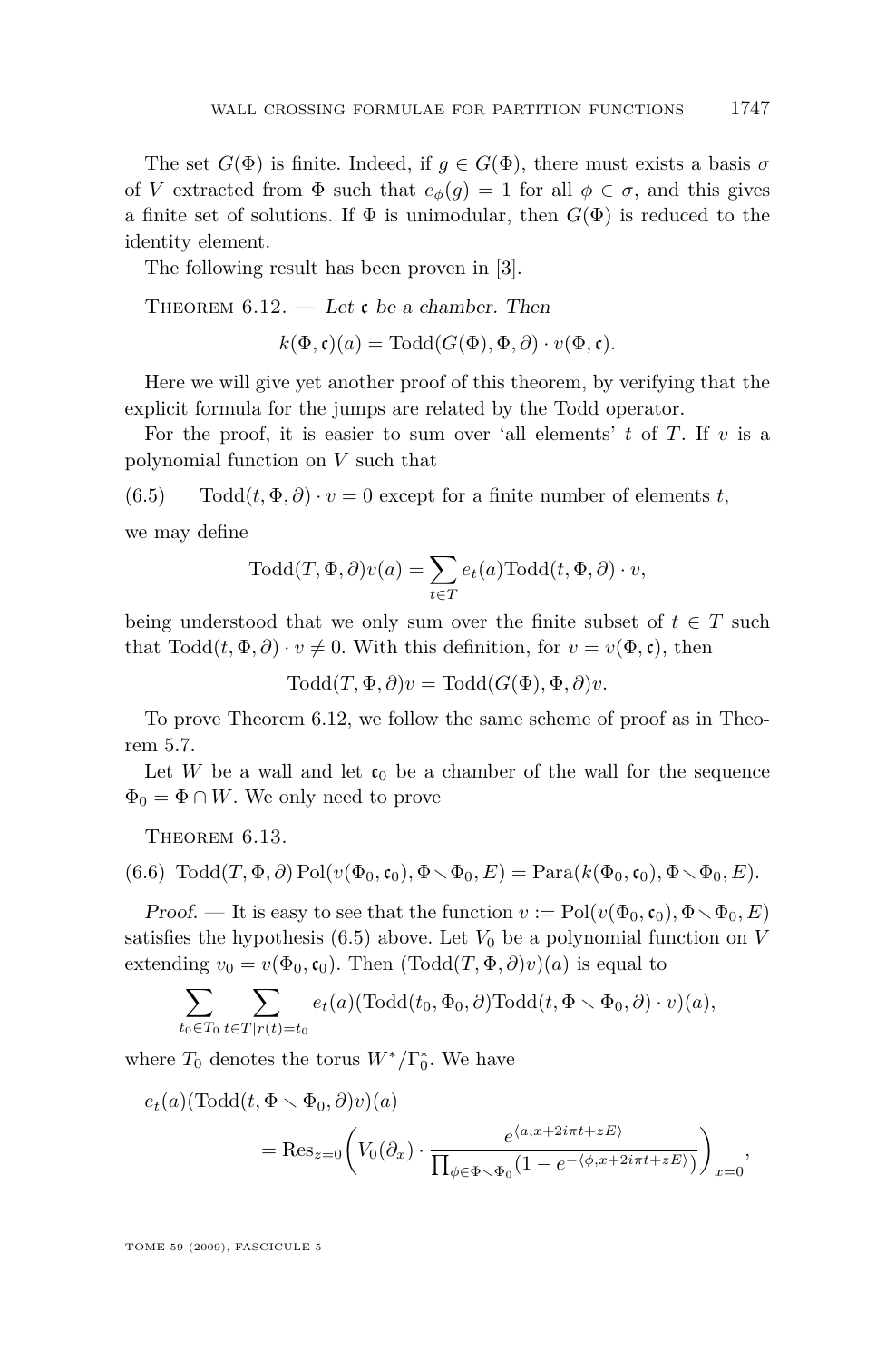The set $G(\Phi)$ is finite. Indeed, if $g \in G(\Phi)$, there must exists a basis $\sigma$ of $V$ extracted from $\Phi$ such that $e_\phi(g) = 1$ for all $\phi \in \sigma$, and this gives a finite set of solutions. If $\Phi$ is unimodular, then $G(\Phi)$ is reduced to the identity element.

The following result has been proven in [3].

Theorem 6.12. — *Let $\mathfrak{c}$ be a chamber. Then*

$$k(\Phi, \mathfrak{c})(a) = \mathrm{Todd}(G(\Phi), \Phi, \partial) \cdot v(\Phi, \mathfrak{c}).$$

Here we will give yet another proof of this theorem, by verifying that the explicit formula for the jumps are related by the Todd operator.

For the proof, it is easier to sum over 'all elements' $t$ of $T$. If $v$ is a polynomial function on $V$ such that

(6.5) $\qquad \mathrm{Todd}(t, \Phi, \partial) \cdot v = 0$ except for a finite number of elements $t$,

we may define

$$\mathrm{Todd}(T, \Phi, \partial)v(a) = \sum_{t \in T} e_t(a)\mathrm{Todd}(t, \Phi, \partial) \cdot v,$$

being understood that we only sum over the finite subset of $t \in T$ such that $\mathrm{Todd}(t, \Phi, \partial) \cdot v \neq 0$. With this definition, for $v = v(\Phi, \mathfrak{c})$, then

$$\mathrm{Todd}(T, \Phi, \partial)v = \mathrm{Todd}(G(\Phi), \Phi, \partial)v.$$

To prove Theorem 6.12, we follow the same scheme of proof as in Theorem 5.7.

Let $W$ be a wall and let $\mathfrak{c}_0$ be a chamber of the wall for the sequence $\Phi_0 = \Phi \cap W$. We only need to prove

Theorem 6.13.

$$\mathrm{Todd}(T, \Phi, \partial)\,\mathrm{Pol}(v(\Phi_0, \mathfrak{c}_0), \Phi \setminus \Phi_0, E) = \mathrm{Para}(k(\Phi_0, \mathfrak{c}_0), \Phi \setminus \Phi_0, E). \tag{6.6}$$

*Proof.* — It is easy to see that the function $v := \mathrm{Pol}(v(\Phi_0, \mathfrak{c}_0), \Phi \setminus \Phi_0, E)$ satisfies the hypothesis (6.5) above. Let $V_0$ be a polynomial function on $V$ extending $v_0 = v(\Phi_0, \mathfrak{c}_0)$. Then $(\mathrm{Todd}(T, \Phi, \partial)v)(a)$ is equal to

$$\sum_{t_0 \in T_0} \sum_{t \in T | r(t) = t_0} e_t(a)(\mathrm{Todd}(t_0, \Phi_0, \partial)\mathrm{Todd}(t, \Phi \setminus \Phi_0, \partial) \cdot v)(a),$$

where $T_0$ denotes the torus $W^*/\Gamma_0^*$. We have

$$e_t(a)(\mathrm{Todd}(t, \Phi \setminus \Phi_0, \partial)v)(a) = \mathrm{Res}_{z=0}\left(V_0(\partial_x) \cdot \frac{e^{\langle a, x + 2i\pi t + zE\rangle}}{\prod_{\phi \in \Phi \setminus \Phi_0}(1 - e^{-\langle \phi, x + 2i\pi t + zE\rangle})}\right)_{x=0},$$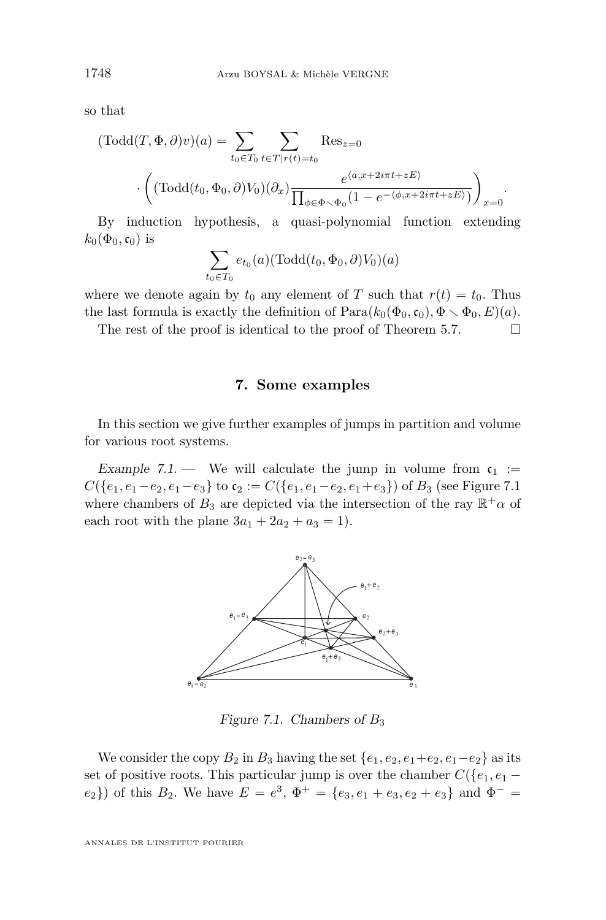so that

$$(\mathrm{Todd}(T,\Phi,\partial)v)(a) = \sum_{t_0\in T_0}\sum_{t\in T|r(t)=t_0} \mathrm{Res}_{z=0}$$

$$\cdot\left((\mathrm{Todd}(t_0,\Phi_0,\partial)V_0)(\partial_x)\frac{e^{\langle a,x+2i\pi t+zE\rangle}}{\prod_{\phi\in\Phi\smallsetminus\Phi_0}(1-e^{-\langle\phi,x+2i\pi t+zE\rangle})}\right)_{x=0}.$$

By induction hypothesis, a quasi-polynomial function extending $k_0(\Phi_0,\mathfrak{c}_0)$ is

$$\sum_{t_0\in T_0} e_{t_0}(a)(\mathrm{Todd}(t_0,\Phi_0,\partial)V_0)(a)$$

where we denote again by $t_0$ any element of $T$ such that $r(t)=t_0$. Thus the last formula is exactly the definition of $\mathrm{Para}(k_0(\Phi_0,\mathfrak{c}_0),\Phi\smallsetminus\Phi_0,E)(a)$.

The rest of the proof is identical to the proof of Theorem 5.7. □

## 7. Some examples

In this section we give further examples of jumps in partition and volume for various root systems.

*Example 7.1.* — We will calculate the jump in volume from $\mathfrak{c}_1 := C(\{e_1,e_1-e_2,e_1-e_3\}$ to $\mathfrak{c}_2 := C(\{e_1,e_1-e_2,e_1+e_3\})$ of $B_3$ (see Figure 7.1 where chambers of $B_3$ are depicted via the intersection of the ray $\mathbb{R}^+\alpha$ of each root with the plane $3a_1+2a_2+a_3=1$).

*Figure 7.1. Chambers of $B_3$*

We consider the copy $B_2$ in $B_3$ having the set $\{e_1,e_2,e_1+e_2,e_1-e_2\}$ as its set of positive roots. This particular jump is over the chamber $C(\{e_1,e_1-e_2\})$ of this $B_2$. We have $E=e^3$, $\Phi^+=\{e_3,e_1+e_3,e_2+e_3\}$ and $\Phi^-=$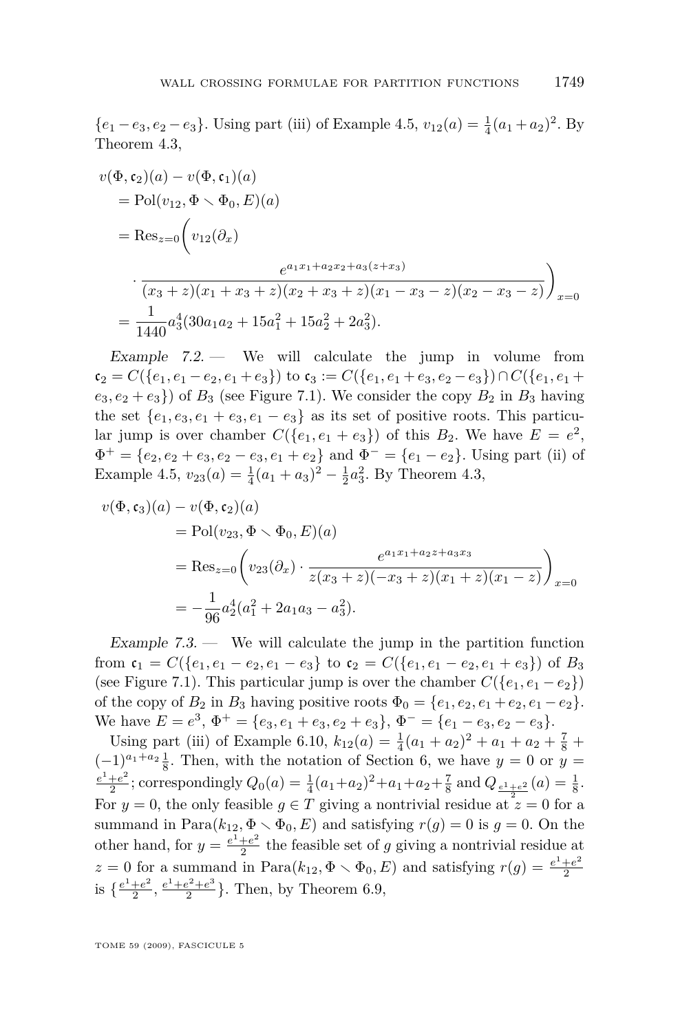$\{e_1 - e_3, e_2 - e_3\}$. Using part (iii) of Example 4.5, $v_{12}(a) = \frac{1}{4}(a_1 + a_2)^2$. By Theorem 4.3,

$$
\begin{aligned}
v(\Phi, \mathfrak{c}_2)(a) &- v(\Phi, \mathfrak{c}_1)(a) \\
&= \mathrm{Pol}(v_{12}, \Phi \smallsetminus \Phi_0, E)(a) \\
&= \mathrm{Res}_{z=0}\Bigg( v_{12}(\partial_x) \\
&\quad \cdot \frac{e^{a_1 x_1 + a_2 x_2 + a_3(z + x_3)}}{(x_3 + z)(x_1 + x_3 + z)(x_2 + x_3 + z)(x_1 - x_3 - z)(x_2 - x_3 - z)} \Bigg)_{x=0} \\
&= \frac{1}{1440} a_3^4 (30 a_1 a_2 + 15 a_1^2 + 15 a_2^2 + 2 a_3^2).
\end{aligned}
$$

*Example 7.2.* — We will calculate the jump in volume from $\mathfrak{c}_2 = C(\{e_1, e_1 - e_2, e_1 + e_3\})$ to $\mathfrak{c}_3 := C(\{e_1, e_1 + e_3, e_2 - e_3\}) \cap C(\{e_1, e_1 + e_3, e_2 + e_3\})$ of $B_3$ (see Figure 7.1). We consider the copy $B_2$ in $B_3$ having the set $\{e_1, e_3, e_1 + e_3, e_1 - e_3\}$ as its set of positive roots. This particular jump is over chamber $C(\{e_1, e_1 + e_3\})$ of this $B_2$. We have $E = e^2$, $\Phi^+ = \{e_2, e_2 + e_3, e_2 - e_3, e_1 + e_2\}$ and $\Phi^- = \{e_1 - e_2\}$. Using part (ii) of Example 4.5, $v_{23}(a) = \frac{1}{4}(a_1 + a_3)^2 - \frac{1}{2}a_3^2$. By Theorem 4.3,

$$
\begin{aligned}
v(\Phi, \mathfrak{c}_3)(a) - v(\Phi, \mathfrak{c}_2)(a) &= \mathrm{Pol}(v_{23}, \Phi \smallsetminus \Phi_0, E)(a) \\
&= \mathrm{Res}_{z=0}\left( v_{23}(\partial_x) \cdot \frac{e^{a_1 x_1 + a_2 z + a_3 x_3}}{z(x_3 + z)(-x_3 + z)(x_1 + z)(x_1 - z)} \right)_{x=0} \\
&= -\frac{1}{96} a_2^4 (a_1^2 + 2 a_1 a_3 - a_3^2).
\end{aligned}
$$

*Example 7.3.* — We will calculate the jump in the partition function from $\mathfrak{c}_1 = C(\{e_1, e_1 - e_2, e_1 - e_3\})$ to $\mathfrak{c}_2 = C(\{e_1, e_1 - e_2, e_1 + e_3\})$ of $B_3$ (see Figure 7.1). This particular jump is over the chamber $C(\{e_1, e_1 - e_2\})$ of the copy of $B_2$ in $B_3$ having positive roots $\Phi_0 = \{e_1, e_2, e_1 + e_2, e_1 - e_2\}$. We have $E = e^3$, $\Phi^+ = \{e_3, e_1 + e_3, e_2 + e_3\}$, $\Phi^- = \{e_1 - e_3, e_2 - e_3\}$.

Using part (iii) of Example 6.10, $k_{12}(a) = \frac{1}{4}(a_1 + a_2)^2 + a_1 + a_2 + \frac{7}{8} + (-1)^{a_1 + a_2}\frac{1}{8}$. Then, with the notation of Section 6, we have $y = 0$ or $y = \frac{e^1 + e^2}{2}$; correspondingly $Q_0(a) = \frac{1}{4}(a_1 + a_2)^2 + a_1 + a_2 + \frac{7}{8}$ and $Q_{\frac{e^1+e^2}{2}}(a) = \frac{1}{8}$. For $y = 0$, the only feasible $g \in T$ giving a nontrivial residue at $z = 0$ for a summand in $\mathrm{Para}(k_{12}, \Phi \smallsetminus \Phi_0, E)$ and satisfying $r(g) = 0$ is $g = 0$. On the other hand, for $y = \frac{e^1 + e^2}{2}$ the feasible set of $g$ giving a nontrivial residue at $z = 0$ for a summand in $\mathrm{Para}(k_{12}, \Phi \smallsetminus \Phi_0, E)$ and satisfying $r(g) = \frac{e^1 + e^2}{2}$ is $\{\frac{e^1 + e^2}{2}, \frac{e^1 + e^2 + e^3}{2}\}$. Then, by Theorem 6.9,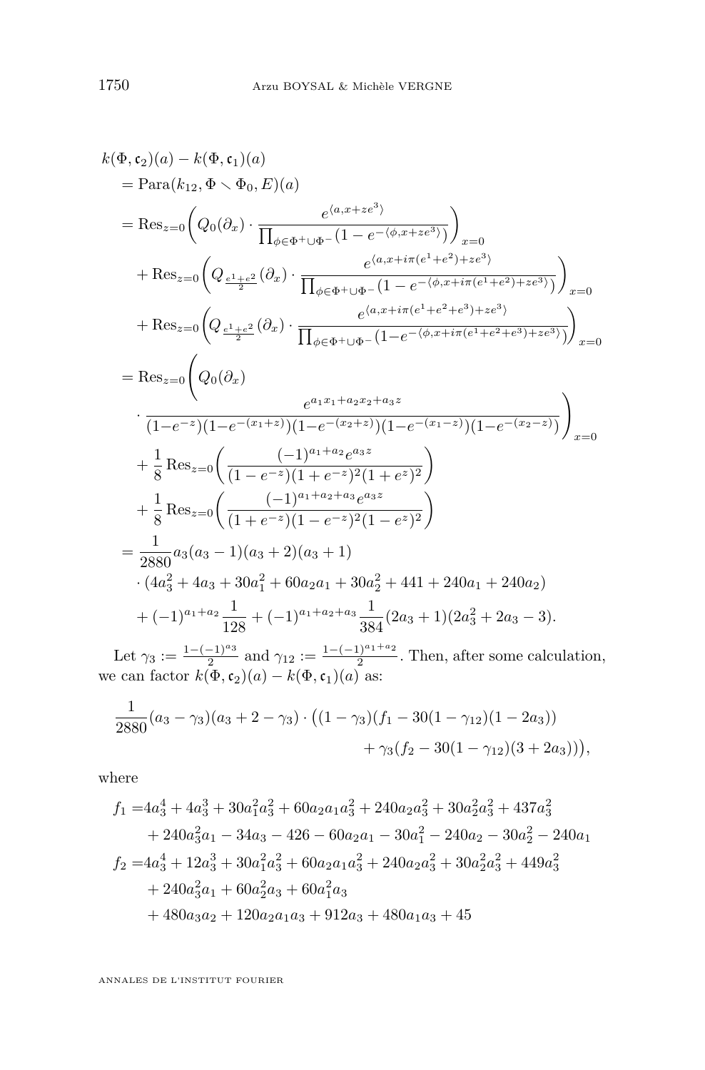$$
\begin{aligned}
&k(\Phi,\mathfrak{c}_2)(a) - k(\Phi,\mathfrak{c}_1)(a)\\
&\quad = \operatorname{Para}(k_{12},\Phi\smallsetminus\Phi_0,E)(a)\\
&\quad = \operatorname{Res}_{z=0}\left(Q_0(\partial_x)\cdot\frac{e^{\langle a,x+ze^3\rangle}}{\prod_{\phi\in\Phi^+\cup\Phi^-}(1-e^{-\langle\phi,x+ze^3\rangle})}\right)_{x=0}\\
&\qquad + \operatorname{Res}_{z=0}\left(Q_{\frac{e^1+e^2}{2}}(\partial_x)\cdot\frac{e^{\langle a,x+i\pi(e^1+e^2)+ze^3\rangle}}{\prod_{\phi\in\Phi^+\cup\Phi^-}(1-e^{-\langle\phi,x+i\pi(e^1+e^2)+ze^3\rangle})}\right)_{x=0}\\
&\qquad + \operatorname{Res}_{z=0}\left(Q_{\frac{e^1+e^2}{2}}(\partial_x)\cdot\frac{e^{\langle a,x+i\pi(e^1+e^2+e^3)+ze^3\rangle}}{\prod_{\phi\in\Phi^+\cup\Phi^-}(1-e^{-\langle\phi,x+i\pi(e^1+e^2+e^3)+ze^3\rangle})}\right)_{x=0}\\
&\quad = \operatorname{Res}_{z=0}\Bigg(Q_0(\partial_x)\\
&\qquad\quad \cdot\frac{e^{a_1x_1+a_2x_2+a_3z}}{(1-e^{-z})(1-e^{-(x_1+z)})(1-e^{-(x_2+z)})(1-e^{-(x_1-z)})(1-e^{-(x_2-z)})}\Bigg)_{x=0}\\
&\qquad + \frac{1}{8}\operatorname{Res}_{z=0}\left(\frac{(-1)^{a_1+a_2}e^{a_3z}}{(1-e^{-z})(1+e^{-z})^2(1+e^{z})^2}\right)\\
&\qquad + \frac{1}{8}\operatorname{Res}_{z=0}\left(\frac{(-1)^{a_1+a_2+a_3}e^{a_3z}}{(1+e^{-z})(1-e^{-z})^2(1-e^{z})^2}\right)\\
&\quad = \frac{1}{2880}a_3(a_3-1)(a_3+2)(a_3+1)\\
&\qquad \cdot(4a_3^2+4a_3+30a_1^2+60a_2a_1+30a_2^2+441+240a_1+240a_2)\\
&\qquad + (-1)^{a_1+a_2}\frac{1}{128} + (-1)^{a_1+a_2+a_3}\frac{1}{384}(2a_3+1)(2a_3^2+2a_3-3).
\end{aligned}
$$

Let $\gamma_3 := \frac{1-(-1)^{a_3}}{2}$ and $\gamma_{12} := \frac{1-(-1)^{a_1+a_2}}{2}$. Then, after some calculation, we can factor $k(\Phi,\mathfrak{c}_2)(a) - k(\Phi,\mathfrak{c}_1)(a)$ as:

$$
\begin{aligned}
\frac{1}{2880}(a_3-\gamma_3)(a_3+2-\gamma_3)\cdot\big((1-\gamma_3)(f_1-30(1-\gamma_{12})(1-2a_3))&\\
+\gamma_3(f_2-30(1-\gamma_{12})(3+2a_3))\big)&,
\end{aligned}
$$

where

$$
\begin{aligned}
f_1 =& 4a_3^4+4a_3^3+30a_1^2a_3^2+60a_2a_1a_3^2+240a_2a_3^2+30a_2^2a_3^2+437a_3^2\\
&+240a_3^2a_1-34a_3-426-60a_2a_1-30a_1^2-240a_2-30a_2^2-240a_1\\
f_2 =& 4a_3^4+12a_3^3+30a_1^2a_3^2+60a_2a_1a_3^2+240a_2a_3^2+30a_2^2a_3^2+449a_3^2\\
&+240a_3^2a_1+60a_2^2a_3+60a_1^2a_3\\
&+480a_3a_2+120a_2a_1a_3+912a_3+480a_1a_3+45
\end{aligned}
$$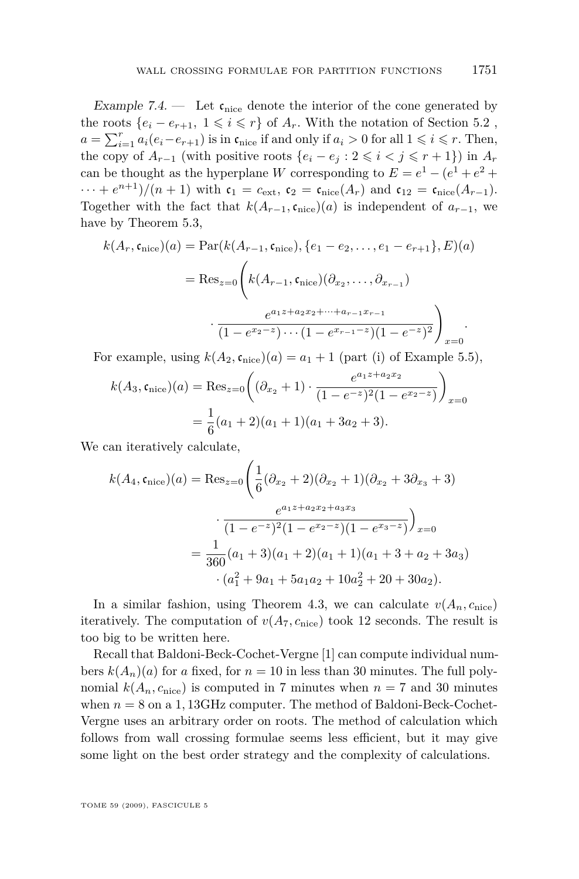*Example 7.4.* — Let $\mathfrak{c}_{\text{nice}}$ denote the interior of the cone generated by the roots $\{e_i - e_{r+1},\ 1 \leqslant i \leqslant r\}$ of $A_r$. With the notation of Section 5.2 , $a = \sum_{i=1}^r a_i(e_i - e_{r+1})$ is in $\mathfrak{c}_{\text{nice}}$ if and only if $a_i > 0$ for all $1 \leqslant i \leqslant r$. Then, the copy of $A_{r-1}$ (with positive roots $\{e_i - e_j : 2 \leqslant i < j \leqslant r+1\}$) in $A_r$ can be thought as the hyperplane $W$ corresponding to $E = e^1 - (e^1 + e^2 + \cdots + e^{n+1})/(n+1)$ with $\mathfrak{c}_1 = c_{\text{ext}}$, $\mathfrak{c}_2 = \mathfrak{c}_{\text{nice}}(A_r)$ and $\mathfrak{c}_{12} = \mathfrak{c}_{\text{nice}}(A_{r-1})$. Together with the fact that $k(A_{r-1}, \mathfrak{c}_{\text{nice}})(a)$ is independent of $a_{r-1}$, we have by Theorem 5.3,

$$
\begin{aligned}
k(A_r, \mathfrak{c}_{\text{nice}})(a) &= \operatorname{Par}(k(A_{r-1}, \mathfrak{c}_{\text{nice}}), \{e_1 - e_2, \ldots, e_1 - e_{r+1}\}, E)(a) \\
&= \operatorname{Res}_{z=0}\Bigg( k(A_{r-1}, \mathfrak{c}_{\text{nice}})(\partial_{x_2}, \ldots, \partial_{x_{r-1}}) \\
&\qquad \cdot \frac{e^{a_1 z + a_2 x_2 + \cdots + a_{r-1} x_{r-1}}}{(1 - e^{x_2 - z}) \cdots (1 - e^{x_{r-1} - z})(1 - e^{-z})^2} \Bigg)_{x=0}.
\end{aligned}
$$

For example, using $k(A_2, \mathfrak{c}_{\text{nice}})(a) = a_1 + 1$ (part (i) of Example 5.5),

$$
\begin{aligned}
k(A_3, \mathfrak{c}_{\text{nice}})(a) &= \operatorname{Res}_{z=0}\left( (\partial_{x_2} + 1) \cdot \frac{e^{a_1 z + a_2 x_2}}{(1 - e^{-z})^2 (1 - e^{x_2 - z})} \right)_{x=0} \\
&= \frac{1}{6}(a_1 + 2)(a_1 + 1)(a_1 + 3a_2 + 3).
\end{aligned}
$$

We can iteratively calculate,

$$
\begin{aligned}
k(A_4, \mathfrak{c}_{\text{nice}})(a) &= \operatorname{Res}_{z=0}\Bigg( \frac{1}{6}(\partial_{x_2} + 2)(\partial_{x_2} + 1)(\partial_{x_2} + 3\partial_{x_3} + 3) \\
&\qquad \cdot \frac{e^{a_1 z + a_2 x_2 + a_3 x_3}}{(1 - e^{-z})^2 (1 - e^{x_2 - z})(1 - e^{x_3 - z})} \Bigg)_{x=0} \\
&= \frac{1}{360}(a_1 + 3)(a_1 + 2)(a_1 + 1)(a_1 + 3 + a_2 + 3a_3) \\
&\qquad \cdot (a_1^2 + 9a_1 + 5a_1 a_2 + 10a_2^2 + 20 + 30a_2).
\end{aligned}
$$

In a similar fashion, using Theorem 4.3, we can calculate $v(A_n, c_{\text{nice}})$ iteratively. The computation of $v(A_7, c_{\text{nice}})$ took 12 seconds. The result is too big to be written here.

Recall that Baldoni-Beck-Cochet-Vergne [1] can compute individual numbers $k(A_n)(a)$ for $a$ fixed, for $n = 10$ in less than 30 minutes. The full polynomial $k(A_n, c_{\text{nice}})$ is computed in 7 minutes when $n = 7$ and 30 minutes when $n = 8$ on a 1,13GHz computer. The method of Baldoni-Beck-Cochet-Vergne uses an arbitrary order on roots. The method of calculation which follows from wall crossing formulae seems less efficient, but it may give some light on the best order strategy and the complexity of calculations.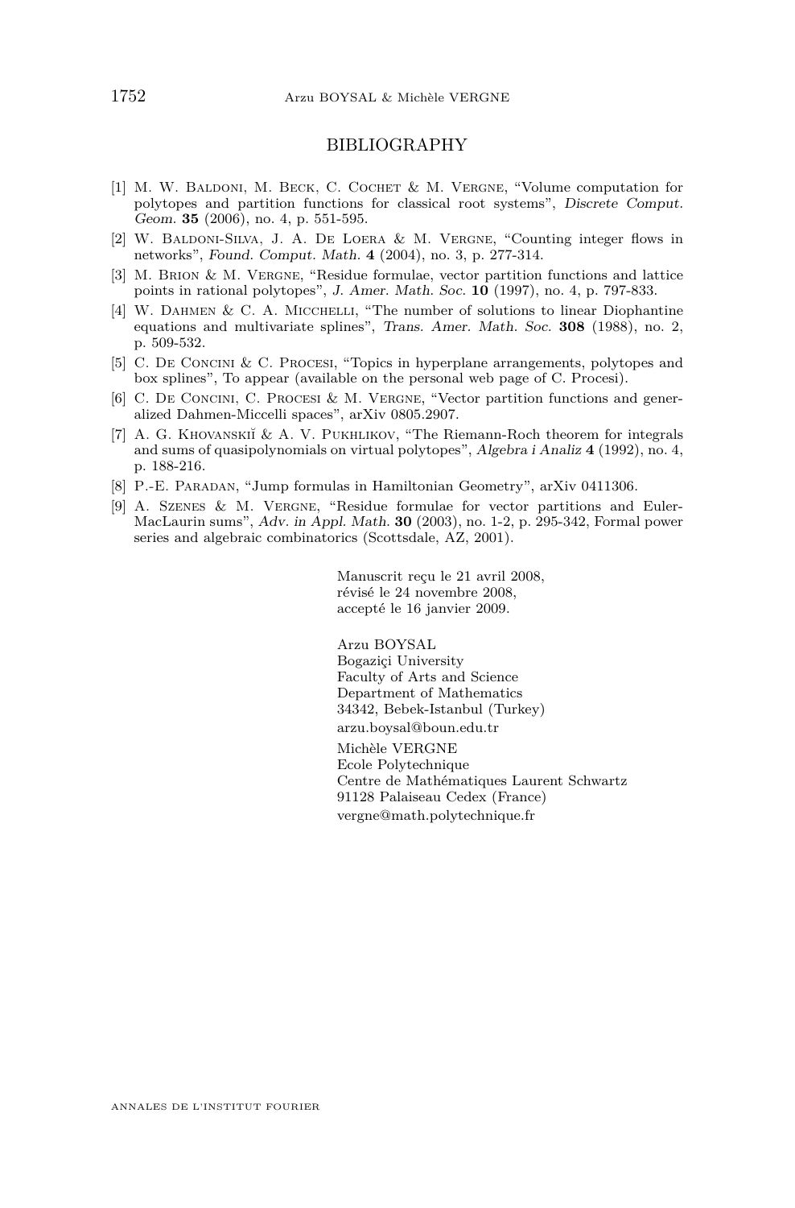## BIBLIOGRAPHY

[1] M. W. Baldoni, M. Beck, C. Cochet & M. Vergne, "Volume computation for polytopes and partition functions for classical root systems", *Discrete Comput. Geom.* **35** (2006), no. 4, p. 551-595.

[2] W. Baldoni-Silva, J. A. De Loera & M. Vergne, "Counting integer flows in networks", *Found. Comput. Math.* **4** (2004), no. 3, p. 277-314.

[3] M. Brion & M. Vergne, "Residue formulae, vector partition functions and lattice points in rational polytopes", *J. Amer. Math. Soc.* **10** (1997), no. 4, p. 797-833.

[4] W. Dahmen & C. A. Micchelli, "The number of solutions to linear Diophantine equations and multivariate splines", *Trans. Amer. Math. Soc.* **308** (1988), no. 2, p. 509-532.

[5] C. De Concini & C. Procesi, "Topics in hyperplane arrangements, polytopes and box splines", To appear (available on the personal web page of C. Procesi).

[6] C. De Concini, C. Procesi & M. Vergne, "Vector partition functions and generalized Dahmen-Miccelli spaces", arXiv 0805.2907.

[7] A. G. Khovanskiĭ & A. V. Pukhlikov, "The Riemann-Roch theorem for integrals and sums of quasipolynomials on virtual polytopes", *Algebra i Analiz* **4** (1992), no. 4, p. 188-216.

[8] P.-E. Paradan, "Jump formulas in Hamiltonian Geometry", arXiv 0411306.

[9] A. Szenes & M. Vergne, "Residue formulae for vector partitions and Euler-MacLaurin sums", *Adv. in Appl. Math.* **30** (2003), no. 1-2, p. 295-342, Formal power series and algebraic combinatorics (Scottsdale, AZ, 2001).

Manuscrit reçu le 21 avril 2008,
révisé le 24 novembre 2008,
accepté le 16 janvier 2009.

Arzu BOYSAL
Bogaziçi University
Faculty of Arts and Science
Department of Mathematics
34342, Bebek-Istanbul (Turkey)
arzu.boysal@boun.edu.tr

Michèle VERGNE
Ecole Polytechnique
Centre de Mathématiques Laurent Schwartz
91128 Palaiseau Cedex (France)
vergne@math.polytechnique.fr